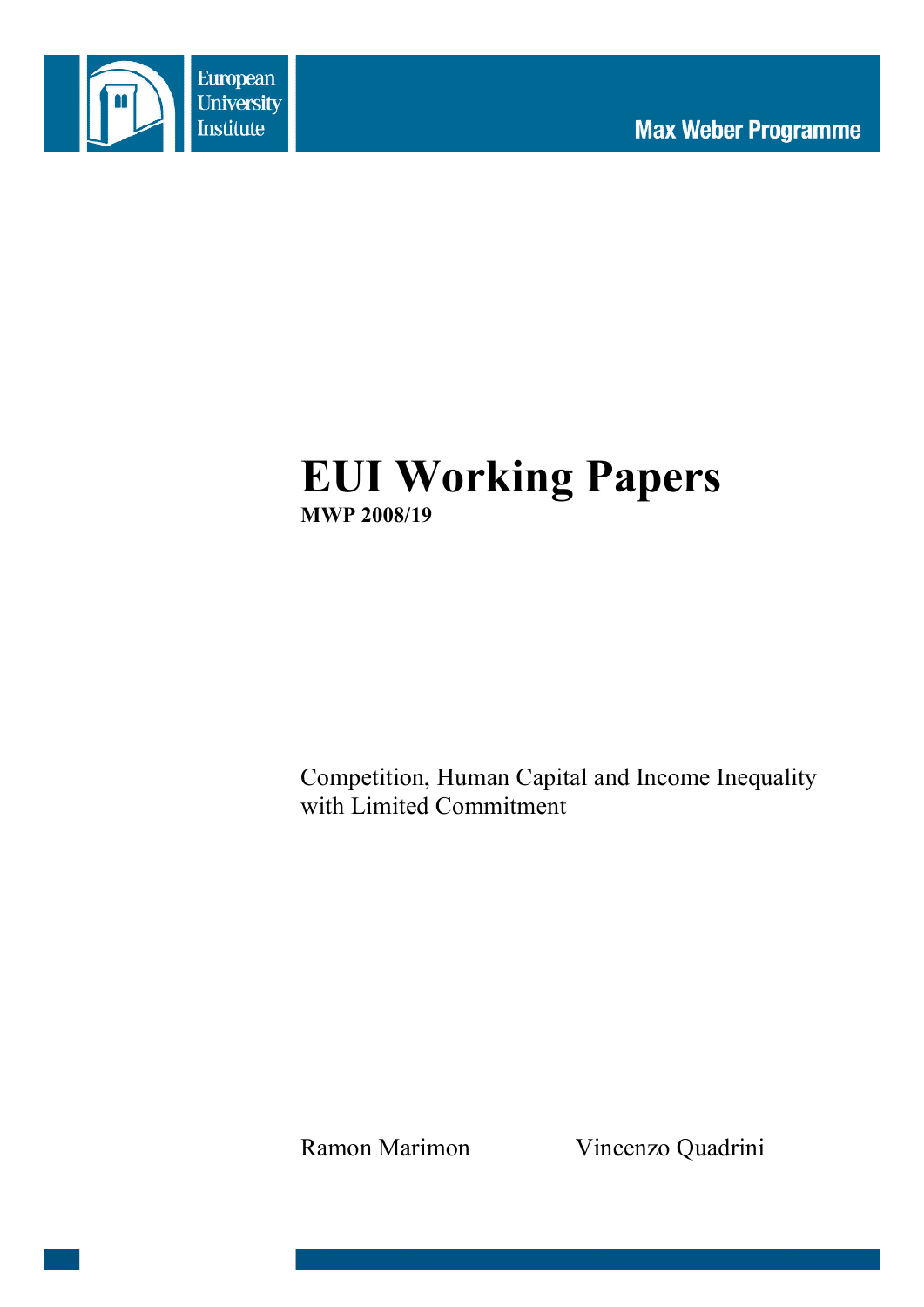European University Institute

Max Weber Programme

# EUI Working Papers

**MWP 2008/19**

Competition, Human Capital and Income Inequality with Limited Commitment

Ramon Marimon Vincenzo Quadrini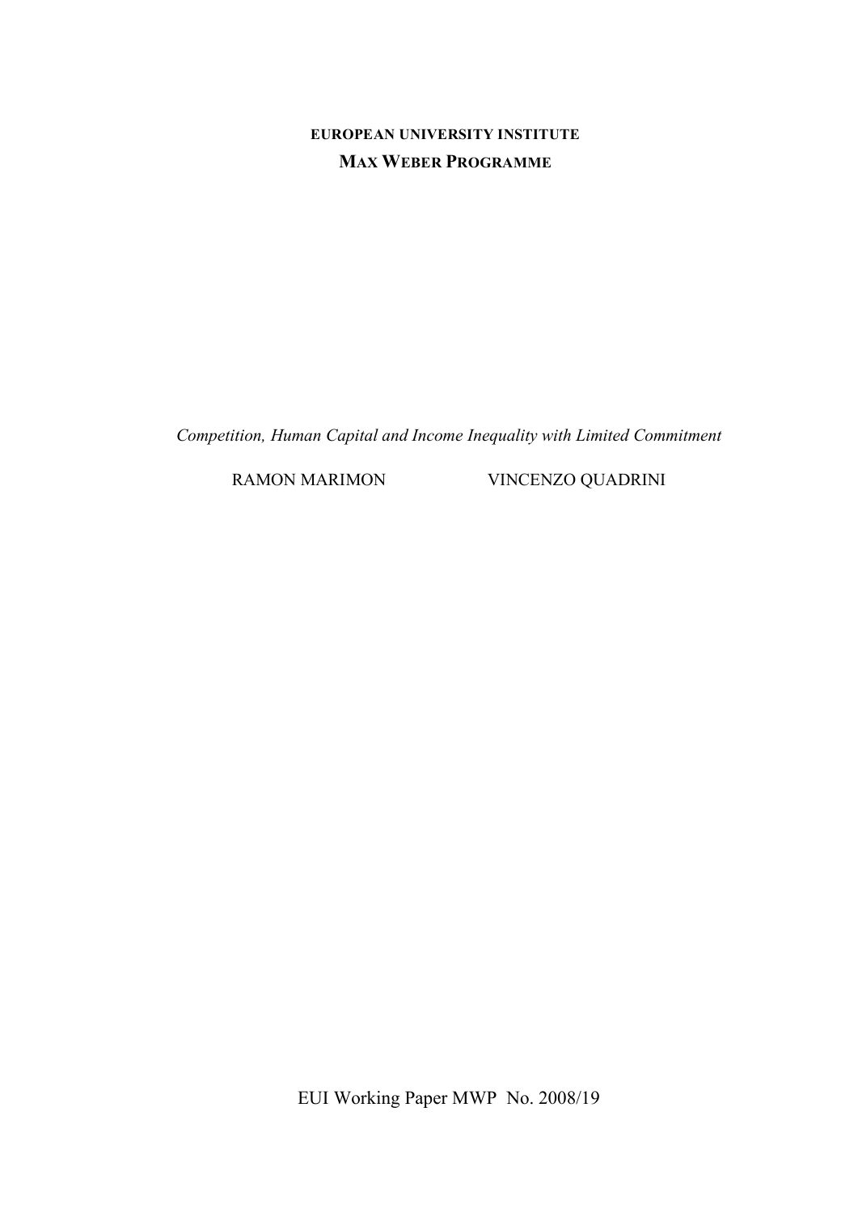**EUROPEAN UNIVERSITY INSTITUTE**

**MAX WEBER PROGRAMME**

*Competition, Human Capital and Income Inequality with Limited Commitment*

RAMON MARIMON VINCENZO QUADRINI

EUI Working Paper MWP No. 2008/19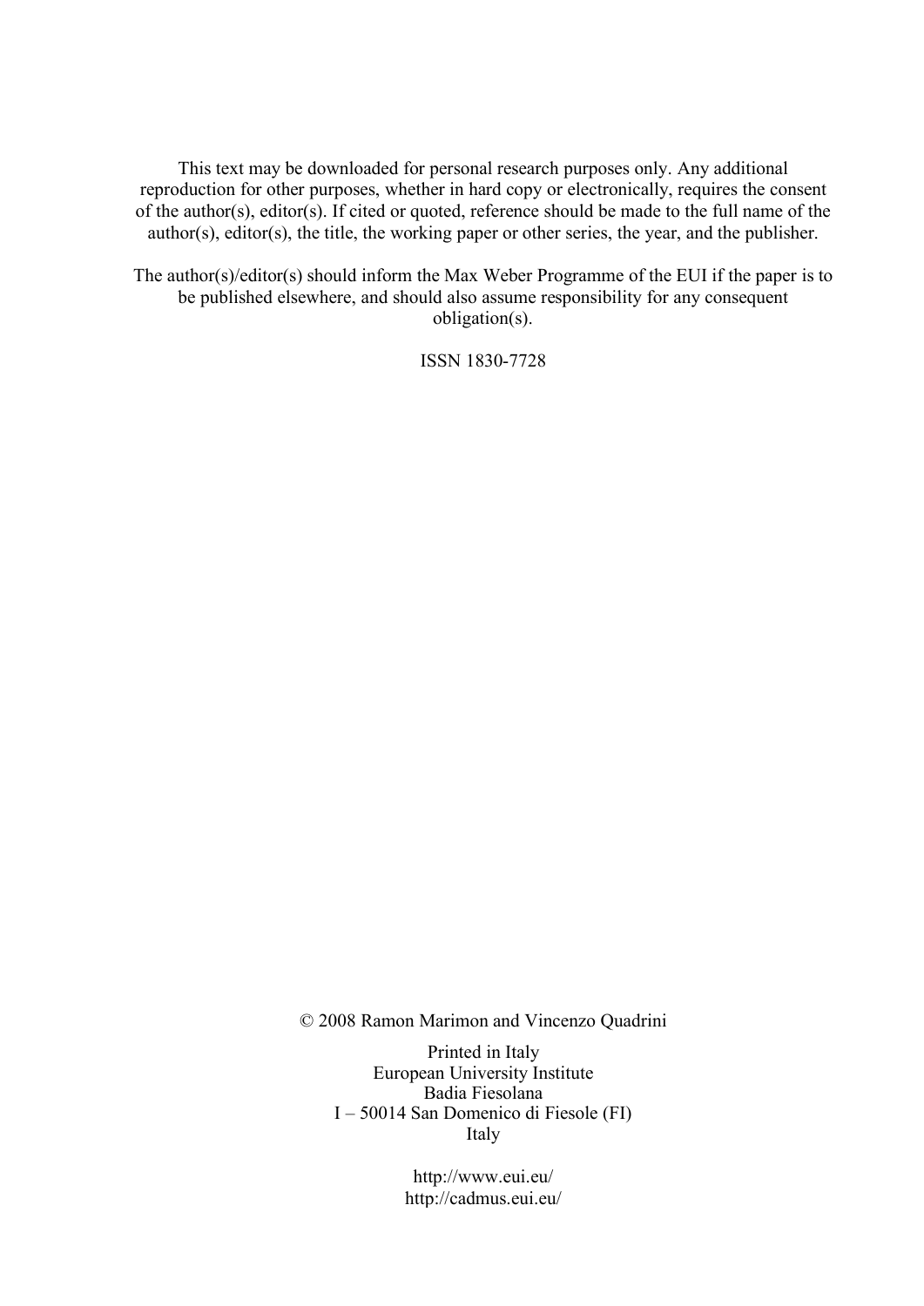This text may be downloaded for personal research purposes only. Any additional reproduction for other purposes, whether in hard copy or electronically, requires the consent of the author(s), editor(s). If cited or quoted, reference should be made to the full name of the author(s), editor(s), the title, the working paper or other series, the year, and the publisher.

The author(s)/editor(s) should inform the Max Weber Programme of the EUI if the paper is to be published elsewhere, and should also assume responsibility for any consequent obligation(s).

ISSN 1830-7728

© 2008 Ramon Marimon and Vincenzo Quadrini

Printed in Italy
European University Institute
Badia Fiesolana
I – 50014 San Domenico di Fiesole (FI)
Italy

http://www.eui.eu/
http://cadmus.eui.eu/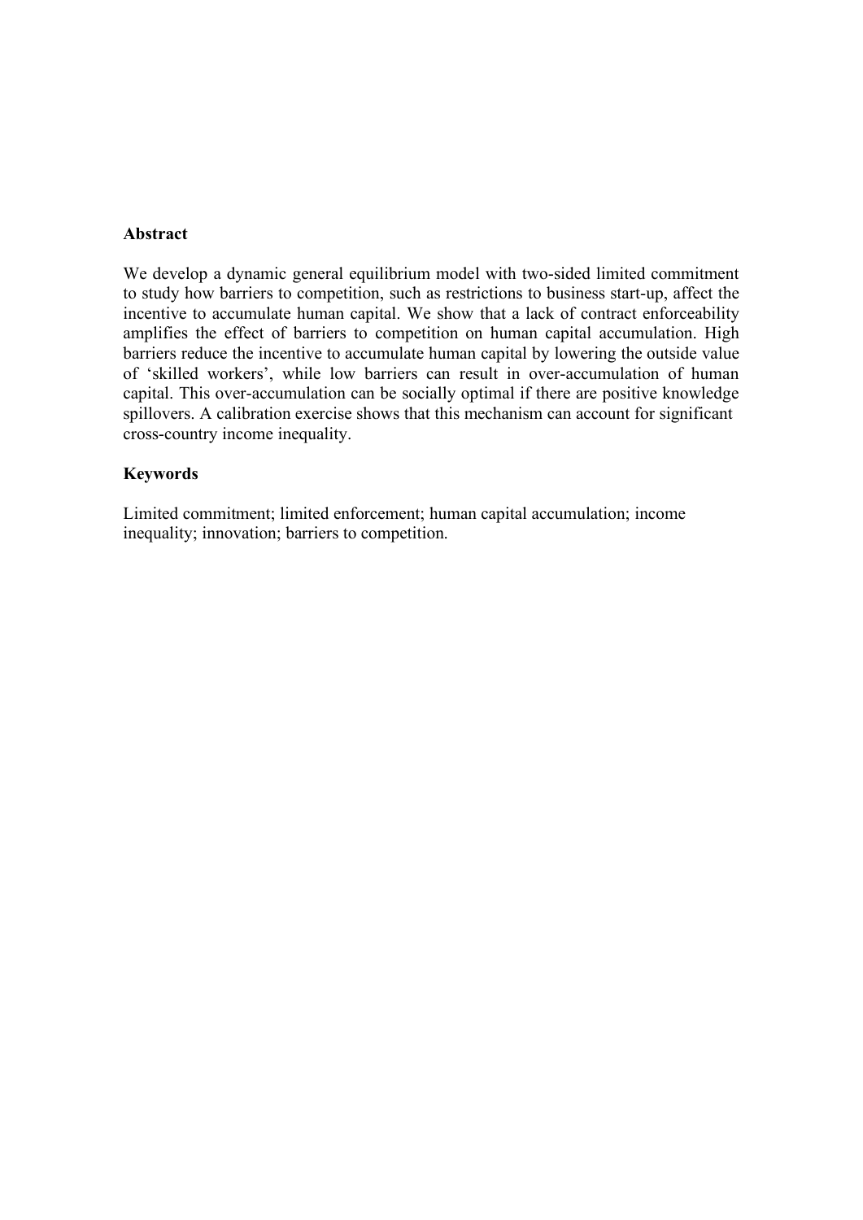**Abstract**

We develop a dynamic general equilibrium model with two-sided limited commitment to study how barriers to competition, such as restrictions to business start-up, affect the incentive to accumulate human capital. We show that a lack of contract enforceability amplifies the effect of barriers to competition on human capital accumulation. High barriers reduce the incentive to accumulate human capital by lowering the outside value of 'skilled workers', while low barriers can result in over-accumulation of human capital. This over-accumulation can be socially optimal if there are positive knowledge spillovers. A calibration exercise shows that this mechanism can account for significant cross-country income inequality.

**Keywords**

Limited commitment; limited enforcement; human capital accumulation; income inequality; innovation; barriers to competition.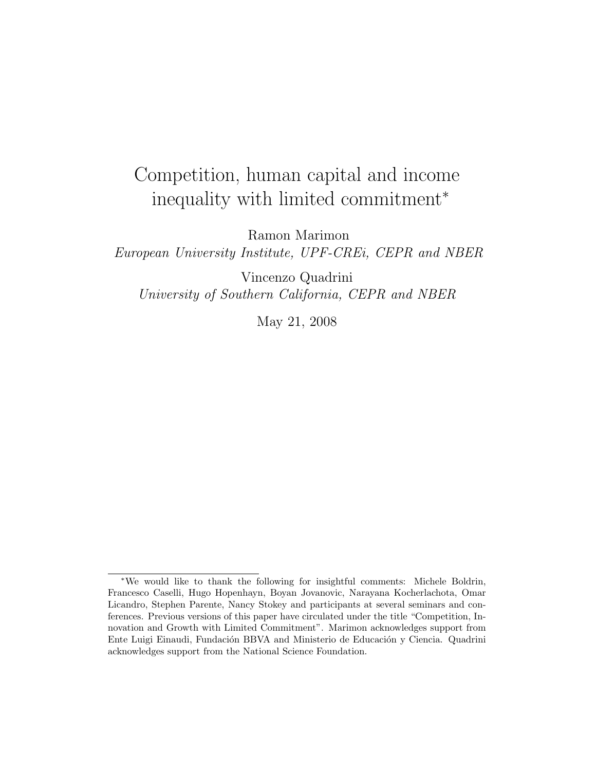# Competition, human capital and income inequality with limited commitment*

Ramon Marimon

*European University Institute, UPF-CREi, CEPR and NBER*

Vincenzo Quadrini

*University of Southern California, CEPR and NBER*

May 21, 2008

---

*We would like to thank the following for insightful comments: Michele Boldrin, Francesco Caselli, Hugo Hopenhayn, Boyan Jovanovic, Narayana Kocherlachota, Omar Licandro, Stephen Parente, Nancy Stokey and participants at several seminars and conferences. Previous versions of this paper have circulated under the title "Competition, Innovation and Growth with Limited Commitment". Marimon acknowledges support from Ente Luigi Einaudi, Fundación BBVA and Ministerio de Educación y Ciencia. Quadrini acknowledges support from the National Science Foundation.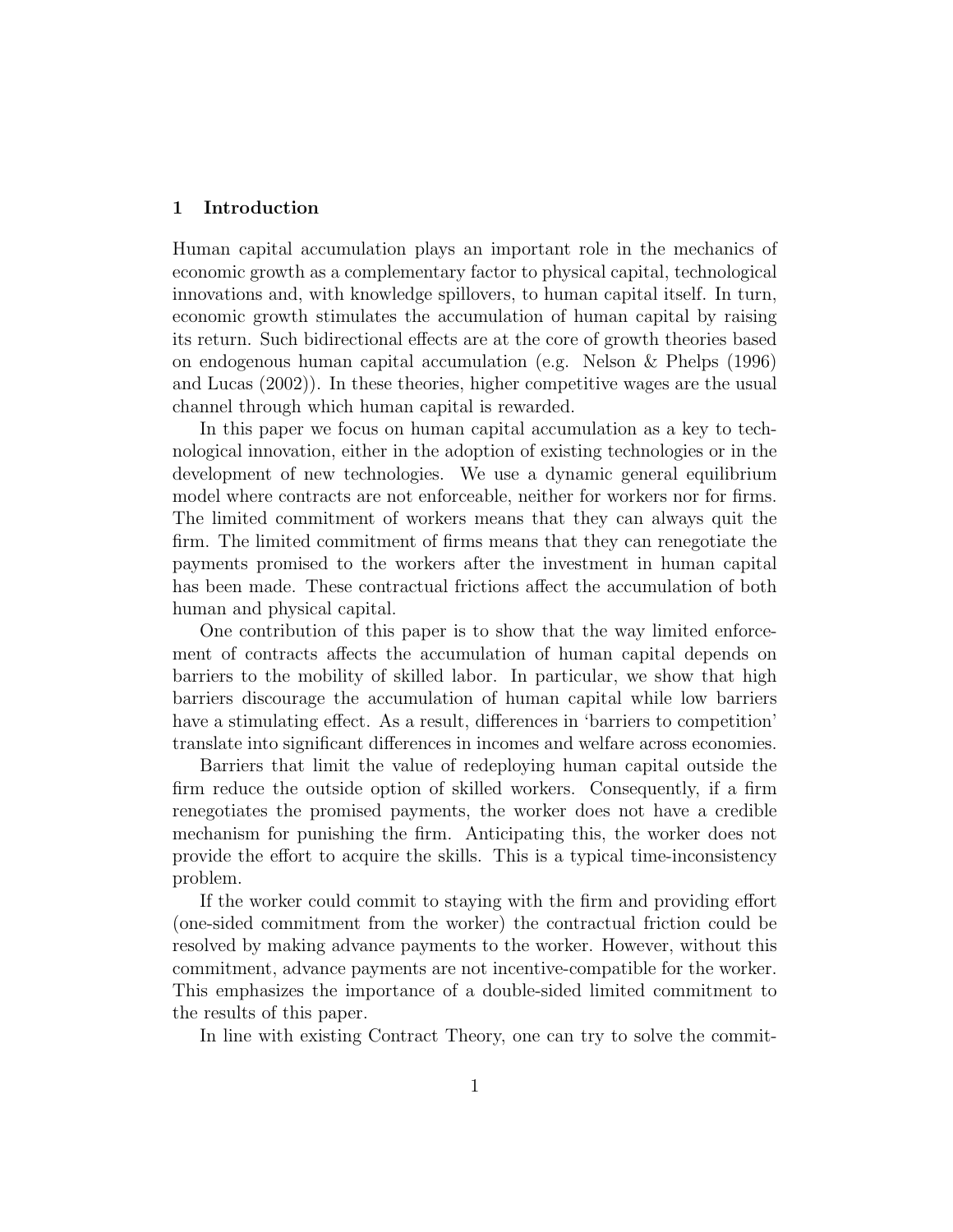# 1 Introduction

Human capital accumulation plays an important role in the mechanics of economic growth as a complementary factor to physical capital, technological innovations and, with knowledge spillovers, to human capital itself. In turn, economic growth stimulates the accumulation of human capital by raising its return. Such bidirectional effects are at the core of growth theories based on endogenous human capital accumulation (e.g. Nelson & Phelps (1996) and Lucas (2002)). In these theories, higher competitive wages are the usual channel through which human capital is rewarded.

In this paper we focus on human capital accumulation as a key to technological innovation, either in the adoption of existing technologies or in the development of new technologies. We use a dynamic general equilibrium model where contracts are not enforceable, neither for workers nor for firms. The limited commitment of workers means that they can always quit the firm. The limited commitment of firms means that they can renegotiate the payments promised to the workers after the investment in human capital has been made. These contractual frictions affect the accumulation of both human and physical capital.

One contribution of this paper is to show that the way limited enforcement of contracts affects the accumulation of human capital depends on barriers to the mobility of skilled labor. In particular, we show that high barriers discourage the accumulation of human capital while low barriers have a stimulating effect. As a result, differences in 'barriers to competition' translate into significant differences in incomes and welfare across economies.

Barriers that limit the value of redeploying human capital outside the firm reduce the outside option of skilled workers. Consequently, if a firm renegotiates the promised payments, the worker does not have a credible mechanism for punishing the firm. Anticipating this, the worker does not provide the effort to acquire the skills. This is a typical time-inconsistency problem.

If the worker could commit to staying with the firm and providing effort (one-sided commitment from the worker) the contractual friction could be resolved by making advance payments to the worker. However, without this commitment, advance payments are not incentive-compatible for the worker. This emphasizes the importance of a double-sided limited commitment to the results of this paper.

In line with existing Contract Theory, one can try to solve the commit-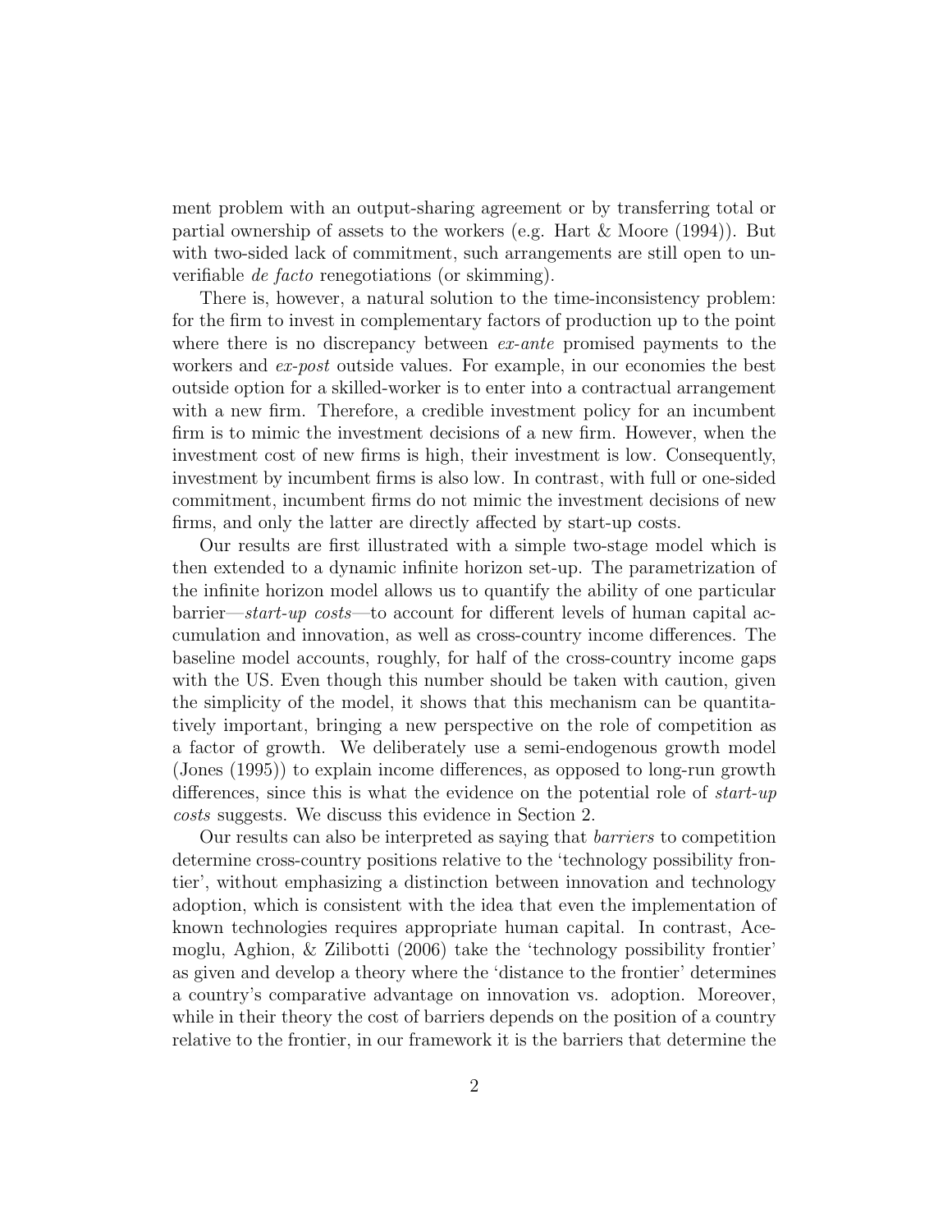ment problem with an output-sharing agreement or by transferring total or partial ownership of assets to the workers (e.g. Hart & Moore (1994)). But with two-sided lack of commitment, such arrangements are still open to unverifiable *de facto* renegotiations (or skimming).

There is, however, a natural solution to the time-inconsistency problem: for the firm to invest in complementary factors of production up to the point where there is no discrepancy between *ex-ante* promised payments to the workers and *ex-post* outside values. For example, in our economies the best outside option for a skilled-worker is to enter into a contractual arrangement with a new firm. Therefore, a credible investment policy for an incumbent firm is to mimic the investment decisions of a new firm. However, when the investment cost of new firms is high, their investment is low. Consequently, investment by incumbent firms is also low. In contrast, with full or one-sided commitment, incumbent firms do not mimic the investment decisions of new firms, and only the latter are directly affected by start-up costs.

Our results are first illustrated with a simple two-stage model which is then extended to a dynamic infinite horizon set-up. The parametrization of the infinite horizon model allows us to quantify the ability of one particular barrier—*start-up costs*—to account for different levels of human capital accumulation and innovation, as well as cross-country income differences. The baseline model accounts, roughly, for half of the cross-country income gaps with the US. Even though this number should be taken with caution, given the simplicity of the model, it shows that this mechanism can be quantitatively important, bringing a new perspective on the role of competition as a factor of growth. We deliberately use a semi-endogenous growth model (Jones (1995)) to explain income differences, as opposed to long-run growth differences, since this is what the evidence on the potential role of *start-up costs* suggests. We discuss this evidence in Section 2.

Our results can also be interpreted as saying that *barriers* to competition determine cross-country positions relative to the 'technology possibility frontier', without emphasizing a distinction between innovation and technology adoption, which is consistent with the idea that even the implementation of known technologies requires appropriate human capital. In contrast, Acemoglu, Aghion, & Zilibotti (2006) take the 'technology possibility frontier' as given and develop a theory where the 'distance to the frontier' determines a country's comparative advantage on innovation vs. adoption. Moreover, while in their theory the cost of barriers depends on the position of a country relative to the frontier, in our framework it is the barriers that determine the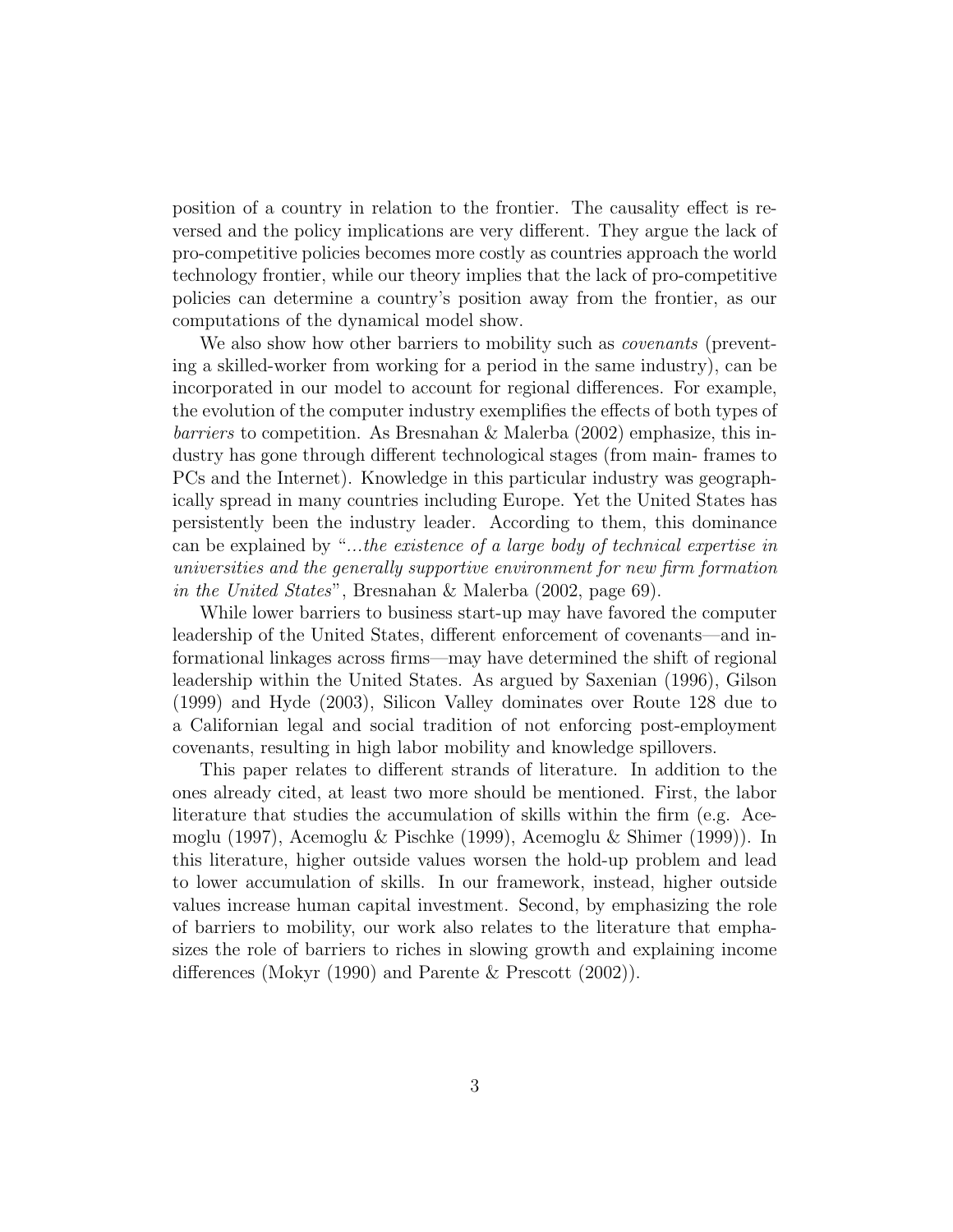position of a country in relation to the frontier. The causality effect is reversed and the policy implications are very different. They argue the lack of pro-competitive policies becomes more costly as countries approach the world technology frontier, while our theory implies that the lack of pro-competitive policies can determine a country's position away from the frontier, as our computations of the dynamical model show.

We also show how other barriers to mobility such as *covenants* (preventing a skilled-worker from working for a period in the same industry), can be incorporated in our model to account for regional differences. For example, the evolution of the computer industry exemplifies the effects of both types of *barriers* to competition. As Bresnahan & Malerba (2002) emphasize, this industry has gone through different technological stages (from main- frames to PCs and the Internet). Knowledge in this particular industry was geographically spread in many countries including Europe. Yet the United States has persistently been the industry leader. According to them, this dominance can be explained by "*...the existence of a large body of technical expertise in universities and the generally supportive environment for new firm formation in the United States*", Bresnahan & Malerba (2002, page 69).

While lower barriers to business start-up may have favored the computer leadership of the United States, different enforcement of covenants—and informational linkages across firms—may have determined the shift of regional leadership within the United States. As argued by Saxenian (1996), Gilson (1999) and Hyde (2003), Silicon Valley dominates over Route 128 due to a Californian legal and social tradition of not enforcing post-employment covenants, resulting in high labor mobility and knowledge spillovers.

This paper relates to different strands of literature. In addition to the ones already cited, at least two more should be mentioned. First, the labor literature that studies the accumulation of skills within the firm (e.g. Acemoglu (1997), Acemoglu & Pischke (1999), Acemoglu & Shimer (1999)). In this literature, higher outside values worsen the hold-up problem and lead to lower accumulation of skills. In our framework, instead, higher outside values increase human capital investment. Second, by emphasizing the role of barriers to mobility, our work also relates to the literature that emphasizes the role of barriers to riches in slowing growth and explaining income differences (Mokyr (1990) and Parente & Prescott (2002)).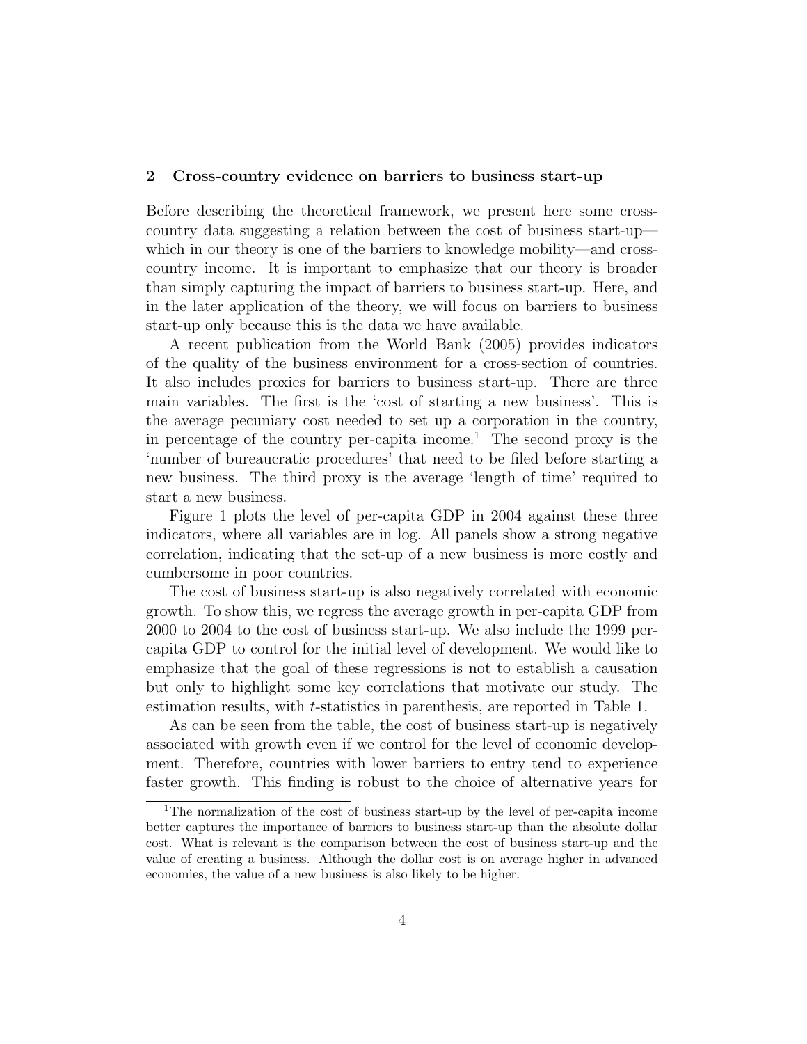## 2 Cross-country evidence on barriers to business start-up

Before describing the theoretical framework, we present here some cross-country data suggesting a relation between the cost of business start-up—which in our theory is one of the barriers to knowledge mobility—and cross-country income. It is important to emphasize that our theory is broader than simply capturing the impact of barriers to business start-up. Here, and in the later application of the theory, we will focus on barriers to business start-up only because this is the data we have available.

A recent publication from the World Bank (2005) provides indicators of the quality of the business environment for a cross-section of countries. It also includes proxies for barriers to business start-up. There are three main variables. The first is the 'cost of starting a new business'. This is the average pecuniary cost needed to set up a corporation in the country, in percentage of the country per-capita income.[1] The second proxy is the 'number of bureaucratic procedures' that need to be filed before starting a new business. The third proxy is the average 'length of time' required to start a new business.

Figure 1 plots the level of per-capita GDP in 2004 against these three indicators, where all variables are in log. All panels show a strong negative correlation, indicating that the set-up of a new business is more costly and cumbersome in poor countries.

The cost of business start-up is also negatively correlated with economic growth. To show this, we regress the average growth in per-capita GDP from 2000 to 2004 to the cost of business start-up. We also include the 1999 per-capita GDP to control for the initial level of development. We would like to emphasize that the goal of these regressions is not to establish a causation but only to highlight some key correlations that motivate our study. The estimation results, with $t$-statistics in parenthesis, are reported in Table 1.

As can be seen from the table, the cost of business start-up is negatively associated with growth even if we control for the level of economic development. Therefore, countries with lower barriers to entry tend to experience faster growth. This finding is robust to the choice of alternative years for

[1] The normalization of the cost of business start-up by the level of per-capita income better captures the importance of barriers to business start-up than the absolute dollar cost. What is relevant is the comparison between the cost of business start-up and the value of creating a business. Although the dollar cost is on average higher in advanced economies, the value of a new business is also likely to be higher.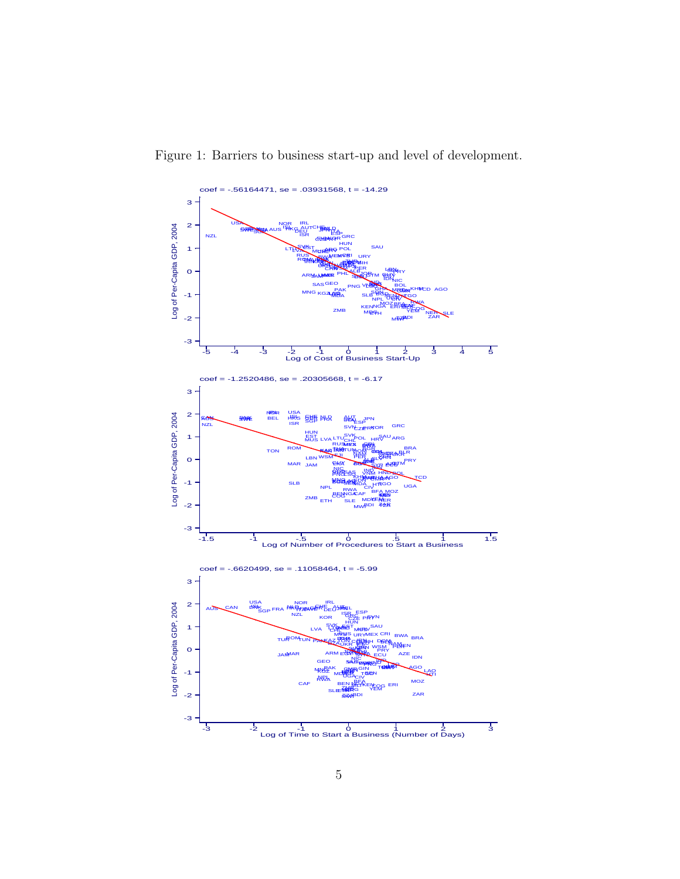Figure 1: Barriers to business start-up and level of development.

coef = -.56164471, se = .03931568, t = -14.29

Log of Per-Capita GDP, 2004

Log of Cost of Business Start-Up

coef = -1.2520486, se = .20305668, t = -6.17

Log of Per-Capita GDP, 2004

Log of Number of Procedures to Start a Business

coef = -.6620499, se = .11058464, t = -5.99

Log of Per-Capita GDP, 2004

Log of Time to Start a Business (Number of Days)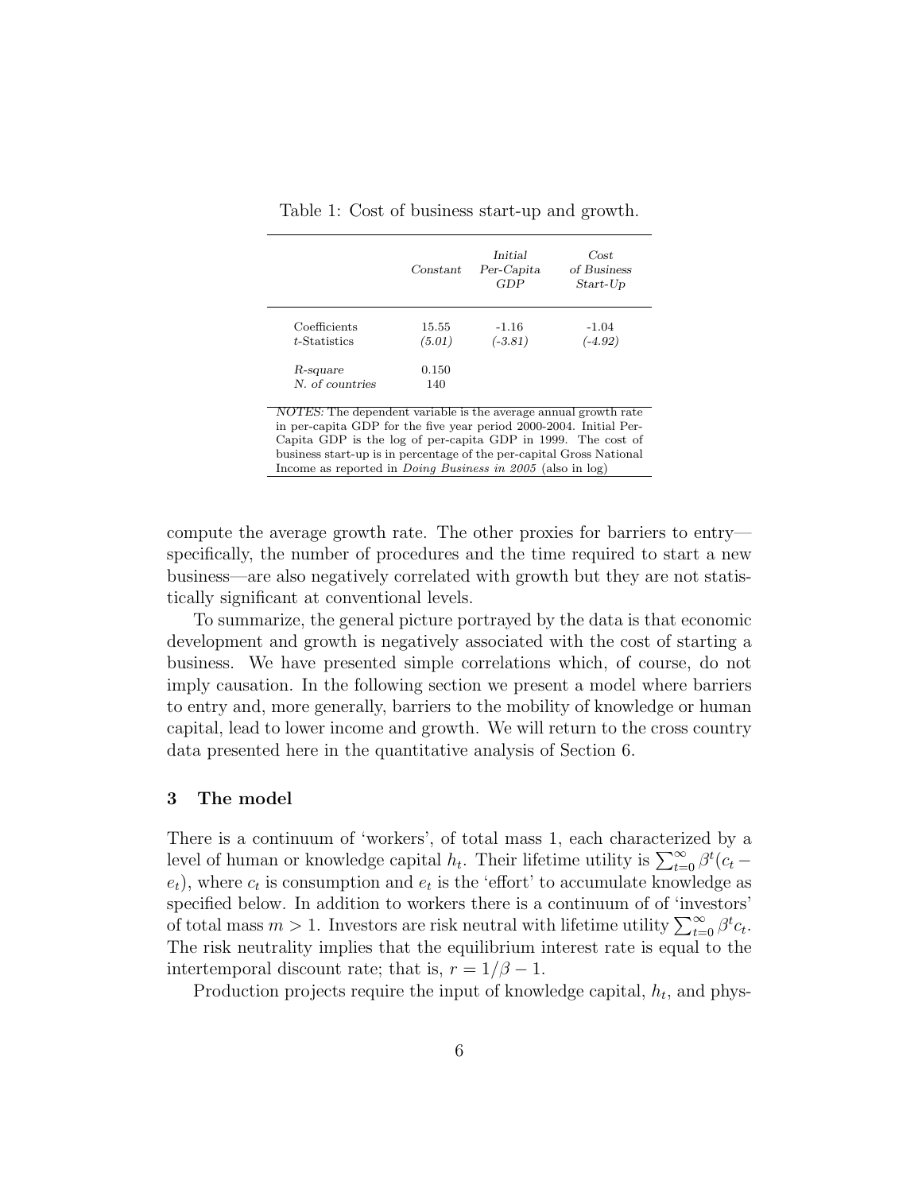Table 1: Cost of business start-up and growth.

| | *Constant* | *Initial Per-Capita GDP* | *Cost of Business Start-Up* |
|---|---|---|---|
| Coefficients | 15.55 | -1.16 | -1.04 |
| *t*-Statistics | *(5.01)* | *(-3.81)* | *(-4.92)* |
| *R-square* | 0.150 | | |
| *N. of countries* | 140 | | |

*NOTES:* The dependent variable is the average annual growth rate in per-capita GDP for the five year period 2000-2004. Initial Per-Capita GDP is the log of per-capita GDP in 1999. The cost of business start-up is in percentage of the per-capital Gross National Income as reported in *Doing Business in 2005* (also in log)

compute the average growth rate. The other proxies for barriers to entry—specifically, the number of procedures and the time required to start a new business—are also negatively correlated with growth but they are not statistically significant at conventional levels.

To summarize, the general picture portrayed by the data is that economic development and growth is negatively associated with the cost of starting a business. We have presented simple correlations which, of course, do not imply causation. In the following section we present a model where barriers to entry and, more generally, barriers to the mobility of knowledge or human capital, lead to lower income and growth. We will return to the cross country data presented here in the quantitative analysis of Section 6.

## 3 The model

There is a continuum of 'workers', of total mass 1, each characterized by a level of human or knowledge capital $h_t$. Their lifetime utility is $\sum_{t=0}^{\infty} \beta^t (c_t - e_t)$, where $c_t$ is consumption and $e_t$ is the 'effort' to accumulate knowledge as specified below. In addition to workers there is a continuum of of 'investors' of total mass $m > 1$. Investors are risk neutral with lifetime utility $\sum_{t=0}^{\infty} \beta^t c_t$. The risk neutrality implies that the equilibrium interest rate is equal to the intertemporal discount rate; that is, $r = 1/\beta - 1$.

Production projects require the input of knowledge capital, $h_t$, and phys-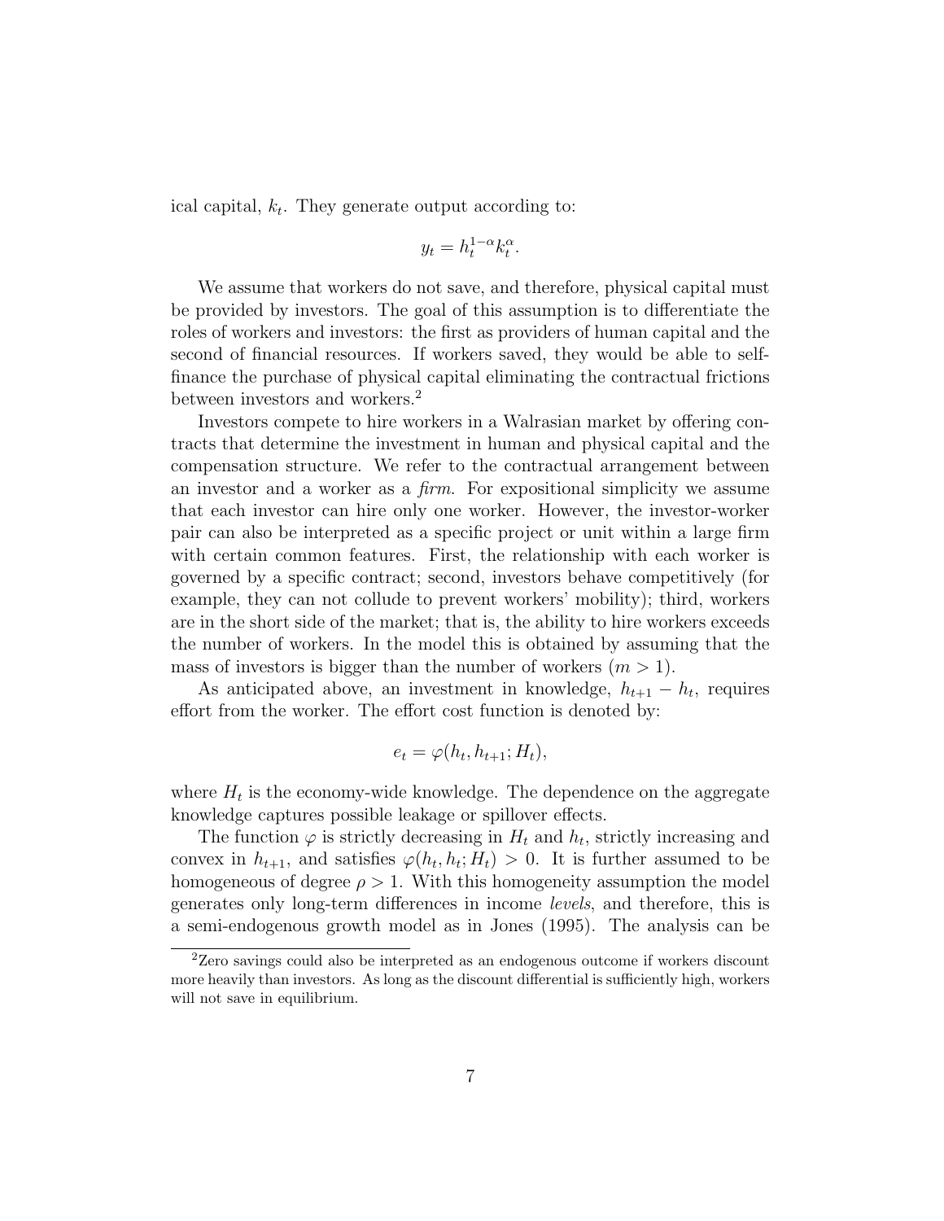ical capital, $k_t$. They generate output according to:

$$y_t = h_t^{1-\alpha} k_t^{\alpha}.$$

We assume that workers do not save, and therefore, physical capital must be provided by investors. The goal of this assumption is to differentiate the roles of workers and investors: the first as providers of human capital and the second of financial resources. If workers saved, they would be able to self-finance the purchase of physical capital eliminating the contractual frictions between investors and workers.[2]

Investors compete to hire workers in a Walrasian market by offering contracts that determine the investment in human and physical capital and the compensation structure. We refer to the contractual arrangement between an investor and a worker as a *firm*. For expositional simplicity we assume that each investor can hire only one worker. However, the investor-worker pair can also be interpreted as a specific project or unit within a large firm with certain common features. First, the relationship with each worker is governed by a specific contract; second, investors behave competitively (for example, they can not collude to prevent workers' mobility); third, workers are in the short side of the market; that is, the ability to hire workers exceeds the number of workers. In the model this is obtained by assuming that the mass of investors is bigger than the number of workers ($m > 1$).

As anticipated above, an investment in knowledge, $h_{t+1} - h_t$, requires effort from the worker. The effort cost function is denoted by:

$$e_t = \varphi(h_t, h_{t+1}; H_t),$$

where $H_t$ is the economy-wide knowledge. The dependence on the aggregate knowledge captures possible leakage or spillover effects.

The function $\varphi$ is strictly decreasing in $H_t$ and $h_t$, strictly increasing and convex in $h_{t+1}$, and satisfies $\varphi(h_t, h_t; H_t) > 0$. It is further assumed to be homogeneous of degree $\rho > 1$. With this homogeneity assumption the model generates only long-term differences in income *levels*, and therefore, this is a semi-endogenous growth model as in Jones (1995). The analysis can be

[2] Zero savings could also be interpreted as an endogenous outcome if workers discount more heavily than investors. As long as the discount differential is sufficiently high, workers will not save in equilibrium.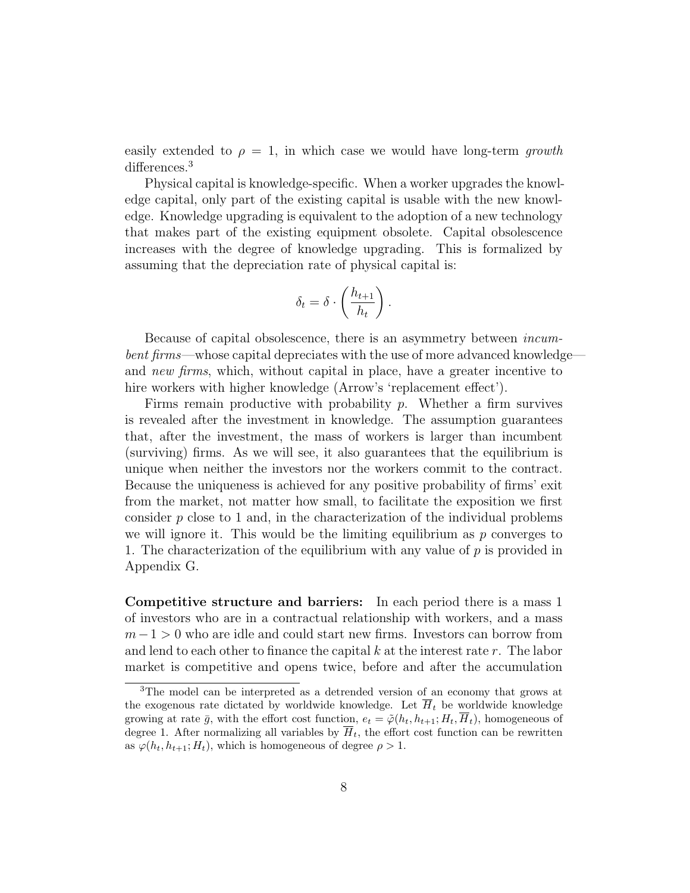easily extended to $\rho = 1$, in which case we would have long-term *growth* differences.[3]

Physical capital is knowledge-specific. When a worker upgrades the knowledge capital, only part of the existing capital is usable with the new knowledge. Knowledge upgrading is equivalent to the adoption of a new technology that makes part of the existing equipment obsolete. Capital obsolescence increases with the degree of knowledge upgrading. This is formalized by assuming that the depreciation rate of physical capital is:

$$\delta_t = \delta \cdot \left( \frac{h_{t+1}}{h_t} \right).$$

Because of capital obsolescence, there is an asymmetry between *incumbent firms*—whose capital depreciates with the use of more advanced knowledge—and *new firms*, which, without capital in place, have a greater incentive to hire workers with higher knowledge (Arrow's 'replacement effect').

Firms remain productive with probability $p$. Whether a firm survives is revealed after the investment in knowledge. The assumption guarantees that, after the investment, the mass of workers is larger than incumbent (surviving) firms. As we will see, it also guarantees that the equilibrium is unique when neither the investors nor the workers commit to the contract. Because the uniqueness is achieved for any positive probability of firms' exit from the market, not matter how small, to facilitate the exposition we first consider $p$ close to 1 and, in the characterization of the individual problems we will ignore it. This would be the limiting equilibrium as $p$ converges to 1. The characterization of the equilibrium with any value of $p$ is provided in Appendix G.

**Competitive structure and barriers:** In each period there is a mass 1 of investors who are in a contractual relationship with workers, and a mass $m - 1 > 0$ who are idle and could start new firms. Investors can borrow from and lend to each other to finance the capital $k$ at the interest rate $r$. The labor market is competitive and opens twice, before and after the accumulation

[3] The model can be interpreted as a detrended version of an economy that grows at the exogenous rate dictated by worldwide knowledge. Let $\overline{H}_t$ be worldwide knowledge growing at rate $\bar{g}$, with the effort cost function, $e_t = \tilde{\varphi}(h_t, h_{t+1}; H_t, \overline{H}_t)$, homogeneous of degree 1. After normalizing all variables by $\overline{H}_t$, the effort cost function can be rewritten as $\varphi(h_t, h_{t+1}; H_t)$, which is homogeneous of degree $\rho > 1$.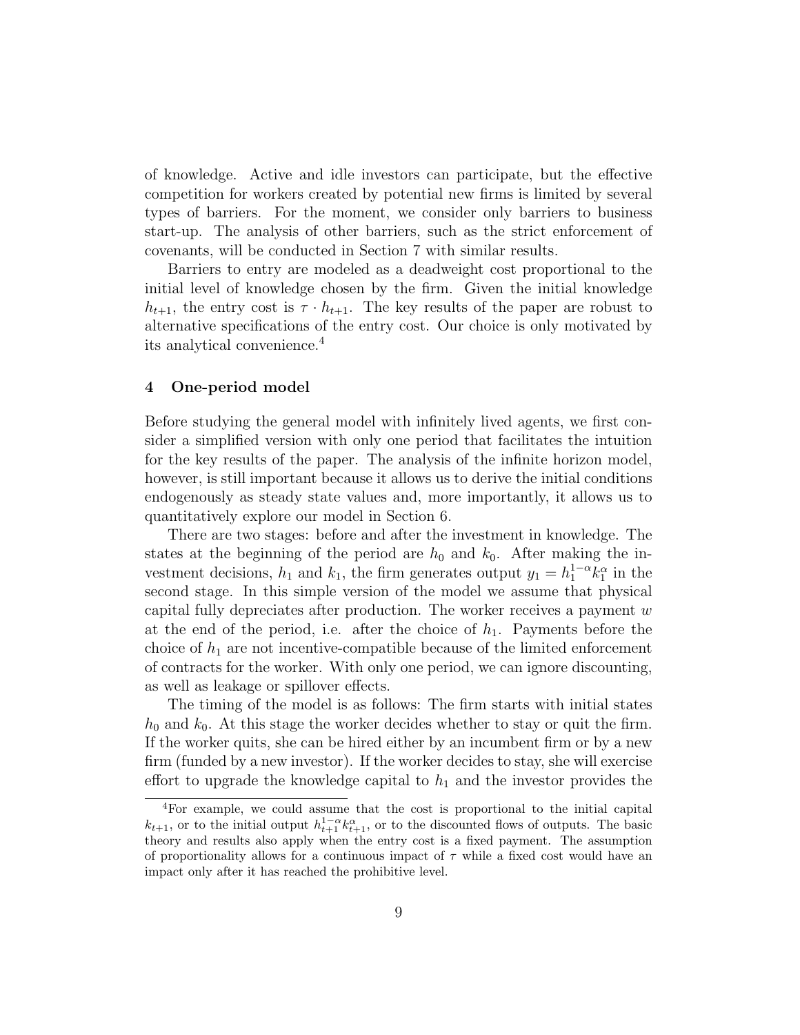of knowledge. Active and idle investors can participate, but the effective competition for workers created by potential new firms is limited by several types of barriers. For the moment, we consider only barriers to business start-up. The analysis of other barriers, such as the strict enforcement of covenants, will be conducted in Section 7 with similar results.

Barriers to entry are modeled as a deadweight cost proportional to the initial level of knowledge chosen by the firm. Given the initial knowledge $h_{t+1}$, the entry cost is $\tau \cdot h_{t+1}$. The key results of the paper are robust to alternative specifications of the entry cost. Our choice is only motivated by its analytical convenience.[4]

## 4 One-period model

Before studying the general model with infinitely lived agents, we first consider a simplified version with only one period that facilitates the intuition for the key results of the paper. The analysis of the infinite horizon model, however, is still important because it allows us to derive the initial conditions endogenously as steady state values and, more importantly, it allows us to quantitatively explore our model in Section 6.

There are two stages: before and after the investment in knowledge. The states at the beginning of the period are $h_0$ and $k_0$. After making the investment decisions, $h_1$ and $k_1$, the firm generates output $y_1 = h_1^{1-\alpha} k_1^{\alpha}$ in the second stage. In this simple version of the model we assume that physical capital fully depreciates after production. The worker receives a payment $w$ at the end of the period, i.e. after the choice of $h_1$. Payments before the choice of $h_1$ are not incentive-compatible because of the limited enforcement of contracts for the worker. With only one period, we can ignore discounting, as well as leakage or spillover effects.

The timing of the model is as follows: The firm starts with initial states $h_0$ and $k_0$. At this stage the worker decides whether to stay or quit the firm. If the worker quits, she can be hired either by an incumbent firm or by a new firm (funded by a new investor). If the worker decides to stay, she will exercise effort to upgrade the knowledge capital to $h_1$ and the investor provides the

[4] For example, we could assume that the cost is proportional to the initial capital $k_{t+1}$, or to the initial output $h_{t+1}^{1-\alpha} k_{t+1}^{\alpha}$, or to the discounted flows of outputs. The basic theory and results also apply when the entry cost is a fixed payment. The assumption of proportionality allows for a continuous impact of $\tau$ while a fixed cost would have an impact only after it has reached the prohibitive level.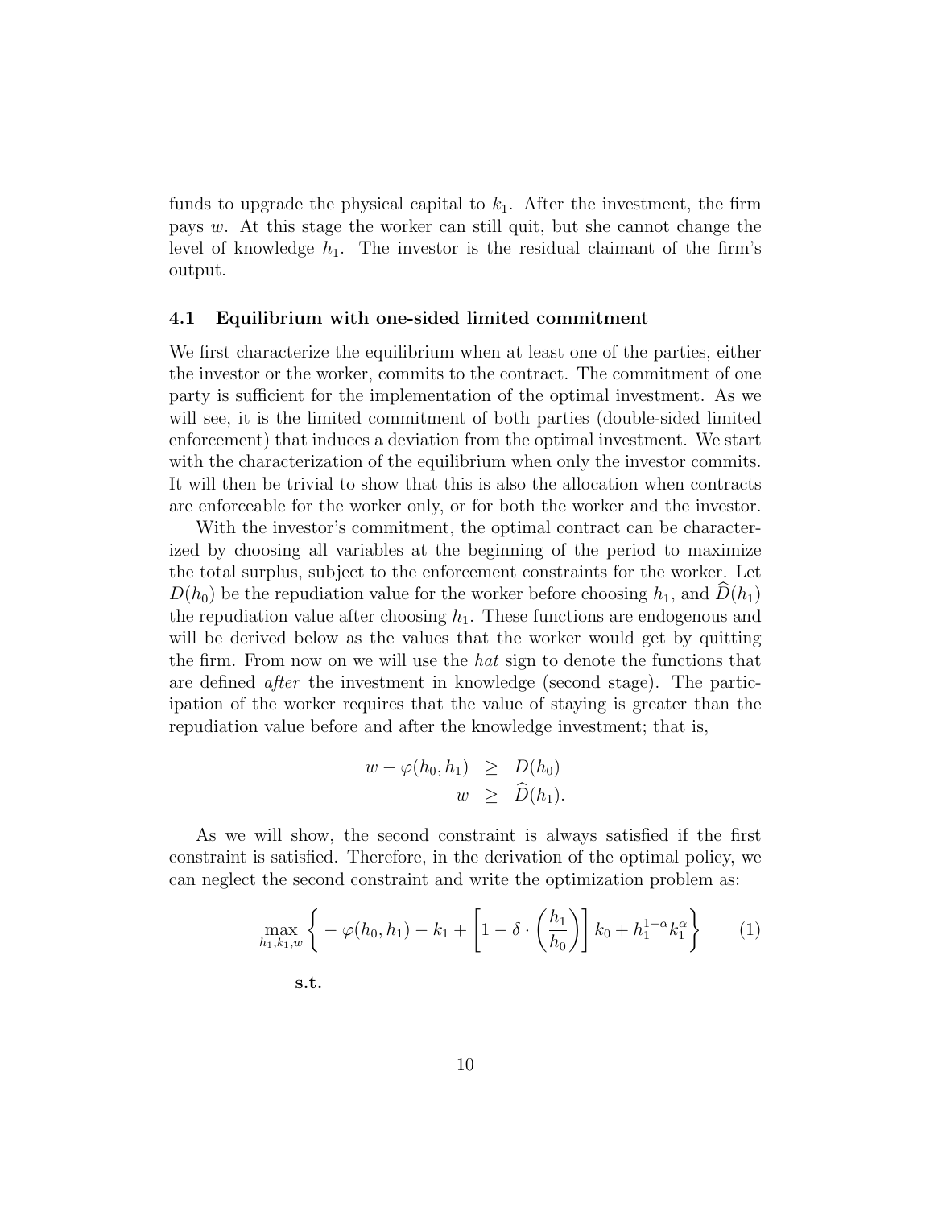funds to upgrade the physical capital to $k_1$. After the investment, the firm pays $w$. At this stage the worker can still quit, but she cannot change the level of knowledge $h_1$. The investor is the residual claimant of the firm's output.

### 4.1 Equilibrium with one-sided limited commitment

We first characterize the equilibrium when at least one of the parties, either the investor or the worker, commits to the contract. The commitment of one party is sufficient for the implementation of the optimal investment. As we will see, it is the limited commitment of both parties (double-sided limited enforcement) that induces a deviation from the optimal investment. We start with the characterization of the equilibrium when only the investor commits. It will then be trivial to show that this is also the allocation when contracts are enforceable for the worker only, or for both the worker and the investor.

With the investor's commitment, the optimal contract can be characterized by choosing all variables at the beginning of the period to maximize the total surplus, subject to the enforcement constraints for the worker. Let $D(h_0)$ be the repudiation value for the worker before choosing $h_1$, and $\widehat{D}(h_1)$ the repudiation value after choosing $h_1$. These functions are endogenous and will be derived below as the values that the worker would get by quitting the firm. From now on we will use the *hat* sign to denote the functions that are defined *after* the investment in knowledge (second stage). The participation of the worker requires that the value of staying is greater than the repudiation value before and after the knowledge investment; that is,

$$\begin{aligned} w - \varphi(h_0, h_1) &\geq D(h_0) \\ w &\geq \widehat{D}(h_1). \end{aligned}$$

As we will show, the second constraint is always satisfied if the first constraint is satisfied. Therefore, in the derivation of the optimal policy, we can neglect the second constraint and write the optimization problem as:

$$\max_{h_1, k_1, w} \left\{ -\varphi(h_0, h_1) - k_1 + \left[1 - \delta \cdot \left(\frac{h_1}{h_0}\right)\right] k_0 + h_1^{1-\alpha} k_1^{\alpha} \right\} \tag{1}$$

**s.t.**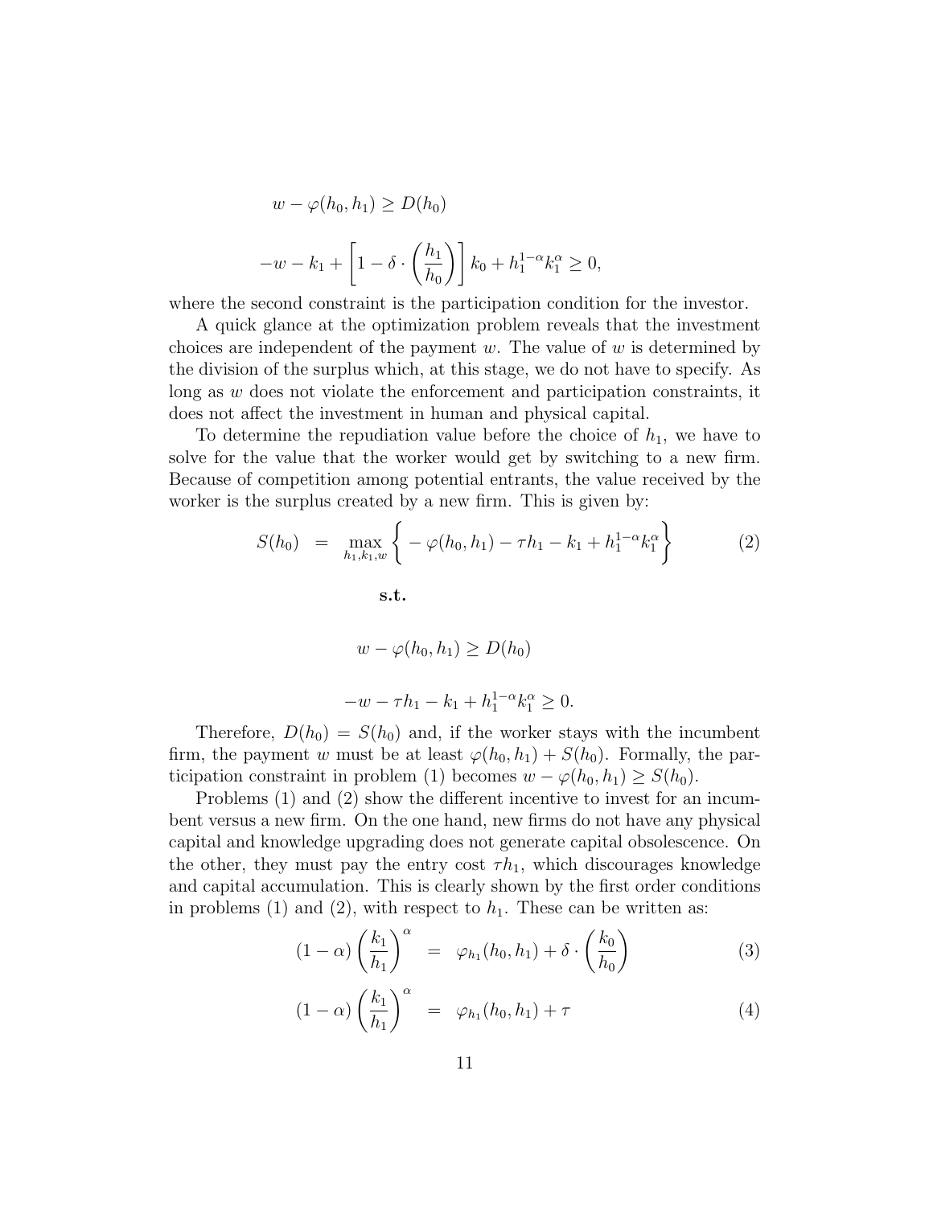$$w - \varphi(h_0, h_1) \geq D(h_0)$$

$$-w - k_1 + \left[1 - \delta \cdot \left(\frac{h_1}{h_0}\right)\right] k_0 + h_1^{1-\alpha} k_1^{\alpha} \geq 0,$$

where the second constraint is the participation condition for the investor.

A quick glance at the optimization problem reveals that the investment choices are independent of the payment $w$. The value of $w$ is determined by the division of the surplus which, at this stage, we do not have to specify. As long as $w$ does not violate the enforcement and participation constraints, it does not affect the investment in human and physical capital.

To determine the repudiation value before the choice of $h_1$, we have to solve for the value that the worker would get by switching to a new firm. Because of competition among potential entrants, the value received by the worker is the surplus created by a new firm. This is given by:

$$S(h_0) = \max_{h_1, k_1, w} \left\{ -\varphi(h_0, h_1) - \tau h_1 - k_1 + h_1^{1-\alpha} k_1^{\alpha} \right\} \tag{2}$$

**s.t.**

$$w - \varphi(h_0, h_1) \geq D(h_0)$$

$$-w - \tau h_1 - k_1 + h_1^{1-\alpha} k_1^{\alpha} \geq 0.$$

Therefore, $D(h_0) = S(h_0)$ and, if the worker stays with the incumbent firm, the payment $w$ must be at least $\varphi(h_0, h_1) + S(h_0)$. Formally, the participation constraint in problem (1) becomes $w - \varphi(h_0, h_1) \geq S(h_0)$.

Problems (1) and (2) show the different incentive to invest for an incumbent versus a new firm. On the one hand, new firms do not have any physical capital and knowledge upgrading does not generate capital obsolescence. On the other, they must pay the entry cost $\tau h_1$, which discourages knowledge and capital accumulation. This is clearly shown by the first order conditions in problems (1) and (2), with respect to $h_1$. These can be written as:

$$(1 - \alpha)\left(\frac{k_1}{h_1}\right)^{\alpha} = \varphi_{h_1}(h_0, h_1) + \delta \cdot \left(\frac{k_0}{h_0}\right) \tag{3}$$

$$(1 - \alpha)\left(\frac{k_1}{h_1}\right)^{\alpha} = \varphi_{h_1}(h_0, h_1) + \tau \tag{4}$$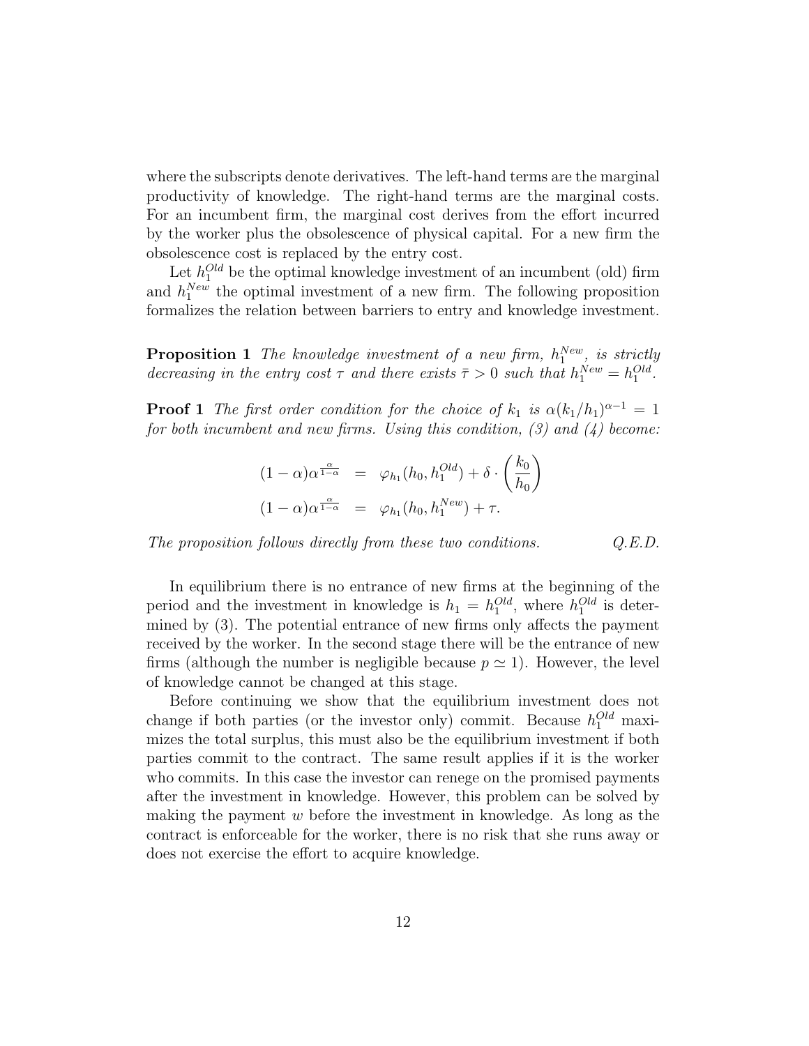where the subscripts denote derivatives. The left-hand terms are the marginal productivity of knowledge. The right-hand terms are the marginal costs. For an incumbent firm, the marginal cost derives from the effort incurred by the worker plus the obsolescence of physical capital. For a new firm the obsolescence cost is replaced by the entry cost.

Let $h_1^{Old}$ be the optimal knowledge investment of an incumbent (old) firm and $h_1^{New}$ the optimal investment of a new firm. The following proposition formalizes the relation between barriers to entry and knowledge investment.

**Proposition 1** *The knowledge investment of a new firm, $h_1^{New}$, is strictly decreasing in the entry cost $\tau$ and there exists $\bar{\tau} > 0$ such that $h_1^{New} = h_1^{Old}$.*

**Proof 1** *The first order condition for the choice of $k_1$ is $\alpha(k_1/h_1)^{\alpha-1} = 1$ for both incumbent and new firms. Using this condition, (3) and (4) become:*

$$
\begin{aligned}
(1-\alpha)\alpha^{\frac{\alpha}{1-\alpha}} &= \varphi_{h_1}(h_0, h_1^{Old}) + \delta \cdot \left(\frac{k_0}{h_0}\right) \\
(1-\alpha)\alpha^{\frac{\alpha}{1-\alpha}} &= \varphi_{h_1}(h_0, h_1^{New}) + \tau.
\end{aligned}
$$

*The proposition follows directly from these two conditions.* *Q.E.D.*

In equilibrium there is no entrance of new firms at the beginning of the period and the investment in knowledge is $h_1 = h_1^{Old}$, where $h_1^{Old}$ is determined by (3). The potential entrance of new firms only affects the payment received by the worker. In the second stage there will be the entrance of new firms (although the number is negligible because $p \simeq 1$). However, the level of knowledge cannot be changed at this stage.

Before continuing we show that the equilibrium investment does not change if both parties (or the investor only) commit. Because $h_1^{Old}$ maximizes the total surplus, this must also be the equilibrium investment if both parties commit to the contract. The same result applies if it is the worker who commits. In this case the investor can renege on the promised payments after the investment in knowledge. However, this problem can be solved by making the payment $w$ before the investment in knowledge. As long as the contract is enforceable for the worker, there is no risk that she runs away or does not exercise the effort to acquire knowledge.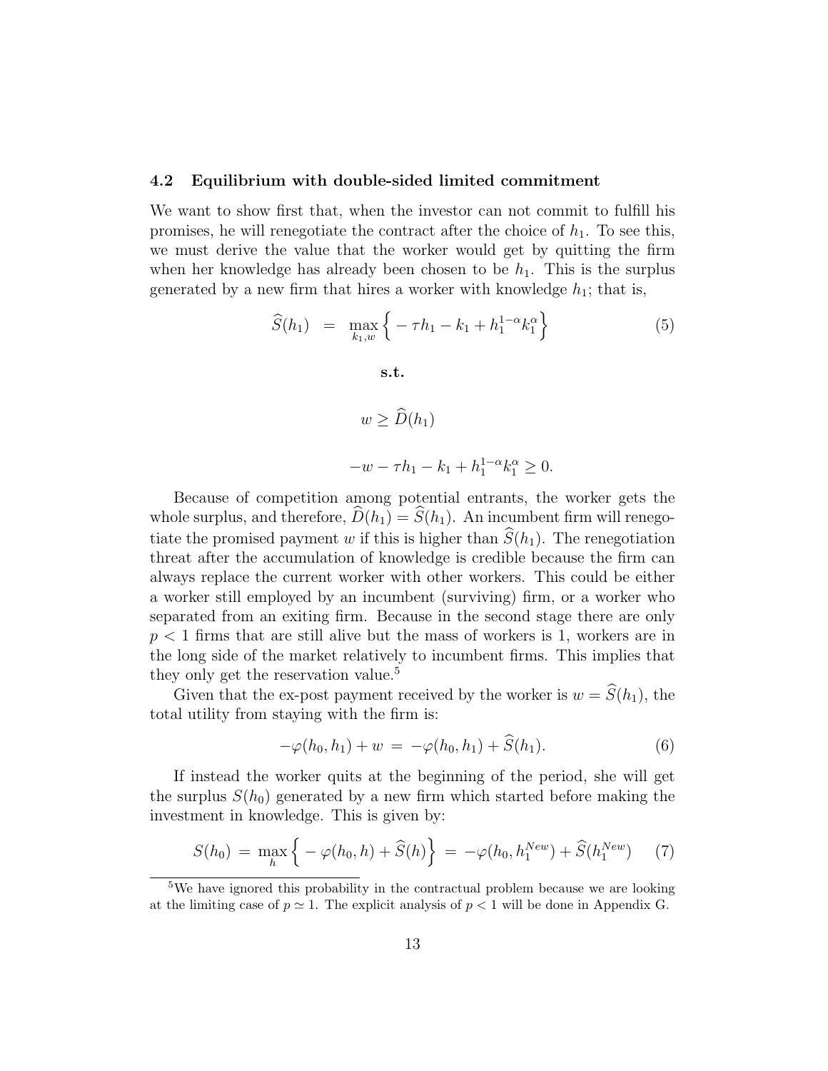### 4.2 Equilibrium with double-sided limited commitment

We want to show first that, when the investor can not commit to fulfill his promises, he will renegotiate the contract after the choice of $h_1$. To see this, we must derive the value that the worker would get by quitting the firm when her knowledge has already been chosen to be $h_1$. This is the surplus generated by a new firm that hires a worker with knowledge $h_1$; that is,

$$\widehat{S}(h_1) = \max_{k_1, w} \Big\{ -\tau h_1 - k_1 + h_1^{1-\alpha} k_1^{\alpha} \Big\} \tag{5}$$

**s.t.**

$$w \geq \widehat{D}(h_1)$$

$$-w - \tau h_1 - k_1 + h_1^{1-\alpha} k_1^{\alpha} \geq 0.$$

Because of competition among potential entrants, the worker gets the whole surplus, and therefore, $\widehat{D}(h_1) = \widehat{S}(h_1)$. An incumbent firm will renegotiate the promised payment $w$ if this is higher than $\widehat{S}(h_1)$. The renegotiation threat after the accumulation of knowledge is credible because the firm can always replace the current worker with other workers. This could be either a worker still employed by an incumbent (surviving) firm, or a worker who separated from an exiting firm. Because in the second stage there are only $p < 1$ firms that are still alive but the mass of workers is 1, workers are in the long side of the market relatively to incumbent firms. This implies that they only get the reservation value.[5]

Given that the ex-post payment received by the worker is $w = \widehat{S}(h_1)$, the total utility from staying with the firm is:

$$-\varphi(h_0, h_1) + w = -\varphi(h_0, h_1) + \widehat{S}(h_1). \tag{6}$$

If instead the worker quits at the beginning of the period, she will get the surplus $S(h_0)$ generated by a new firm which started before making the investment in knowledge. This is given by:

$$S(h_0) = \max_{h} \Big\{ -\varphi(h_0, h) + \widehat{S}(h) \Big\} = -\varphi(h_0, h_1^{New}) + \widehat{S}(h_1^{New}) \tag{7}$$

[5]We have ignored this probability in the contractual problem because we are looking at the limiting case of $p \simeq 1$. The explicit analysis of $p < 1$ will be done in Appendix G.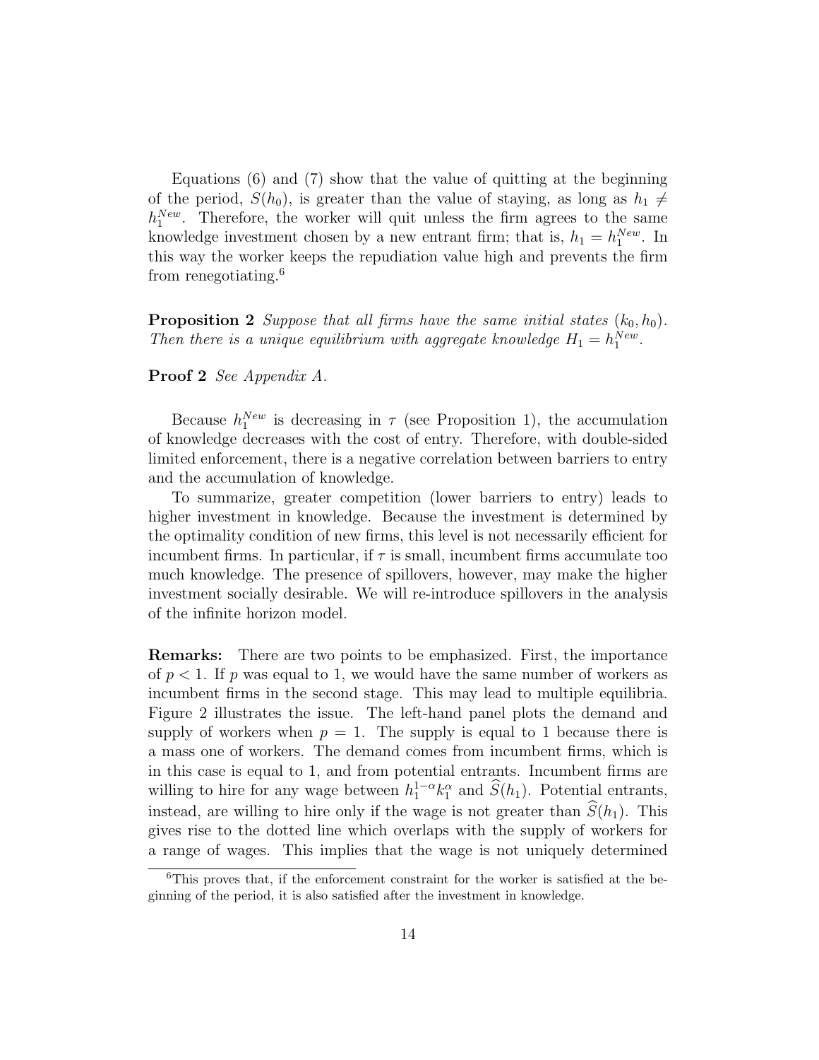Equations (6) and (7) show that the value of quitting at the beginning of the period, $S(h_0)$, is greater than the value of staying, as long as $h_1 \neq h_1^{New}$. Therefore, the worker will quit unless the firm agrees to the same knowledge investment chosen by a new entrant firm; that is, $h_1 = h_1^{New}$. In this way the worker keeps the repudiation value high and prevents the firm from renegotiating.[6]

**Proposition 2** *Suppose that all firms have the same initial states* $(k_0, h_0)$. *Then there is a unique equilibrium with aggregate knowledge* $H_1 = h_1^{New}$.

**Proof 2** *See Appendix A.*

Because $h_1^{New}$ is decreasing in $\tau$ (see Proposition 1), the accumulation of knowledge decreases with the cost of entry. Therefore, with double-sided limited enforcement, there is a negative correlation between barriers to entry and the accumulation of knowledge.

To summarize, greater competition (lower barriers to entry) leads to higher investment in knowledge. Because the investment is determined by the optimality condition of new firms, this level is not necessarily efficient for incumbent firms. In particular, if $\tau$ is small, incumbent firms accumulate too much knowledge. The presence of spillovers, however, may make the higher investment socially desirable. We will re-introduce spillovers in the analysis of the infinite horizon model.

**Remarks:** There are two points to be emphasized. First, the importance of $p < 1$. If $p$ was equal to 1, we would have the same number of workers as incumbent firms in the second stage. This may lead to multiple equilibria. Figure 2 illustrates the issue. The left-hand panel plots the demand and supply of workers when $p = 1$. The supply is equal to 1 because there is a mass one of workers. The demand comes from incumbent firms, which is in this case is equal to 1, and from potential entrants. Incumbent firms are willing to hire for any wage between $h_1^{1-\alpha}k_1^{\alpha}$ and $\widehat{S}(h_1)$. Potential entrants, instead, are willing to hire only if the wage is not greater than $\widehat{S}(h_1)$. This gives rise to the dotted line which overlaps with the supply of workers for a range of wages. This implies that the wage is not uniquely determined

[6] This proves that, if the enforcement constraint for the worker is satisfied at the beginning of the period, it is also satisfied after the investment in knowledge.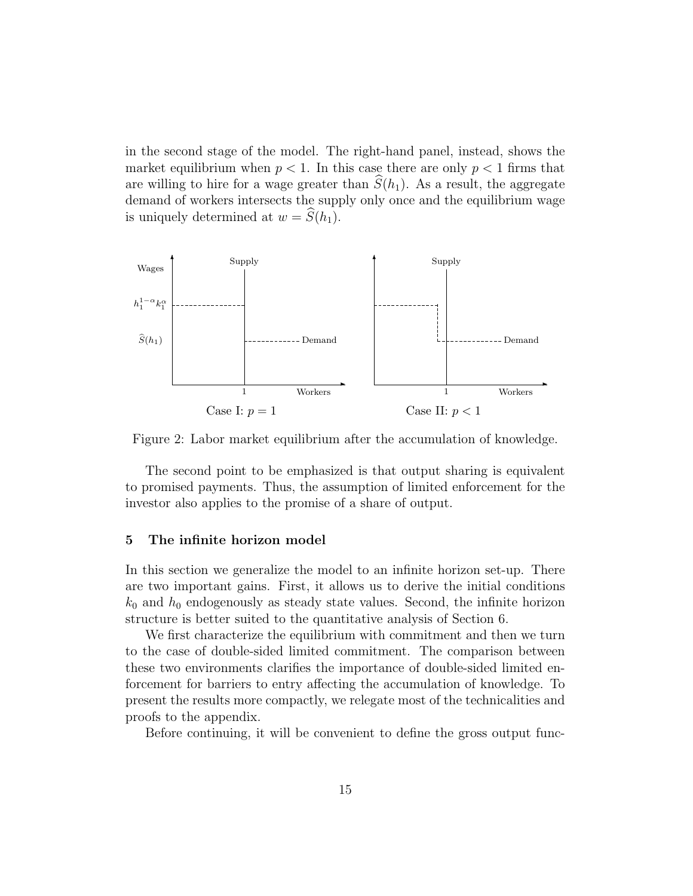in the second stage of the model. The right-hand panel, instead, shows the market equilibrium when $p < 1$. In this case there are only $p < 1$ firms that are willing to hire for a wage greater than $\widehat{S}(h_1)$. As a result, the aggregate demand of workers intersects the supply only once and the equilibrium wage is uniquely determined at $w = \widehat{S}(h_1)$.

Figure 2: Labor market equilibrium after the accumulation of knowledge.

The second point to be emphasized is that output sharing is equivalent to promised payments. Thus, the assumption of limited enforcement for the investor also applies to the promise of a share of output.

## 5 The infinite horizon model

In this section we generalize the model to an infinite horizon set-up. There are two important gains. First, it allows us to derive the initial conditions $k_0$ and $h_0$ endogenously as steady state values. Second, the infinite horizon structure is better suited to the quantitative analysis of Section 6.

We first characterize the equilibrium with commitment and then we turn to the case of double-sided limited commitment. The comparison between these two environments clarifies the importance of double-sided limited enforcement for barriers to entry affecting the accumulation of knowledge. To present the results more compactly, we relegate most of the technicalities and proofs to the appendix.

Before continuing, it will be convenient to define the gross output func-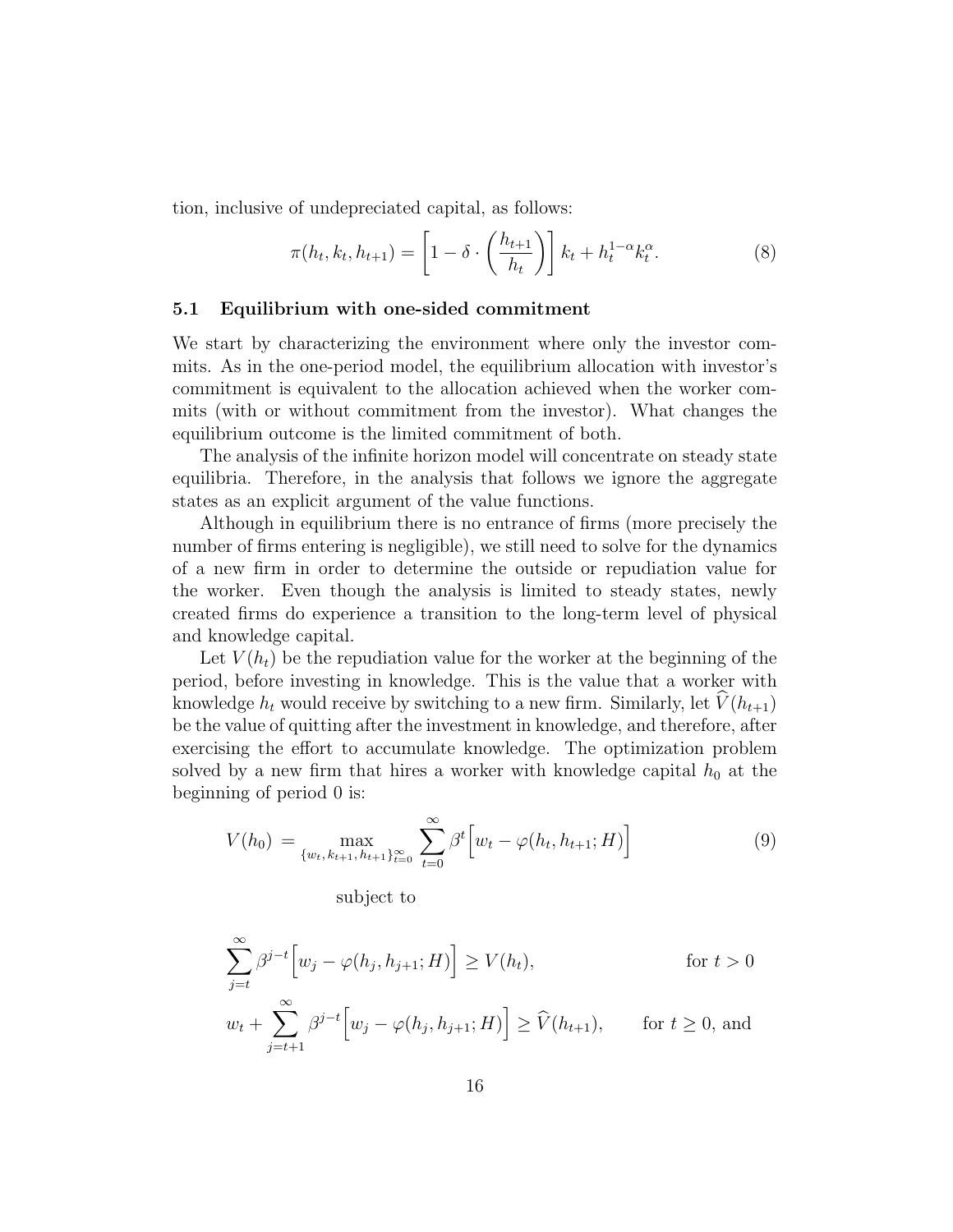tion, inclusive of undepreciated capital, as follows:

$$\pi(h_t, k_t, h_{t+1}) = \left[1 - \delta \cdot \left(\frac{h_{t+1}}{h_t}\right)\right] k_t + h_t^{1-\alpha} k_t^{\alpha}. \tag{8}$$

### 5.1 Equilibrium with one-sided commitment

We start by characterizing the environment where only the investor commits. As in the one-period model, the equilibrium allocation with investor's commitment is equivalent to the allocation achieved when the worker commits (with or without commitment from the investor). What changes the equilibrium outcome is the limited commitment of both.

The analysis of the infinite horizon model will concentrate on steady state equilibria. Therefore, in the analysis that follows we ignore the aggregate states as an explicit argument of the value functions.

Although in equilibrium there is no entrance of firms (more precisely the number of firms entering is negligible), we still need to solve for the dynamics of a new firm in order to determine the outside or repudiation value for the worker. Even though the analysis is limited to steady states, newly created firms do experience a transition to the long-term level of physical and knowledge capital.

Let $V(h_t)$ be the repudiation value for the worker at the beginning of the period, before investing in knowledge. This is the value that a worker with knowledge $h_t$ would receive by switching to a new firm. Similarly, let $\widehat{V}(h_{t+1})$ be the value of quitting after the investment in knowledge, and therefore, after exercising the effort to accumulate knowledge. The optimization problem solved by a new firm that hires a worker with knowledge capital $h_0$ at the beginning of period 0 is:

$$V(h_0) = \max_{\{w_t, k_{t+1}, h_{t+1}\}_{t=0}^{\infty}} \sum_{t=0}^{\infty} \beta^t \Big[w_t - \varphi(h_t, h_{t+1}; H)\Big] \tag{9}$$

subject to

$$\sum_{j=t}^{\infty} \beta^{j-t} \Big[w_j - \varphi(h_j, h_{j+1}; H)\Big] \geq V(h_t), \qquad \text{for } t > 0$$

$$w_t + \sum_{j=t+1}^{\infty} \beta^{j-t} \Big[w_j - \varphi(h_j, h_{j+1}; H)\Big] \geq \widehat{V}(h_{t+1}), \qquad \text{for } t \geq 0, \text{ and}$$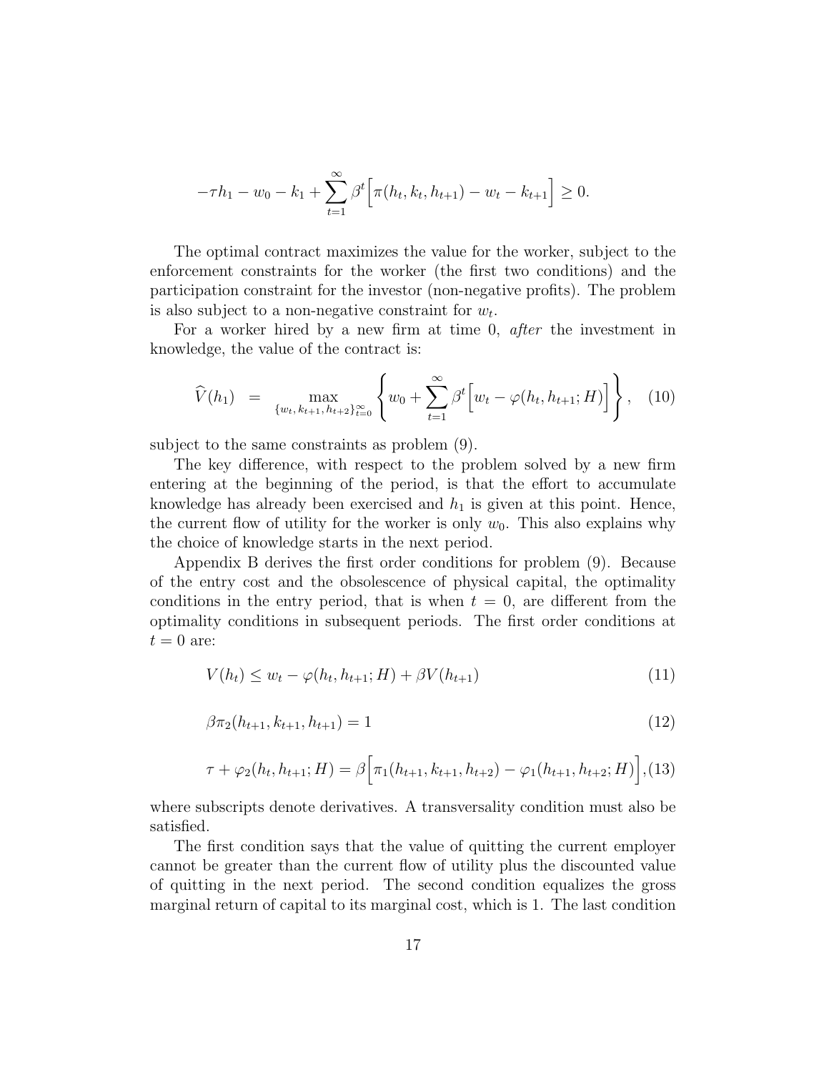$$-\tau h_1 - w_0 - k_1 + \sum_{t=1}^{\infty} \beta^t \Big[ \pi(h_t, k_t, h_{t+1}) - w_t - k_{t+1} \Big] \geq 0.$$

The optimal contract maximizes the value for the worker, subject to the enforcement constraints for the worker (the first two conditions) and the participation constraint for the investor (non-negative profits). The problem is also subject to a non-negative constraint for $w_t$.

For a worker hired by a new firm at time 0, *after* the investment in knowledge, the value of the contract is:

$$\widehat{V}(h_1) = \max_{\{w_t, k_{t+1}, h_{t+2}\}_{t=0}^{\infty}} \left\{ w_0 + \sum_{t=1}^{\infty} \beta^t \Big[ w_t - \varphi(h_t, h_{t+1}; H) \Big] \right\}, \quad (10)$$

subject to the same constraints as problem (9).

The key difference, with respect to the problem solved by a new firm entering at the beginning of the period, is that the effort to accumulate knowledge has already been exercised and $h_1$ is given at this point. Hence, the current flow of utility for the worker is only $w_0$. This also explains why the choice of knowledge starts in the next period.

Appendix B derives the first order conditions for problem (9). Because of the entry cost and the obsolescence of physical capital, the optimality conditions in the entry period, that is when $t = 0$, are different from the optimality conditions in subsequent periods. The first order conditions at $t = 0$ are:

$$V(h_t) \leq w_t - \varphi(h_t, h_{t+1}; H) + \beta V(h_{t+1}) \quad (11)$$

$$\beta \pi_2(h_{t+1}, k_{t+1}, h_{t+1}) = 1 \quad (12)$$

$$\tau + \varphi_2(h_t, h_{t+1}; H) = \beta \Big[ \pi_1(h_{t+1}, k_{t+1}, h_{t+2}) - \varphi_1(h_{t+1}, h_{t+2}; H) \Big], \quad (13)$$

where subscripts denote derivatives. A transversality condition must also be satisfied.

The first condition says that the value of quitting the current employer cannot be greater than the current flow of utility plus the discounted value of quitting in the next period. The second condition equalizes the gross marginal return of capital to its marginal cost, which is 1. The last condition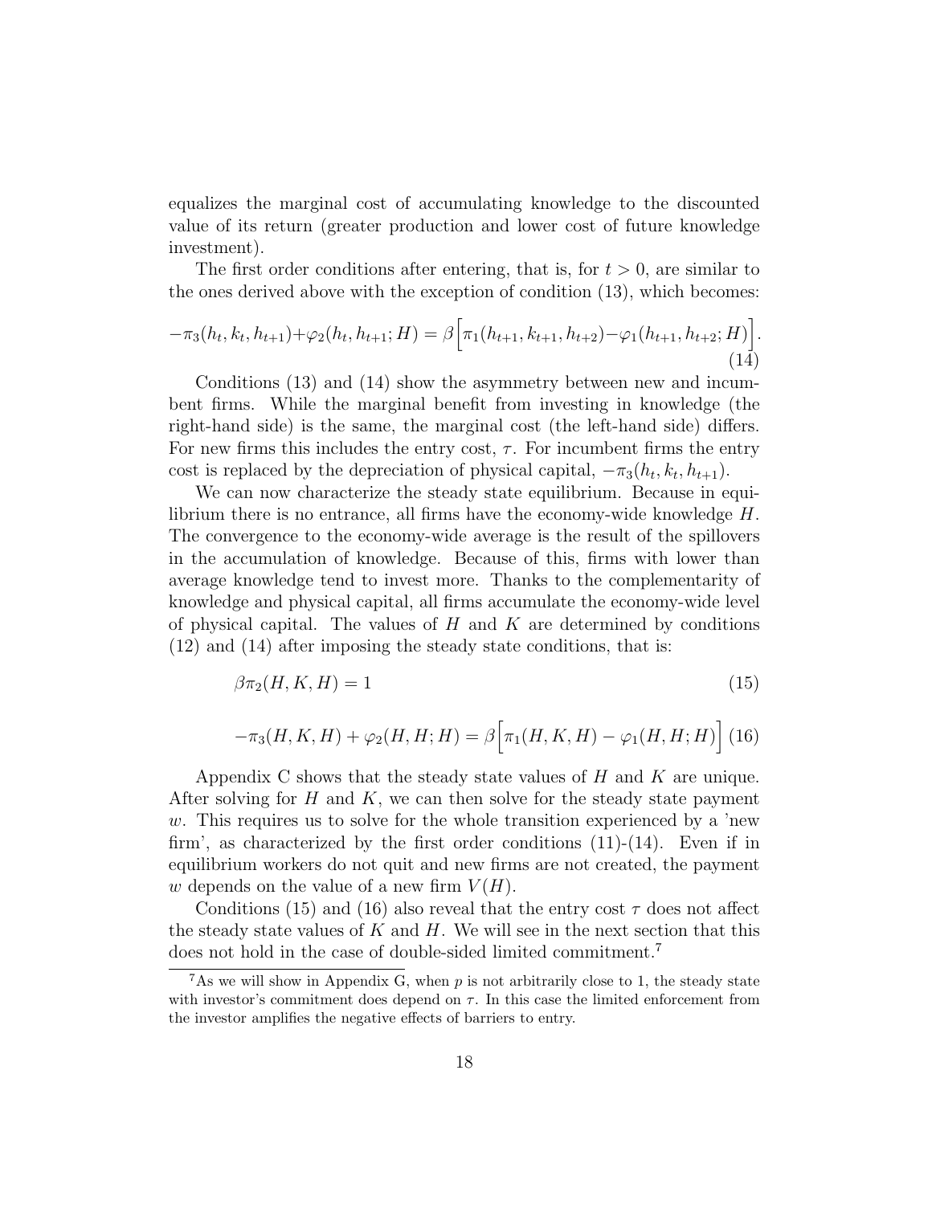equalizes the marginal cost of accumulating knowledge to the discounted value of its return (greater production and lower cost of future knowledge investment).

The first order conditions after entering, that is, for $t > 0$, are similar to the ones derived above with the exception of condition (13), which becomes:

$$-\pi_3(h_t, k_t, h_{t+1}) + \varphi_2(h_t, h_{t+1}; H) = \beta\Big[\pi_1(h_{t+1}, k_{t+1}, h_{t+2}) - \varphi_1(h_{t+1}, h_{t+2}; H)\Big]. \tag{14}$$

Conditions (13) and (14) show the asymmetry between new and incumbent firms. While the marginal benefit from investing in knowledge (the right-hand side) is the same, the marginal cost (the left-hand side) differs. For new firms this includes the entry cost, $\tau$. For incumbent firms the entry cost is replaced by the depreciation of physical capital, $-\pi_3(h_t, k_t, h_{t+1})$.

We can now characterize the steady state equilibrium. Because in equilibrium there is no entrance, all firms have the economy-wide knowledge $H$. The convergence to the economy-wide average is the result of the spillovers in the accumulation of knowledge. Because of this, firms with lower than average knowledge tend to invest more. Thanks to the complementarity of knowledge and physical capital, all firms accumulate the economy-wide level of physical capital. The values of $H$ and $K$ are determined by conditions (12) and (14) after imposing the steady state conditions, that is:

$$\beta \pi_2(H, K, H) = 1 \tag{15}$$

$$-\pi_3(H, K, H) + \varphi_2(H, H; H) = \beta\Big[\pi_1(H, K, H) - \varphi_1(H, H; H)\Big] \tag{16}$$

Appendix C shows that the steady state values of $H$ and $K$ are unique. After solving for $H$ and $K$, we can then solve for the steady state payment $w$. This requires us to solve for the whole transition experienced by a 'new firm', as characterized by the first order conditions (11)-(14). Even if in equilibrium workers do not quit and new firms are not created, the payment $w$ depends on the value of a new firm $V(H)$.

Conditions (15) and (16) also reveal that the entry cost $\tau$ does not affect the steady state values of $K$ and $H$. We will see in the next section that this does not hold in the case of double-sided limited commitment.[7]

[7] As we will show in Appendix G, when $p$ is not arbitrarily close to 1, the steady state with investor's commitment does depend on $\tau$. In this case the limited enforcement from the investor amplifies the negative effects of barriers to entry.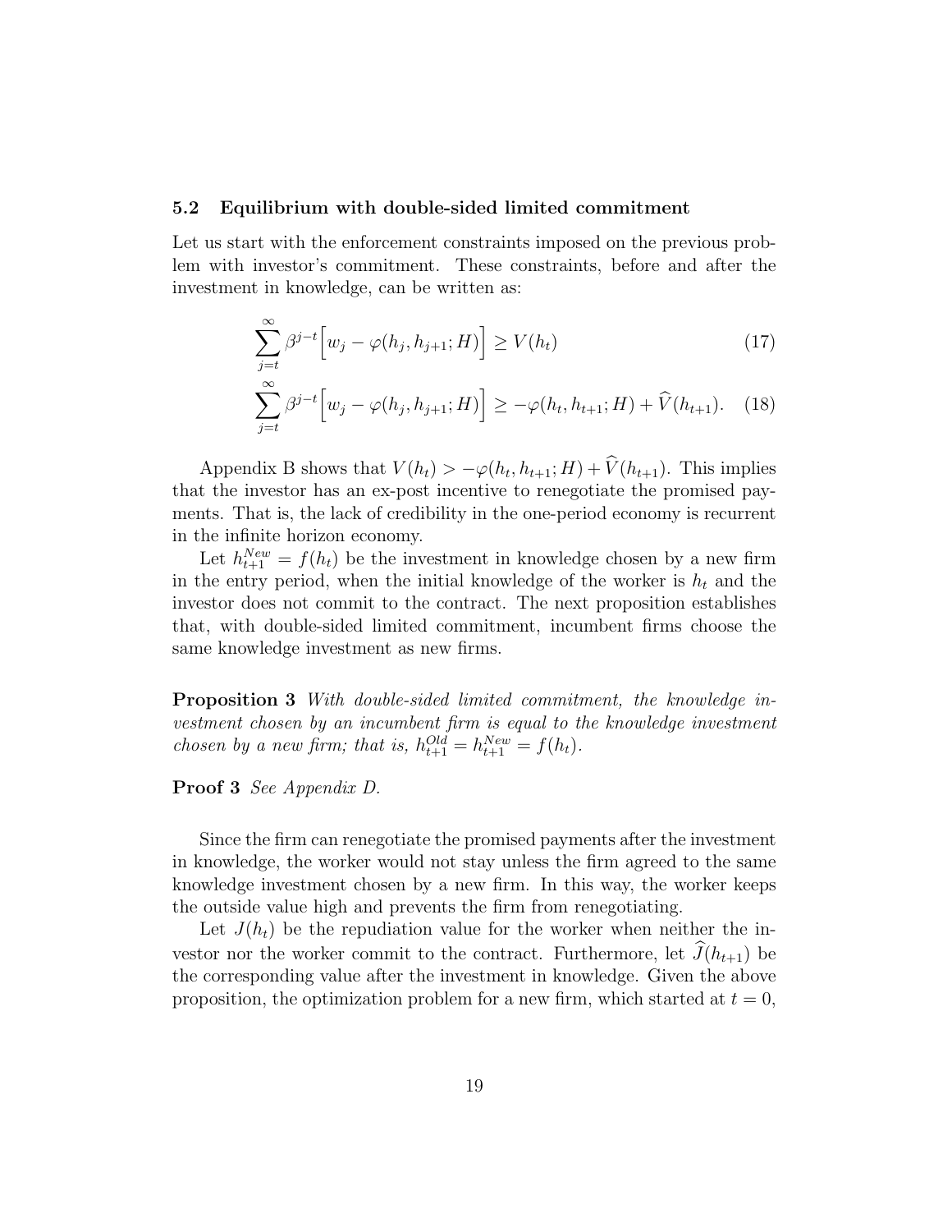### 5.2 Equilibrium with double-sided limited commitment

Let us start with the enforcement constraints imposed on the previous problem with investor's commitment. These constraints, before and after the investment in knowledge, can be written as:

$$\sum_{j=t}^{\infty} \beta^{j-t}\Big[w_j - \varphi(h_j, h_{j+1}; H)\Big] \geq V(h_t) \tag{17}$$

$$\sum_{j=t}^{\infty} \beta^{j-t}\Big[w_j - \varphi(h_j, h_{j+1}; H)\Big] \geq -\varphi(h_t, h_{t+1}; H) + \widehat{V}(h_{t+1}). \tag{18}$$

Appendix B shows that $V(h_t) > -\varphi(h_t, h_{t+1}; H) + \widehat{V}(h_{t+1})$. This implies that the investor has an ex-post incentive to renegotiate the promised payments. That is, the lack of credibility in the one-period economy is recurrent in the infinite horizon economy.

Let $h_{t+1}^{New} = f(h_t)$ be the investment in knowledge chosen by a new firm in the entry period, when the initial knowledge of the worker is $h_t$ and the investor does not commit to the contract. The next proposition establishes that, with double-sided limited commitment, incumbent firms choose the same knowledge investment as new firms.

**Proposition 3** *With double-sided limited commitment, the knowledge investment chosen by an incumbent firm is equal to the knowledge investment chosen by a new firm; that is,* $h_{t+1}^{Old} = h_{t+1}^{New} = f(h_t)$.

**Proof 3** *See Appendix D.*

Since the firm can renegotiate the promised payments after the investment in knowledge, the worker would not stay unless the firm agreed to the same knowledge investment chosen by a new firm. In this way, the worker keeps the outside value high and prevents the firm from renegotiating.

Let $J(h_t)$ be the repudiation value for the worker when neither the investor nor the worker commit to the contract. Furthermore, let $\widehat{J}(h_{t+1})$ be the corresponding value after the investment in knowledge. Given the above proposition, the optimization problem for a new firm, which started at $t = 0$,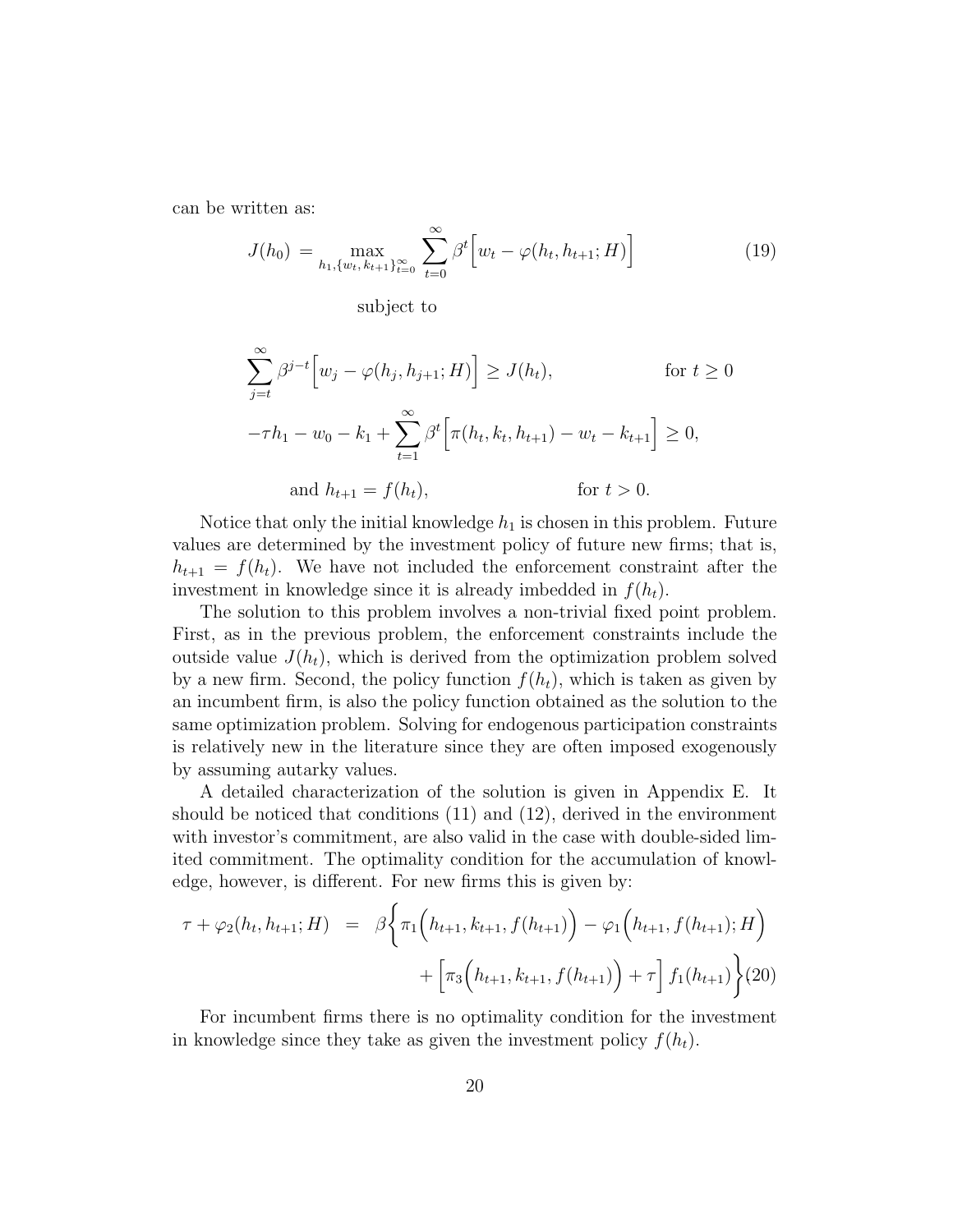can be written as:

$$J(h_0) = \max_{h_1, \{w_t, k_{t+1}\}_{t=0}^{\infty}} \sum_{t=0}^{\infty} \beta^t \Big[ w_t - \varphi(h_t, h_{t+1}; H) \Big] \tag{19}$$

subject to

$$\sum_{j=t}^{\infty} \beta^{j-t} \Big[ w_j - \varphi(h_j, h_{j+1}; H) \Big] \geq J(h_t), \qquad \text{for } t \geq 0$$

$$-\tau h_1 - w_0 - k_1 + \sum_{t=1}^{\infty} \beta^t \Big[ \pi(h_t, k_t, h_{t+1}) - w_t - k_{t+1} \Big] \geq 0,$$

$$\text{and } h_{t+1} = f(h_t), \qquad \text{for } t > 0.$$

Notice that only the initial knowledge $h_1$ is chosen in this problem. Future values are determined by the investment policy of future new firms; that is, $h_{t+1} = f(h_t)$. We have not included the enforcement constraint after the investment in knowledge since it is already imbedded in $f(h_t)$.

The solution to this problem involves a non-trivial fixed point problem. First, as in the previous problem, the enforcement constraints include the outside value $J(h_t)$, which is derived from the optimization problem solved by a new firm. Second, the policy function $f(h_t)$, which is taken as given by an incumbent firm, is also the policy function obtained as the solution to the same optimization problem. Solving for endogenous participation constraints is relatively new in the literature since they are often imposed exogenously by assuming autarky values.

A detailed characterization of the solution is given in Appendix E. It should be noticed that conditions (11) and (12), derived in the environment with investor's commitment, are also valid in the case with double-sided limited commitment. The optimality condition for the accumulation of knowledge, however, is different. For new firms this is given by:

$$\tau + \varphi_2(h_t, h_{t+1}; H) = \beta \bigg\{ \pi_1\Big(h_{t+1}, k_{t+1}, f(h_{t+1})\Big) - \varphi_1\Big(h_{t+1}, f(h_{t+1}); H\Big) + \Big[ \pi_3\Big(h_{t+1}, k_{t+1}, f(h_{t+1})\Big) + \tau \Big] f_1(h_{t+1}) \bigg\} \tag{20}$$

For incumbent firms there is no optimality condition for the investment in knowledge since they take as given the investment policy $f(h_t)$.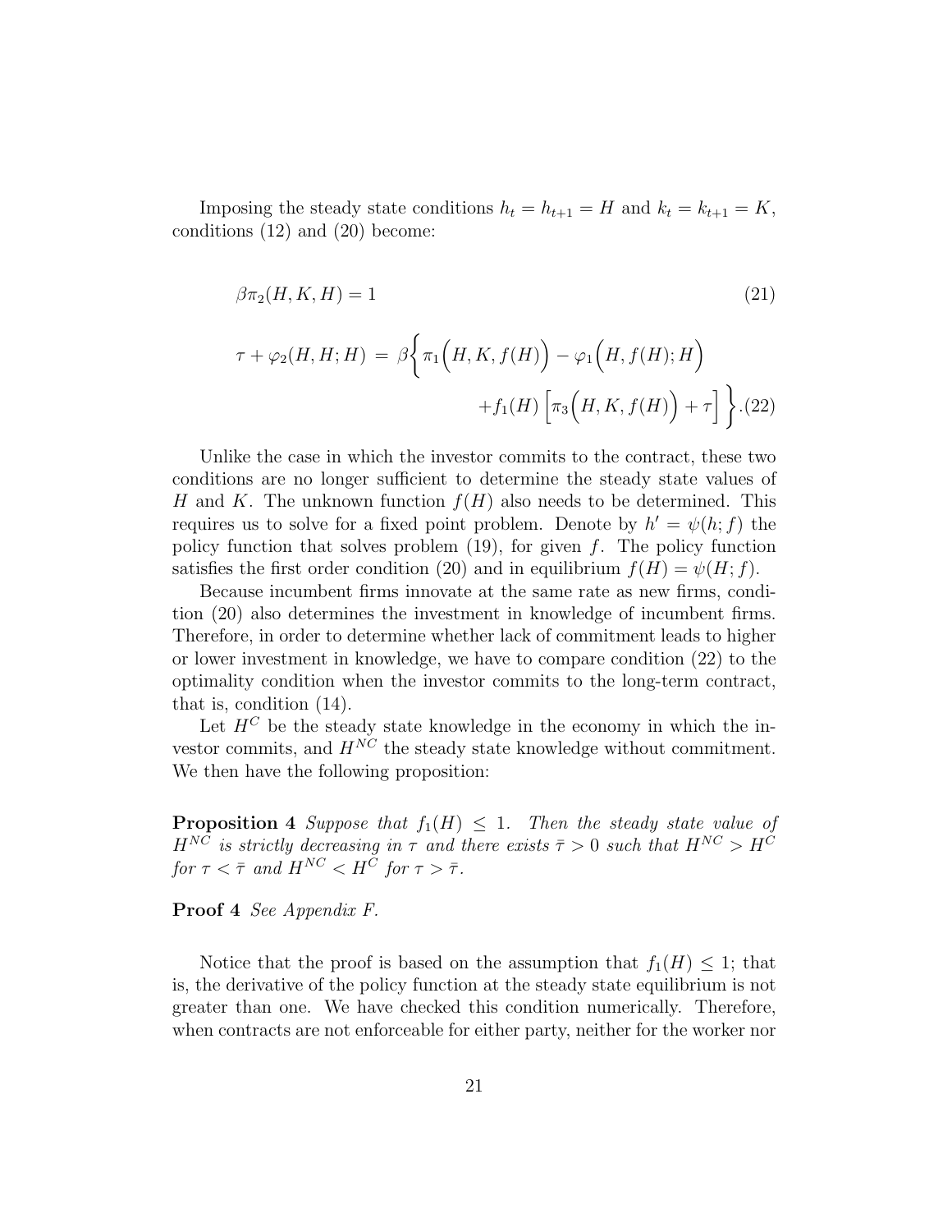Imposing the steady state conditions $h_t = h_{t+1} = H$ and $k_t = k_{t+1} = K$, conditions (12) and (20) become:

$$\beta \pi_2(H, K, H) = 1 \tag{21}$$

$$\tau + \varphi_2(H, H; H) \;=\; \beta \Big\{ \pi_1\Big(H, K, f(H)\Big) - \varphi_1\Big(H, f(H); H\Big) + f_1(H)\left[\pi_3\Big(H, K, f(H)\Big) + \tau\right] \Big\}. \tag{22}$$

Unlike the case in which the investor commits to the contract, these two conditions are no longer sufficient to determine the steady state values of $H$ and $K$. The unknown function $f(H)$ also needs to be determined. This requires us to solve for a fixed point problem. Denote by $h' = \psi(h; f)$ the policy function that solves problem (19), for given $f$. The policy function satisfies the first order condition (20) and in equilibrium $f(H) = \psi(H; f)$.

Because incumbent firms innovate at the same rate as new firms, condition (20) also determines the investment in knowledge of incumbent firms. Therefore, in order to determine whether lack of commitment leads to higher or lower investment in knowledge, we have to compare condition (22) to the optimality condition when the investor commits to the long-term contract, that is, condition (14).

Let $H^C$ be the steady state knowledge in the economy in which the investor commits, and $H^{NC}$ the steady state knowledge without commitment. We then have the following proposition:

**Proposition 4** *Suppose that $f_1(H) \leq 1$. Then the steady state value of $H^{NC}$ is strictly decreasing in $\tau$ and there exists $\bar{\tau} > 0$ such that $H^{NC} > H^C$ for $\tau < \bar{\tau}$ and $H^{NC} < H^C$ for $\tau > \bar{\tau}$.*

**Proof 4** *See Appendix F.*

Notice that the proof is based on the assumption that $f_1(H) \leq 1$; that is, the derivative of the policy function at the steady state equilibrium is not greater than one. We have checked this condition numerically. Therefore, when contracts are not enforceable for either party, neither for the worker nor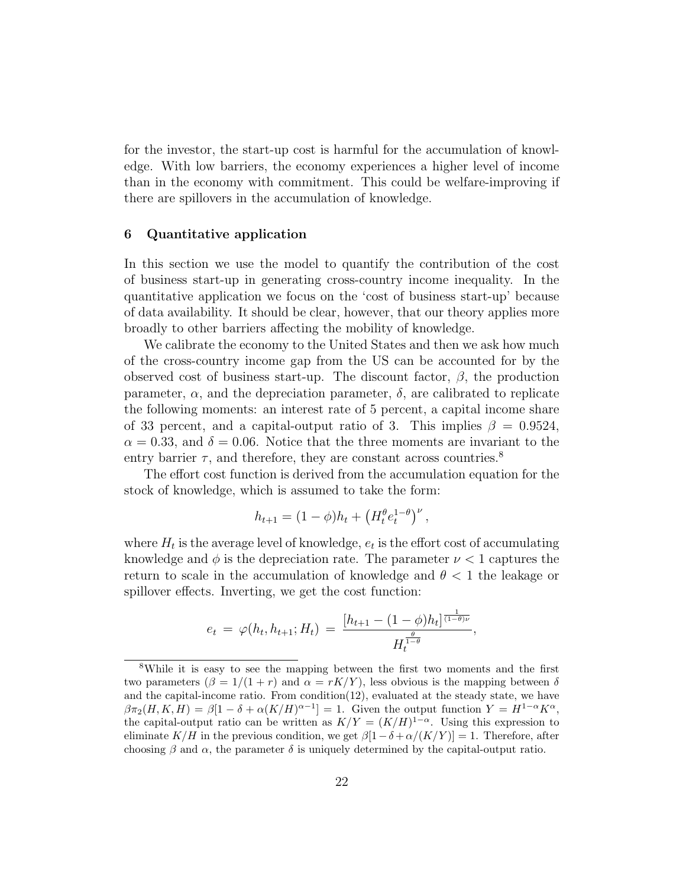for the investor, the start-up cost is harmful for the accumulation of knowledge. With low barriers, the economy experiences a higher level of income than in the economy with commitment. This could be welfare-improving if there are spillovers in the accumulation of knowledge.

## 6 Quantitative application

In this section we use the model to quantify the contribution of the cost of business start-up in generating cross-country income inequality. In the quantitative application we focus on the 'cost of business start-up' because of data availability. It should be clear, however, that our theory applies more broadly to other barriers affecting the mobility of knowledge.

We calibrate the economy to the United States and then we ask how much of the cross-country income gap from the US can be accounted for by the observed cost of business start-up. The discount factor, $\beta$, the production parameter, $\alpha$, and the depreciation parameter, $\delta$, are calibrated to replicate the following moments: an interest rate of 5 percent, a capital income share of 33 percent, and a capital-output ratio of 3. This implies $\beta = 0.9524$, $\alpha = 0.33$, and $\delta = 0.06$. Notice that the three moments are invariant to the entry barrier $\tau$, and therefore, they are constant across countries.[8]

The effort cost function is derived from the accumulation equation for the stock of knowledge, which is assumed to take the form:

$$h_{t+1} = (1-\phi)h_t + \left(H_t^{\theta} e_t^{1-\theta}\right)^{\nu},$$

where $H_t$ is the average level of knowledge, $e_t$ is the effort cost of accumulating knowledge and $\phi$ is the depreciation rate. The parameter $\nu < 1$ captures the return to scale in the accumulation of knowledge and $\theta < 1$ the leakage or spillover effects. Inverting, we get the cost function:

$$e_t = \varphi(h_t, h_{t+1}; H_t) = \frac{[h_{t+1} - (1-\phi)h_t]^{\frac{1}{(1-\theta)\nu}}}{H_t^{\frac{\theta}{1-\theta}}},$$

[8]While it is easy to see the mapping between the first two moments and the first two parameters ($\beta = 1/(1+r)$ and $\alpha = rK/Y$), less obvious is the mapping between $\delta$ and the capital-income ratio. From condition(12), evaluated at the steady state, we have $\beta\pi_2(H, K, H) = \beta[1 - \delta + \alpha(K/H)^{\alpha-1}] = 1$. Given the output function $Y = H^{1-\alpha}K^{\alpha}$, the capital-output ratio can be written as $K/Y = (K/H)^{1-\alpha}$. Using this expression to eliminate $K/H$ in the previous condition, we get $\beta[1 - \delta + \alpha/(K/Y)] = 1$. Therefore, after choosing $\beta$ and $\alpha$, the parameter $\delta$ is uniquely determined by the capital-output ratio.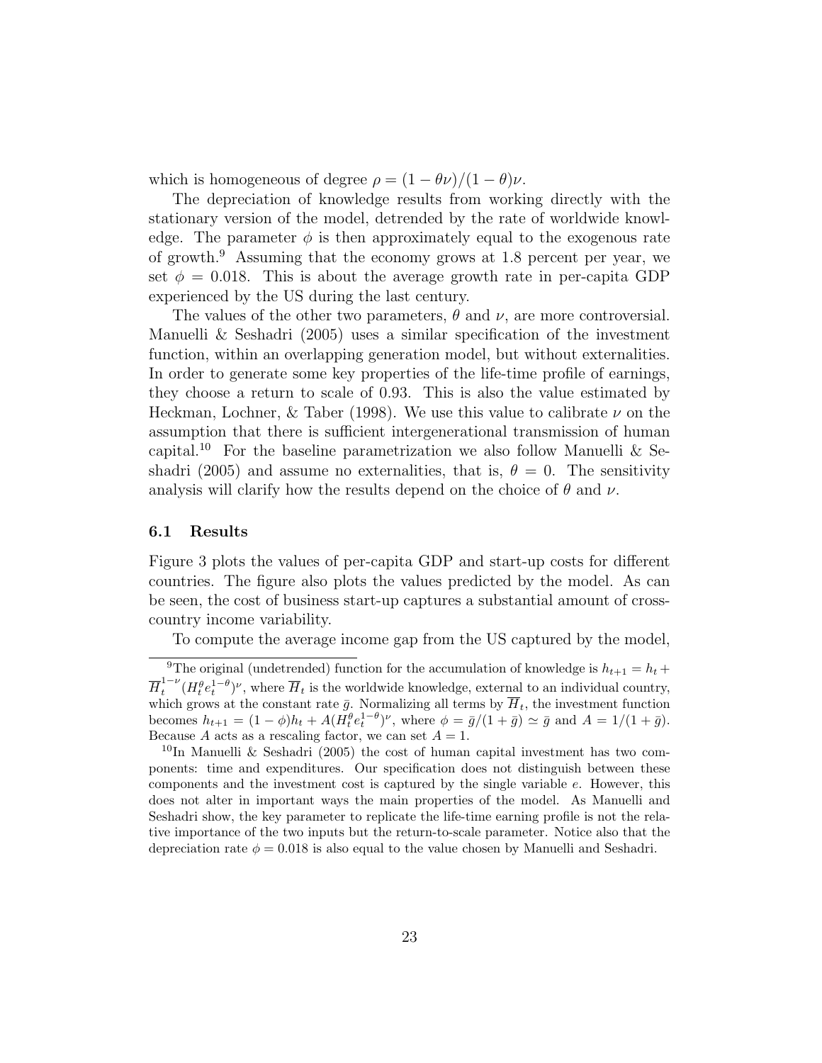which is homogeneous of degree $\rho = (1 - \theta\nu)/(1 - \theta)\nu$.

The depreciation of knowledge results from working directly with the stationary version of the model, detrended by the rate of worldwide knowledge. The parameter $\phi$ is then approximately equal to the exogenous rate of growth.[9] Assuming that the economy grows at 1.8 percent per year, we set $\phi = 0.018$. This is about the average growth rate in per-capita GDP experienced by the US during the last century.

The values of the other two parameters, $\theta$ and $\nu$, are more controversial. Manuelli & Seshadri (2005) uses a similar specification of the investment function, within an overlapping generation model, but without externalities. In order to generate some key properties of the life-time profile of earnings, they choose a return to scale of 0.93. This is also the value estimated by Heckman, Lochner, & Taber (1998). We use this value to calibrate $\nu$ on the assumption that there is sufficient intergenerational transmission of human capital.[10] For the baseline parametrization we also follow Manuelli & Seshadri (2005) and assume no externalities, that is, $\theta = 0$. The sensitivity analysis will clarify how the results depend on the choice of $\theta$ and $\nu$.

### 6.1 Results

Figure 3 plots the values of per-capita GDP and start-up costs for different countries. The figure also plots the values predicted by the model. As can be seen, the cost of business start-up captures a substantial amount of cross-country income variability.

To compute the average income gap from the US captured by the model,

---

[9] The original (undetrended) function for the accumulation of knowledge is $h_{t+1} = h_t + \overline{H}_t^{1-\nu}(H_t^{\theta} e_t^{1-\theta})^{\nu}$, where $\overline{H}_t$ is the worldwide knowledge, external to an individual country, which grows at the constant rate $\bar{g}$. Normalizing all terms by $\overline{H}_t$, the investment function becomes $h_{t+1} = (1 - \phi)h_t + A(H_t^{\theta} e_t^{1-\theta})^{\nu}$, where $\phi = \bar{g}/(1 + \bar{g}) \simeq \bar{g}$ and $A = 1/(1 + \bar{g})$. Because $A$ acts as a rescaling factor, we can set $A = 1$.

[10] In Manuelli & Seshadri (2005) the cost of human capital investment has two components: time and expenditures. Our specification does not distinguish between these components and the investment cost is captured by the single variable $e$. However, this does not alter in important ways the main properties of the model. As Manuelli and Seshadri show, the key parameter to replicate the life-time earning profile is not the relative importance of the two inputs but the return-to-scale parameter. Notice also that the depreciation rate $\phi = 0.018$ is also equal to the value chosen by Manuelli and Seshadri.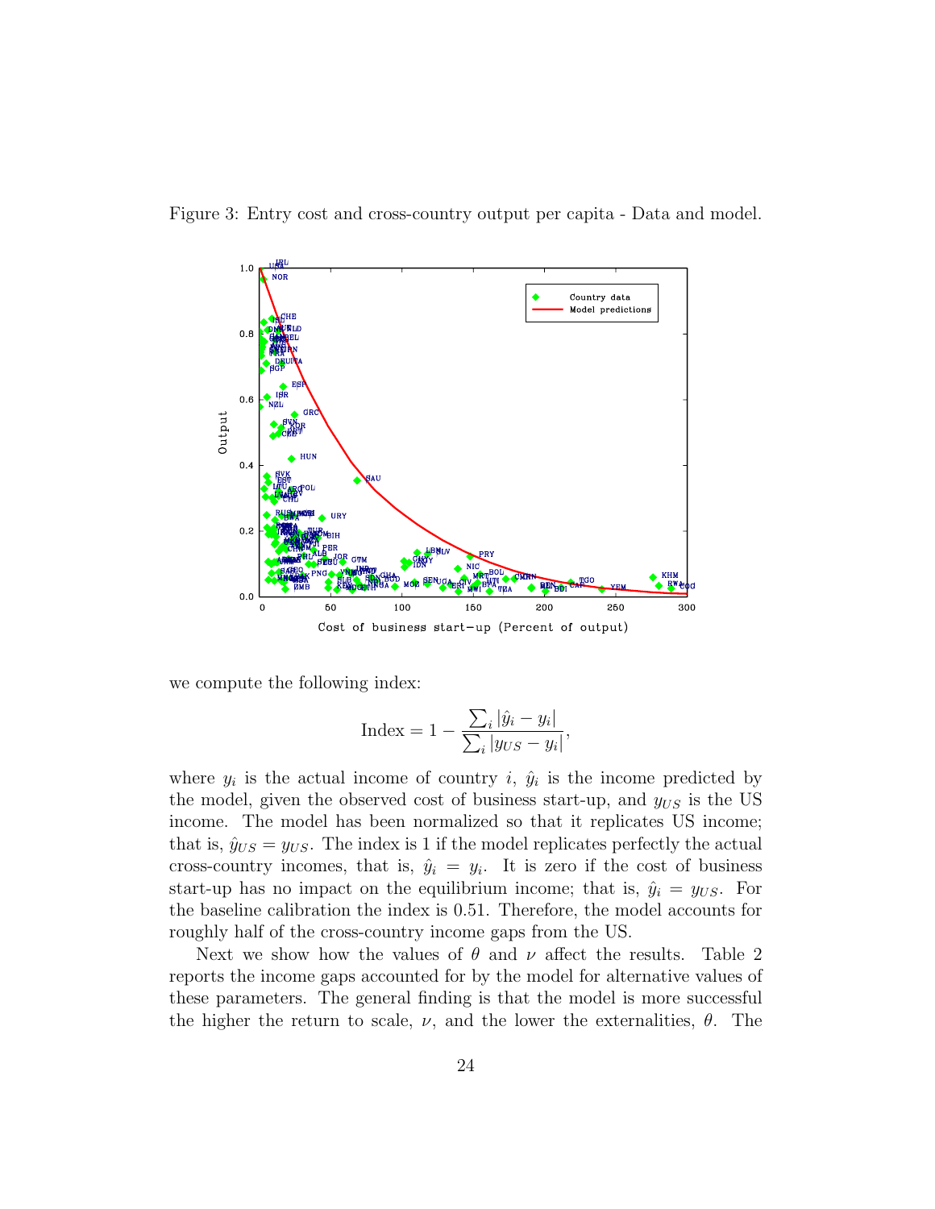Figure 3: Entry cost and cross-country output per capita - Data and model.

we compute the following index:

$$\text{Index} = 1 - \frac{\sum_i |\hat{y}_i - y_i|}{\sum_i |y_{US} - y_i|},$$

where $y_i$ is the actual income of country $i$, $\hat{y}_i$ is the income predicted by the model, given the observed cost of business start-up, and $y_{US}$ is the US income. The model has been normalized so that it replicates US income; that is, $\hat{y}_{US} = y_{US}$. The index is 1 if the model replicates perfectly the actual cross-country incomes, that is, $\hat{y}_i = y_i$. It is zero if the cost of business start-up has no impact on the equilibrium income; that is, $\hat{y}_i = y_{US}$. For the baseline calibration the index is 0.51. Therefore, the model accounts for roughly half of the cross-country income gaps from the US.

Next we show how the values of $\theta$ and $\nu$ affect the results. Table 2 reports the income gaps accounted for by the model for alternative values of these parameters. The general finding is that the model is more successful the higher the return to scale, $\nu$, and the lower the externalities, $\theta$. The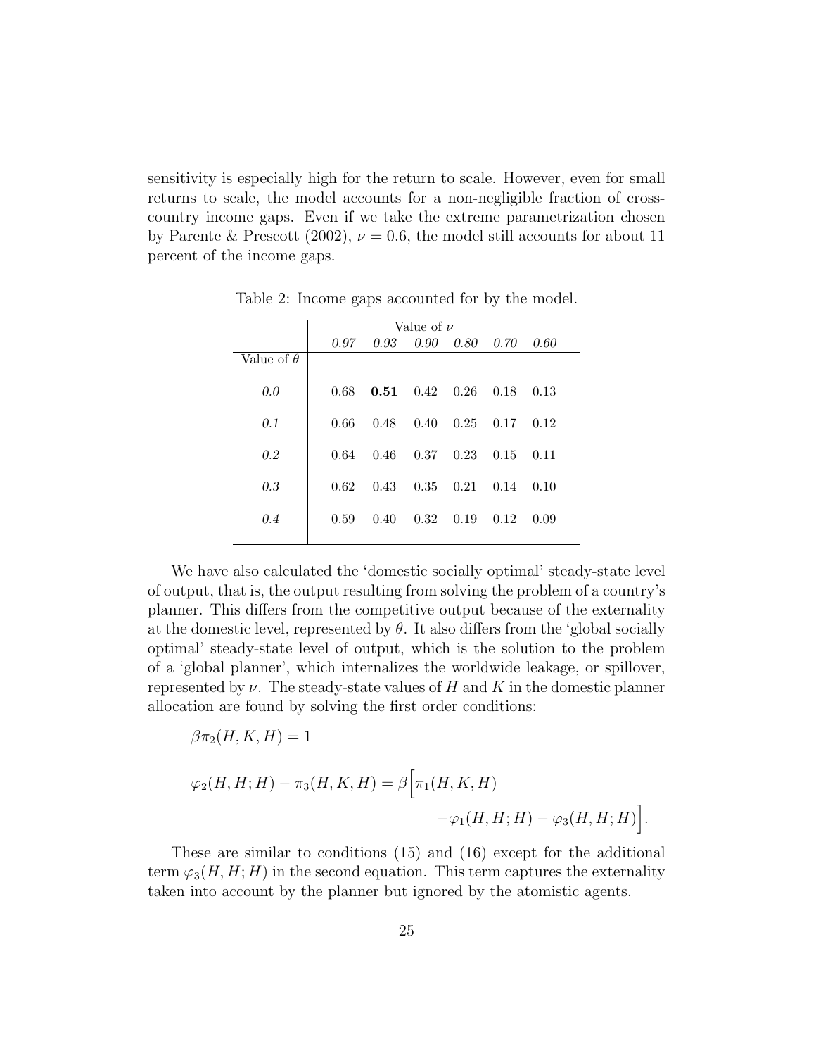sensitivity is especially high for the return to scale. However, even for small returns to scale, the model accounts for a non-negligible fraction of cross-country income gaps. Even if we take the extreme parametrization chosen by Parente & Prescott (2002), $\nu = 0.6$, the model still accounts for about 11 percent of the income gaps.

Table 2: Income gaps accounted for by the model.

| | Value of $\nu$ | | | | | |
|---|---|---|---|---|---|---|
| | *0.97* | *0.93* | *0.90* | *0.80* | *0.70* | *0.60* |
| Value of $\theta$ | | | | | | |
| *0.0* | 0.68 | **0.51** | 0.42 | 0.26 | 0.18 | 0.13 |
| *0.1* | 0.66 | 0.48 | 0.40 | 0.25 | 0.17 | 0.12 |
| *0.2* | 0.64 | 0.46 | 0.37 | 0.23 | 0.15 | 0.11 |
| *0.3* | 0.62 | 0.43 | 0.35 | 0.21 | 0.14 | 0.10 |
| *0.4* | 0.59 | 0.40 | 0.32 | 0.19 | 0.12 | 0.09 |

We have also calculated the 'domestic socially optimal' steady-state level of output, that is, the output resulting from solving the problem of a country's planner. This differs from the competitive output because of the externality at the domestic level, represented by $\theta$. It also differs from the 'global socially optimal' steady-state level of output, which is the solution to the problem of a 'global planner', which internalizes the worldwide leakage, or spillover, represented by $\nu$. The steady-state values of $H$ and $K$ in the domestic planner allocation are found by solving the first order conditions:

$$\beta \pi_2(H, K, H) = 1$$

$$\varphi_2(H, H; H) - \pi_3(H, K, H) = \beta \Big[ \pi_1(H, K, H) - \varphi_1(H, H; H) - \varphi_3(H, H; H) \Big].$$

These are similar to conditions (15) and (16) except for the additional term $\varphi_3(H, H; H)$ in the second equation. This term captures the externality taken into account by the planner but ignored by the atomistic agents.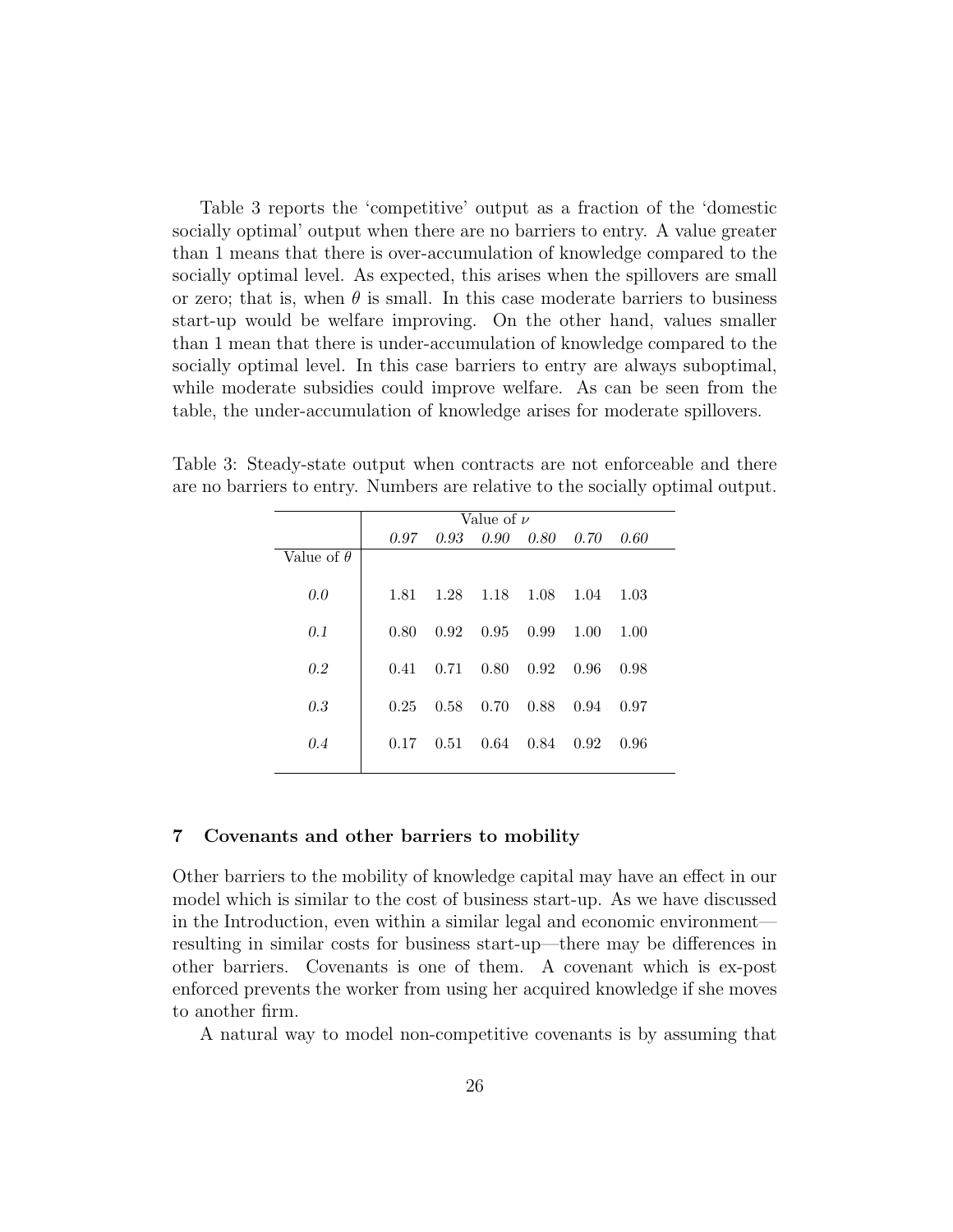Table 3 reports the 'competitive' output as a fraction of the 'domestic socially optimal' output when there are no barriers to entry. A value greater than 1 means that there is over-accumulation of knowledge compared to the socially optimal level. As expected, this arises when the spillovers are small or zero; that is, when $\theta$ is small. In this case moderate barriers to business start-up would be welfare improving. On the other hand, values smaller than 1 mean that there is under-accumulation of knowledge compared to the socially optimal level. In this case barriers to entry are always suboptimal, while moderate subsidies could improve welfare. As can be seen from the table, the under-accumulation of knowledge arises for moderate spillovers.

Table 3: Steady-state output when contracts are not enforceable and there are no barriers to entry. Numbers are relative to the socially optimal output.

| | Value of $\nu$ | | | | | |
|---|---|---|---|---|---|---|
| | *0.97* | *0.93* | *0.90* | *0.80* | *0.70* | *0.60* |
| Value of $\theta$ | | | | | | |
| *0.0* | 1.81 | 1.28 | 1.18 | 1.08 | 1.04 | 1.03 |
| *0.1* | 0.80 | 0.92 | 0.95 | 0.99 | 1.00 | 1.00 |
| *0.2* | 0.41 | 0.71 | 0.80 | 0.92 | 0.96 | 0.98 |
| *0.3* | 0.25 | 0.58 | 0.70 | 0.88 | 0.94 | 0.97 |
| *0.4* | 0.17 | 0.51 | 0.64 | 0.84 | 0.92 | 0.96 |

## 7 Covenants and other barriers to mobility

Other barriers to the mobility of knowledge capital may have an effect in our model which is similar to the cost of business start-up. As we have discussed in the Introduction, even within a similar legal and economic environment—resulting in similar costs for business start-up—there may be differences in other barriers. Covenants is one of them. A covenant which is ex-post enforced prevents the worker from using her acquired knowledge if she moves to another firm.

A natural way to model non-competitive covenants is by assuming that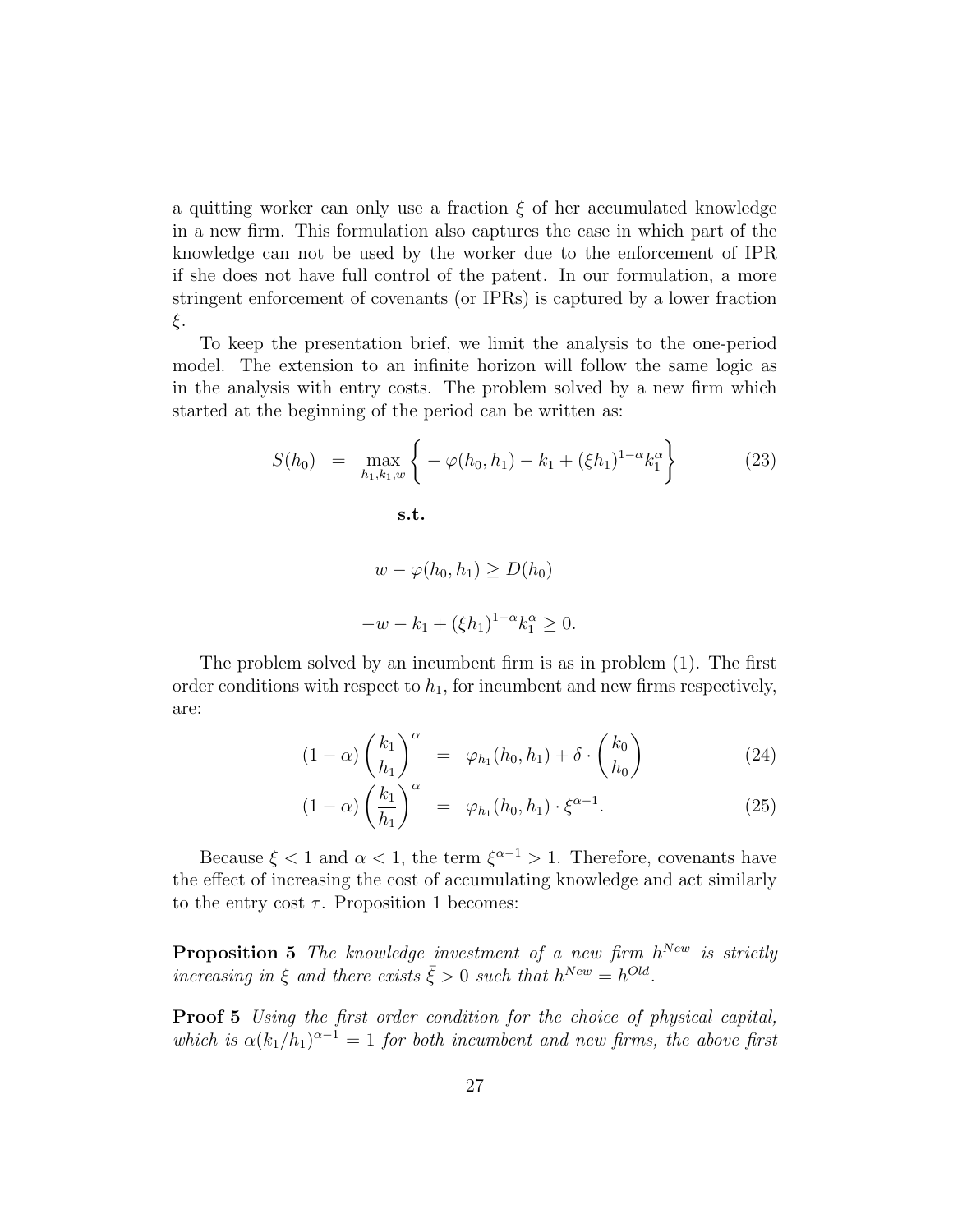a quitting worker can only use a fraction $\xi$ of her accumulated knowledge in a new firm. This formulation also captures the case in which part of the knowledge can not be used by the worker due to the enforcement of IPR if she does not have full control of the patent. In our formulation, a more stringent enforcement of covenants (or IPRs) is captured by a lower fraction $\xi$.

To keep the presentation brief, we limit the analysis to the one-period model. The extension to an infinite horizon will follow the same logic as in the analysis with entry costs. The problem solved by a new firm which started at the beginning of the period can be written as:

$$
S(h_0) = \max_{h_1,k_1,w} \left\{ -\varphi(h_0,h_1) - k_1 + (\xi h_1)^{1-\alpha} k_1^{\alpha} \right\} \tag{23}
$$

**s.t.**

$$
w - \varphi(h_0,h_1) \geq D(h_0)
$$

$$
-w - k_1 + (\xi h_1)^{1-\alpha} k_1^{\alpha} \geq 0.
$$

The problem solved by an incumbent firm is as in problem (1). The first order conditions with respect to $h_1$, for incumbent and new firms respectively, are:

$$
(1-\alpha)\left(\frac{k_1}{h_1}\right)^{\alpha} = \varphi_{h_1}(h_0,h_1) + \delta \cdot \left(\frac{k_0}{h_0}\right) \tag{24}
$$

$$
(1-\alpha)\left(\frac{k_1}{h_1}\right)^{\alpha} = \varphi_{h_1}(h_0,h_1) \cdot \xi^{\alpha-1}. \tag{25}
$$

Because $\xi < 1$ and $\alpha < 1$, the term $\xi^{\alpha-1} > 1$. Therefore, covenants have the effect of increasing the cost of accumulating knowledge and act similarly to the entry cost $\tau$. Proposition 1 becomes:

**Proposition 5** *The knowledge investment of a new firm $h^{New}$ is strictly increasing in $\xi$ and there exists $\bar{\xi} > 0$ such that $h^{New} = h^{Old}$.*

**Proof 5** *Using the first order condition for the choice of physical capital, which is $\alpha(k_1/h_1)^{\alpha-1} = 1$ for both incumbent and new firms, the above first*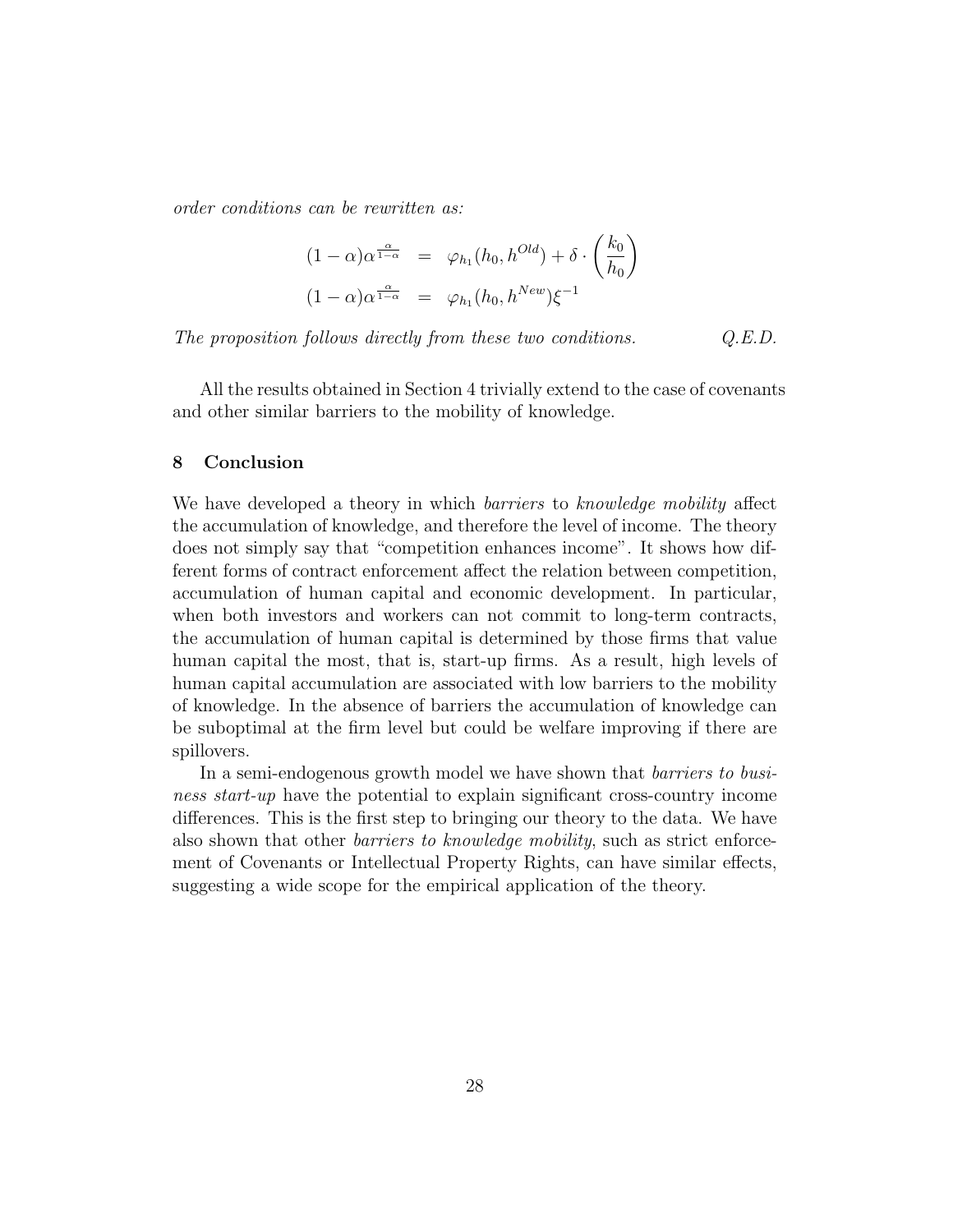*order conditions can be rewritten as:*

$$
\begin{aligned}
(1-\alpha)\alpha^{\frac{\alpha}{1-\alpha}} &= \varphi_{h_1}(h_0, h^{Old}) + \delta \cdot \left(\frac{k_0}{h_0}\right) \\
(1-\alpha)\alpha^{\frac{\alpha}{1-\alpha}} &= \varphi_{h_1}(h_0, h^{New})\xi^{-1}
\end{aligned}
$$

*The proposition follows directly from these two conditions.* *Q.E.D.*

All the results obtained in Section 4 trivially extend to the case of covenants and other similar barriers to the mobility of knowledge.

## 8 Conclusion

We have developed a theory in which *barriers* to *knowledge mobility* affect the accumulation of knowledge, and therefore the level of income. The theory does not simply say that "competition enhances income". It shows how different forms of contract enforcement affect the relation between competition, accumulation of human capital and economic development. In particular, when both investors and workers can not commit to long-term contracts, the accumulation of human capital is determined by those firms that value human capital the most, that is, start-up firms. As a result, high levels of human capital accumulation are associated with low barriers to the mobility of knowledge. In the absence of barriers the accumulation of knowledge can be suboptimal at the firm level but could be welfare improving if there are spillovers.

In a semi-endogenous growth model we have shown that *barriers to business start-up* have the potential to explain significant cross-country income differences. This is the first step to bringing our theory to the data. We have also shown that other *barriers to knowledge mobility*, such as strict enforcement of Covenants or Intellectual Property Rights, can have similar effects, suggesting a wide scope for the empirical application of the theory.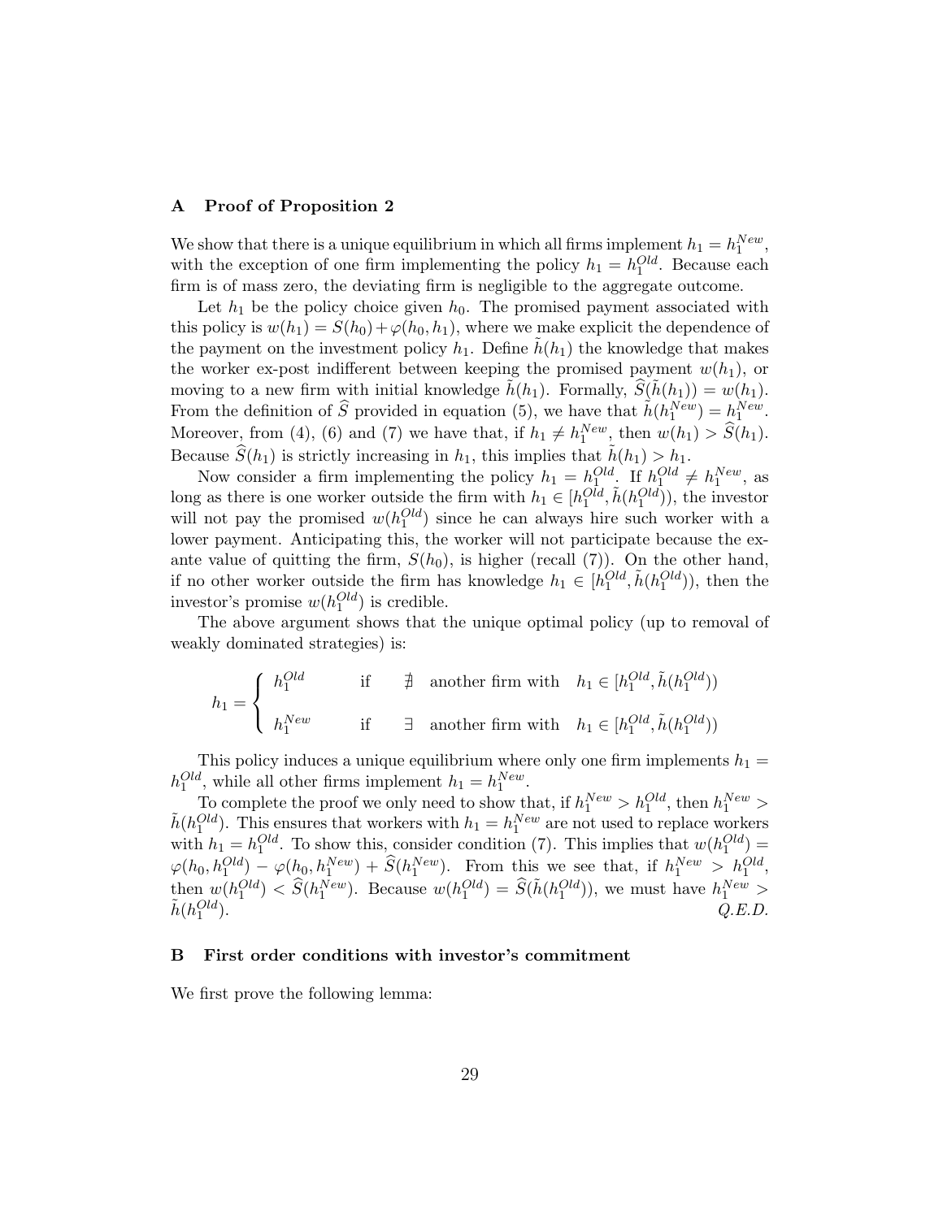## A Proof of Proposition 2

We show that there is a unique equilibrium in which all firms implement $h_1 = h_1^{New}$, with the exception of one firm implementing the policy $h_1 = h_1^{Old}$. Because each firm is of mass zero, the deviating firm is negligible to the aggregate outcome.

Let $h_1$ be the policy choice given $h_0$. The promised payment associated with this policy is $w(h_1) = S(h_0) + \varphi(h_0, h_1)$, where we make explicit the dependence of the payment on the investment policy $h_1$. Define $\tilde{h}(h_1)$ the knowledge that makes the worker ex-post indifferent between keeping the promised payment $w(h_1)$, or moving to a new firm with initial knowledge $\tilde{h}(h_1)$. Formally, $\widehat{S}(\tilde{h}(h_1)) = w(h_1)$. From the definition of $\widehat{S}$ provided in equation (5), we have that $\tilde{h}(h_1^{New}) = h_1^{New}$. Moreover, from (4), (6) and (7) we have that, if $h_1 \neq h_1^{New}$, then $w(h_1) > \widehat{S}(h_1)$. Because $\widehat{S}(h_1)$ is strictly increasing in $h_1$, this implies that $\tilde{h}(h_1) > h_1$.

Now consider a firm implementing the policy $h_1 = h_1^{Old}$. If $h_1^{Old} \neq h_1^{New}$, as long as there is one worker outside the firm with $h_1 \in [h_1^{Old}, \tilde{h}(h_1^{Old}))$, the investor will not pay the promised $w(h_1^{Old})$ since he can always hire such worker with a lower payment. Anticipating this, the worker will not participate because the ex-ante value of quitting the firm, $S(h_0)$, is higher (recall (7)). On the other hand, if no other worker outside the firm has knowledge $h_1 \in [h_1^{Old}, \tilde{h}(h_1^{Old}))$, then the investor's promise $w(h_1^{Old})$ is credible.

The above argument shows that the unique optimal policy (up to removal of weakly dominated strategies) is:

$$h_1 = \begin{cases} h_1^{Old} & \text{if} \quad \nexists \quad \text{another firm with} \quad h_1 \in [h_1^{Old}, \tilde{h}(h_1^{Old})) \\ h_1^{New} & \text{if} \quad \exists \quad \text{another firm with} \quad h_1 \in [h_1^{Old}, \tilde{h}(h_1^{Old})) \end{cases}$$

This policy induces a unique equilibrium where only one firm implements $h_1 = h_1^{Old}$, while all other firms implement $h_1 = h_1^{New}$.

To complete the proof we only need to show that, if $h_1^{New} > h_1^{Old}$, then $h_1^{New} > \tilde{h}(h_1^{Old})$. This ensures that workers with $h_1 = h_1^{New}$ are not used to replace workers with $h_1 = h_1^{Old}$. To show this, consider condition (7). This implies that $w(h_1^{Old}) = \varphi(h_0, h_1^{Old}) - \varphi(h_0, h_1^{New}) + \widehat{S}(h_1^{New})$. From this we see that, if $h_1^{New} > h_1^{Old}$, then $w(h_1^{Old}) < \widehat{S}(h_1^{New})$. Because $w(h_1^{Old}) = \widehat{S}(\tilde{h}(h_1^{Old}))$, we must have $h_1^{New} > \tilde{h}(h_1^{Old})$. *Q.E.D.*

## B First order conditions with investor's commitment

We first prove the following lemma: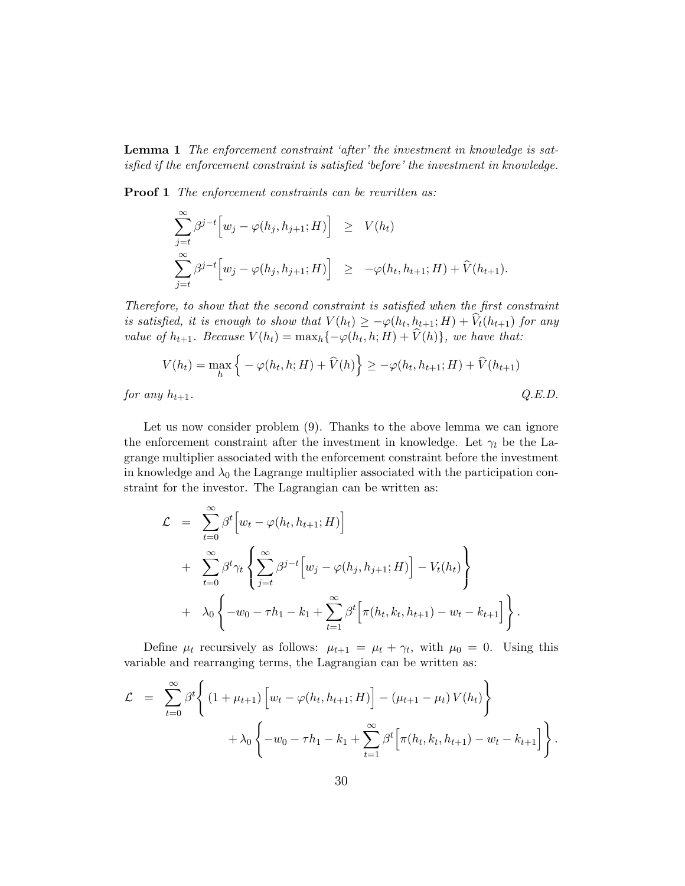**Lemma 1** *The enforcement constraint 'after' the investment in knowledge is satisfied if the enforcement constraint is satisfied 'before' the investment in knowledge.*

**Proof 1** *The enforcement constraints can be rewritten as:*

$$
\begin{aligned}
\sum_{j=t}^{\infty} \beta^{j-t}\Big[w_j - \varphi(h_j, h_{j+1}; H)\Big] &\geq V(h_t) \\
\sum_{j=t}^{\infty} \beta^{j-t}\Big[w_j - \varphi(h_j, h_{j+1}; H)\Big] &\geq -\varphi(h_t, h_{t+1}; H) + \widehat{V}(h_{t+1}).
\end{aligned}
$$

*Therefore, to show that the second constraint is satisfied when the first constraint is satisfied, it is enough to show that $V(h_t) \geq -\varphi(h_t, h_{t+1}; H) + \widehat{V}_t(h_{t+1})$ for any value of $h_{t+1}$. Because $V(h_t) = \max_h\{-\varphi(h_t, h; H) + \widehat{V}(h)\}$, we have that:*

$$
V(h_t) = \max_h \Big\{ -\varphi(h_t, h; H) + \widehat{V}(h)\Big\} \geq -\varphi(h_t, h_{t+1}; H) + \widehat{V}(h_{t+1})
$$

*for any $h_{t+1}$.* *Q.E.D.*

Let us now consider problem (9). Thanks to the above lemma we can ignore the enforcement constraint after the investment in knowledge. Let $\gamma_t$ be the Lagrange multiplier associated with the enforcement constraint before the investment in knowledge and $\lambda_0$ the Lagrange multiplier associated with the participation constraint for the investor. The Lagrangian can be written as:

$$
\begin{aligned}
\mathcal{L} &= \sum_{t=0}^{\infty} \beta^t \Big[w_t - \varphi(h_t, h_{t+1}; H)\Big] \\
&+ \sum_{t=0}^{\infty} \beta^t \gamma_t \left\{ \sum_{j=t}^{\infty} \beta^{j-t}\Big[w_j - \varphi(h_j, h_{j+1}; H)\Big] - V_t(h_t) \right\} \\
&+ \lambda_0 \left\{ -w_0 - \tau h_1 - k_1 + \sum_{t=1}^{\infty} \beta^t \Big[\pi(h_t, k_t, h_{t+1}) - w_t - k_{t+1}\Big] \right\}.
\end{aligned}
$$

Define $\mu_t$ recursively as follows: $\mu_{t+1} = \mu_t + \gamma_t$, with $\mu_0 = 0$. Using this variable and rearranging terms, the Lagrangian can be written as:

$$
\begin{aligned}
\mathcal{L} = \sum_{t=0}^{\infty} \beta^t \bigg\{ (1+\mu_{t+1}) \Big[w_t - \varphi(h_t, h_{t+1}; H)\Big] - (\mu_{t+1} - \mu_t)\, V(h_t) \bigg\} \\
+ \lambda_0 \left\{ -w_0 - \tau h_1 - k_1 + \sum_{t=1}^{\infty} \beta^t \Big[\pi(h_t, k_t, h_{t+1}) - w_t - k_{t+1}\Big] \right\}.
\end{aligned}
$$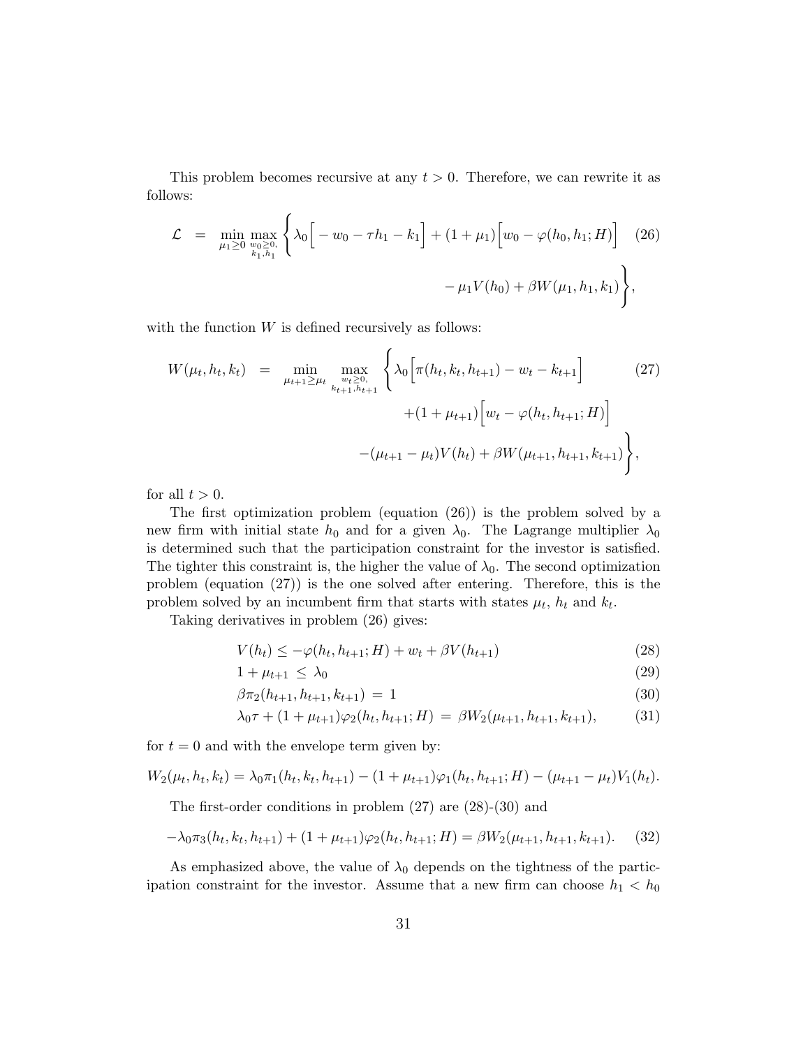This problem becomes recursive at any $t > 0$. Therefore, we can rewrite it as follows:

$$
\begin{aligned}
\mathcal{L} \;=\; \min_{\mu_1 \geq 0} \max_{\substack{w_0 \geq 0, \\ k_1, h_1}} \Bigg\{ & \lambda_0 \Big[ -w_0 - \tau h_1 - k_1 \Big] + (1+\mu_1)\Big[ w_0 - \varphi(h_0, h_1; H) \Big] \\
& - \mu_1 V(h_0) + \beta W(\mu_1, h_1, k_1) \Bigg\},
\end{aligned} \tag{26}
$$

with the function $W$ is defined recursively as follows:

$$
\begin{aligned}
W(\mu_t, h_t, k_t) \;=\; \min_{\mu_{t+1} \geq \mu_t} \max_{\substack{w_t \geq 0, \\ k_{t+1}, h_{t+1}}} \Bigg\{ & \lambda_0 \Big[ \pi(h_t, k_t, h_{t+1}) - w_t - k_{t+1} \Big] \\
& + (1+\mu_{t+1})\Big[ w_t - \varphi(h_t, h_{t+1}; H) \Big] \\
& - (\mu_{t+1} - \mu_t) V(h_t) + \beta W(\mu_{t+1}, h_{t+1}, k_{t+1}) \Bigg\},
\end{aligned} \tag{27}
$$

for all $t > 0$.

The first optimization problem (equation (26)) is the problem solved by a new firm with initial state $h_0$ and for a given $\lambda_0$. The Lagrange multiplier $\lambda_0$ is determined such that the participation constraint for the investor is satisfied. The tighter this constraint is, the higher the value of $\lambda_0$. The second optimization problem (equation (27)) is the one solved after entering. Therefore, this is the problem solved by an incumbent firm that starts with states $\mu_t$, $h_t$ and $k_t$.

Taking derivatives in problem (26) gives:

$$
V(h_t) \leq -\varphi(h_t, h_{t+1}; H) + w_t + \beta V(h_{t+1}) \tag{28}
$$

$$
1 + \mu_{t+1} \;\leq\; \lambda_0 \tag{29}
$$

$$
\beta \pi_2(h_{t+1}, h_{t+1}, k_{t+1}) \;=\; 1 \tag{30}
$$

$$
\lambda_0 \tau + (1+\mu_{t+1})\varphi_2(h_t, h_{t+1}; H) \;=\; \beta W_2(\mu_{t+1}, h_{t+1}, k_{t+1}), \tag{31}
$$

for $t = 0$ and with the envelope term given by:

$$
W_2(\mu_t, h_t, k_t) = \lambda_0 \pi_1(h_t, k_t, h_{t+1}) - (1+\mu_{t+1})\varphi_1(h_t, h_{t+1}; H) - (\mu_{t+1} - \mu_t) V_1(h_t).
$$

The first-order conditions in problem (27) are (28)-(30) and

$$
-\lambda_0 \pi_3(h_t, k_t, h_{t+1}) + (1+\mu_{t+1})\varphi_2(h_t, h_{t+1}; H) = \beta W_2(\mu_{t+1}, h_{t+1}, k_{t+1}). \tag{32}
$$

As emphasized above, the value of $\lambda_0$ depends on the tightness of the participation constraint for the investor. Assume that a new firm can choose $h_1 < h_0$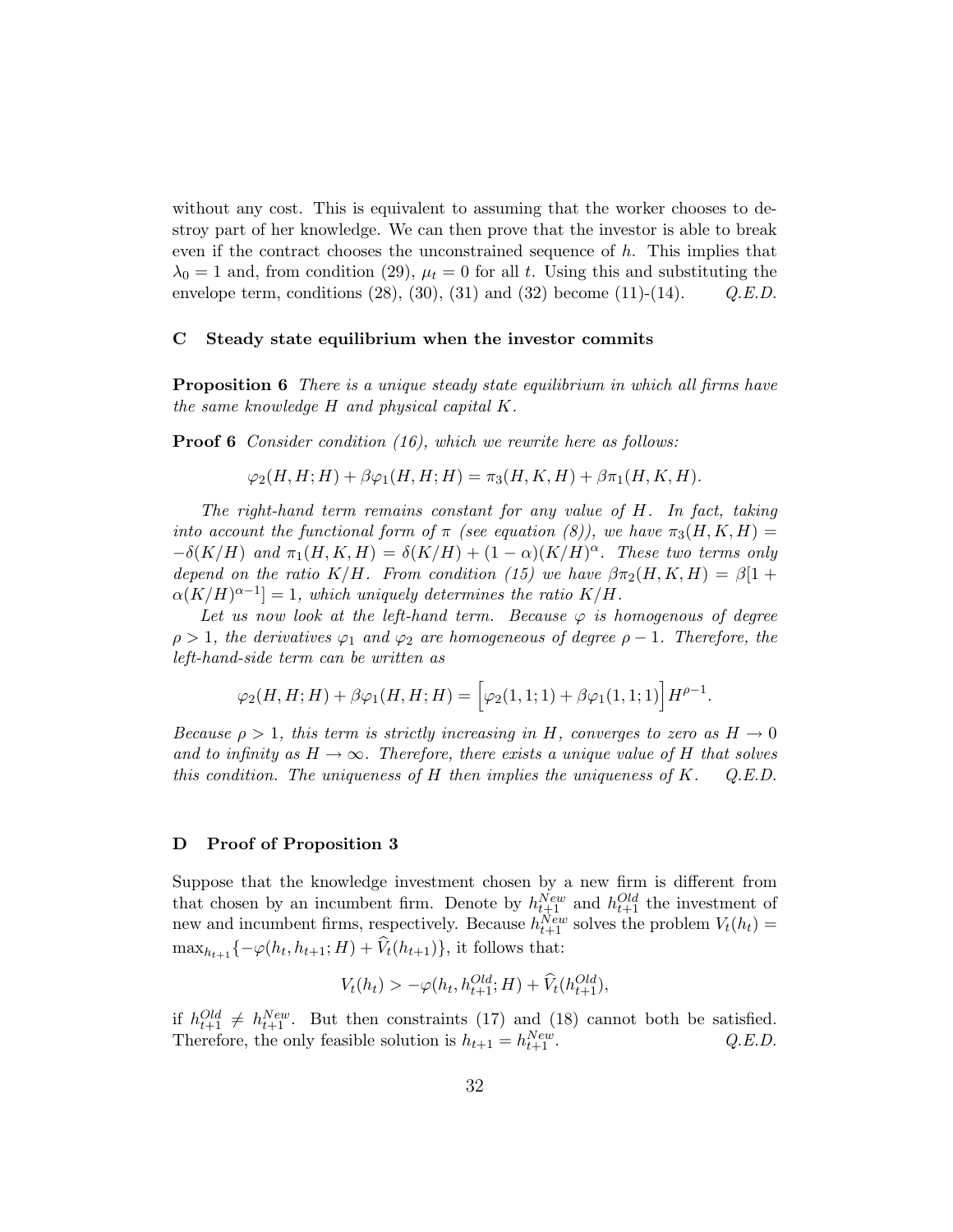without any cost. This is equivalent to assuming that the worker chooses to destroy part of her knowledge. We can then prove that the investor is able to break even if the contract chooses the unconstrained sequence of $h$. This implies that $\lambda_0 = 1$ and, from condition (29), $\mu_t = 0$ for all $t$. Using this and substituting the envelope term, conditions (28), (30), (31) and (32) become (11)-(14). *Q.E.D.*

## C Steady state equilibrium when the investor commits

**Proposition 6** *There is a unique steady state equilibrium in which all firms have the same knowledge $H$ and physical capital $K$.*

**Proof 6** *Consider condition (16), which we rewrite here as follows:*

$$\varphi_2(H, H; H) + \beta\varphi_1(H, H; H) = \pi_3(H, K, H) + \beta\pi_1(H, K, H).$$

*The right-hand term remains constant for any value of $H$. In fact, taking into account the functional form of $\pi$ (see equation (8)), we have $\pi_3(H, K, H) = -\delta(K/H)$ and $\pi_1(H, K, H) = \delta(K/H) + (1-\alpha)(K/H)^\alpha$. These two terms only depend on the ratio $K/H$. From condition (15) we have $\beta\pi_2(H, K, H) = \beta[1 + \alpha(K/H)^{\alpha-1}] = 1$, which uniquely determines the ratio $K/H$.*

*Let us now look at the left-hand term. Because $\varphi$ is homogenous of degree $\rho > 1$, the derivatives $\varphi_1$ and $\varphi_2$ are homogeneous of degree $\rho - 1$. Therefore, the left-hand-side term can be written as*

$$\varphi_2(H, H; H) + \beta\varphi_1(H, H; H) = \Big[\varphi_2(1, 1; 1) + \beta\varphi_1(1, 1; 1)\Big]H^{\rho-1}.$$

*Because $\rho > 1$, this term is strictly increasing in $H$, converges to zero as $H \to 0$ and to infinity as $H \to \infty$. Therefore, there exists a unique value of $H$ that solves this condition. The uniqueness of $H$ then implies the uniqueness of $K$. Q.E.D.*

## D Proof of Proposition 3

Suppose that the knowledge investment chosen by a new firm is different from that chosen by an incumbent firm. Denote by $h_{t+1}^{New}$ and $h_{t+1}^{Old}$ the investment of new and incumbent firms, respectively. Because $h_{t+1}^{New}$ solves the problem $V_t(h_t) = \max_{h_{t+1}}\{-\varphi(h_t, h_{t+1}; H) + \widehat{V}_t(h_{t+1})\}$, it follows that:

$$V_t(h_t) > -\varphi(h_t, h_{t+1}^{Old}; H) + \widehat{V}_t(h_{t+1}^{Old}),$$

if $h_{t+1}^{Old} \neq h_{t+1}^{New}$. But then constraints (17) and (18) cannot both be satisfied. Therefore, the only feasible solution is $h_{t+1} = h_{t+1}^{New}$. *Q.E.D.*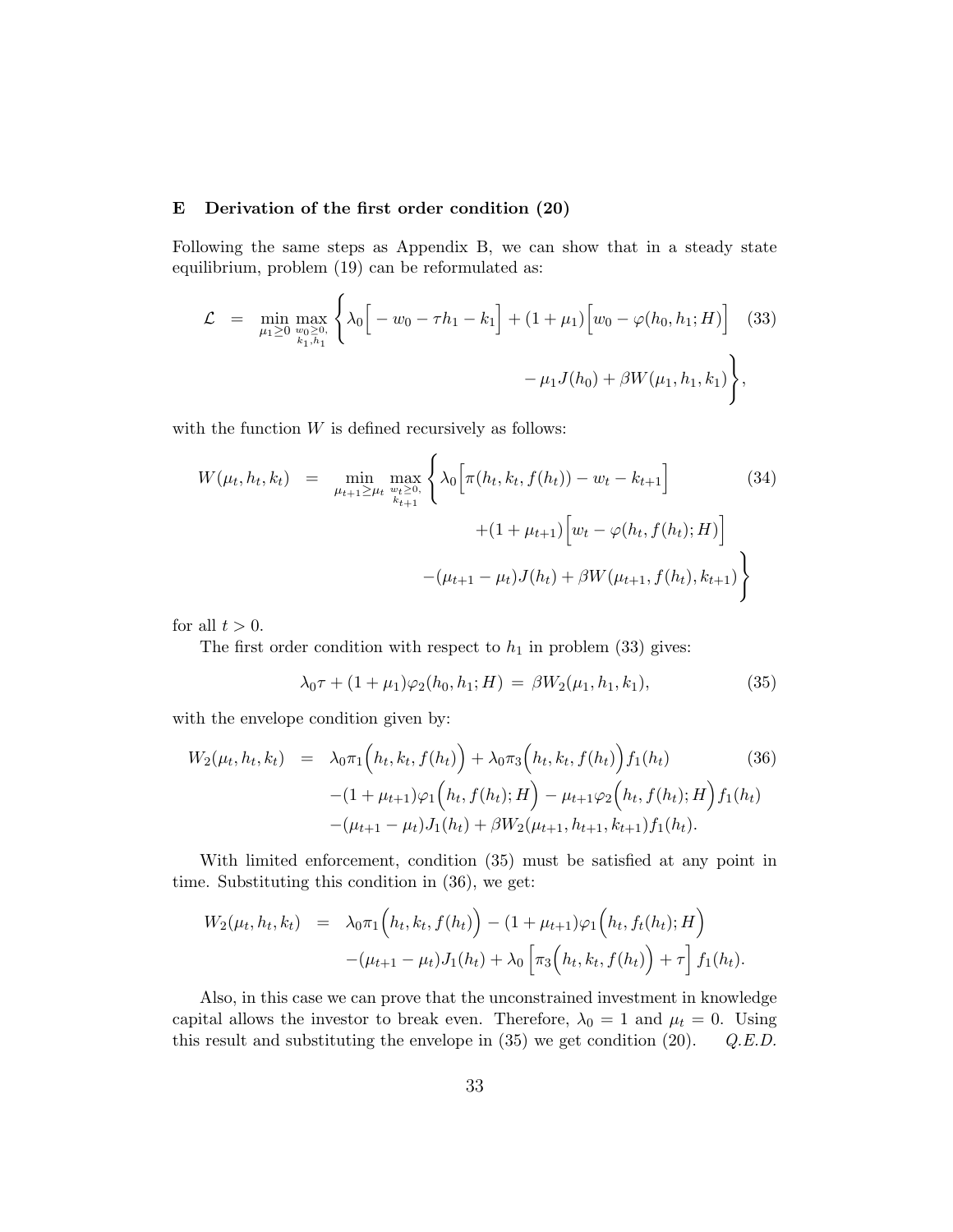## E Derivation of the first order condition (20)

Following the same steps as Appendix B, we can show that in a steady state equilibrium, problem (19) can be reformulated as:

$$
\begin{aligned}
\mathcal{L} \;=\; \min_{\mu_1 \geq 0} \max_{\substack{w_0 \geq 0,\\ k_1, h_1}} \Bigg\{ & \lambda_0 \Big[ - w_0 - \tau h_1 - k_1 \Big] + (1+\mu_1)\Big[ w_0 - \varphi(h_0, h_1; H) \Big] \qquad (33) \\
& - \mu_1 J(h_0) + \beta W(\mu_1, h_1, k_1) \Bigg\},
\end{aligned}
$$

with the function $W$ is defined recursively as follows:

$$
\begin{aligned}
W(\mu_t, h_t, k_t) \;=\; \min_{\mu_{t+1} \geq \mu_t} \max_{\substack{w_t \geq 0,\\ k_{t+1}}} \Bigg\{ & \lambda_0 \Big[ \pi(h_t, k_t, f(h_t)) - w_t - k_{t+1} \Big] \qquad (34) \\
& + (1+\mu_{t+1}) \Big[ w_t - \varphi(h_t, f(h_t); H) \Big] \\
& - (\mu_{t+1} - \mu_t) J(h_t) + \beta W(\mu_{t+1}, f(h_t), k_{t+1}) \Bigg\}
\end{aligned}
$$

for all $t > 0$.

The first order condition with respect to $h_1$ in problem (33) gives:

$$
\lambda_0 \tau + (1+\mu_1)\varphi_2(h_0, h_1; H) \;=\; \beta W_2(\mu_1, h_1, k_1), \qquad (35)
$$

with the envelope condition given by:

$$
\begin{aligned}
W_2(\mu_t, h_t, k_t) \;=\; & \lambda_0 \pi_1\Big(h_t, k_t, f(h_t)\Big) + \lambda_0 \pi_3\Big(h_t, k_t, f(h_t)\Big) f_1(h_t) \qquad (36) \\
& - (1+\mu_{t+1})\varphi_1\Big(h_t, f(h_t); H\Big) - \mu_{t+1}\varphi_2\Big(h_t, f(h_t); H\Big) f_1(h_t) \\
& - (\mu_{t+1} - \mu_t) J_1(h_t) + \beta W_2(\mu_{t+1}, h_{t+1}, k_{t+1}) f_1(h_t).
\end{aligned}
$$

With limited enforcement, condition (35) must be satisfied at any point in time. Substituting this condition in (36), we get:

$$
\begin{aligned}
W_2(\mu_t, h_t, k_t) \;=\; & \lambda_0 \pi_1\Big(h_t, k_t, f(h_t)\Big) - (1+\mu_{t+1})\varphi_1\Big(h_t, f_t(h_t); H\Big) \\
& - (\mu_{t+1} - \mu_t) J_1(h_t) + \lambda_0 \Big[ \pi_3\Big(h_t, k_t, f(h_t)\Big) + \tau \Big] f_1(h_t).
\end{aligned}
$$

Also, in this case we can prove that the unconstrained investment in knowledge capital allows the investor to break even. Therefore, $\lambda_0 = 1$ and $\mu_t = 0$. Using this result and substituting the envelope in (35) we get condition (20). *Q.E.D.*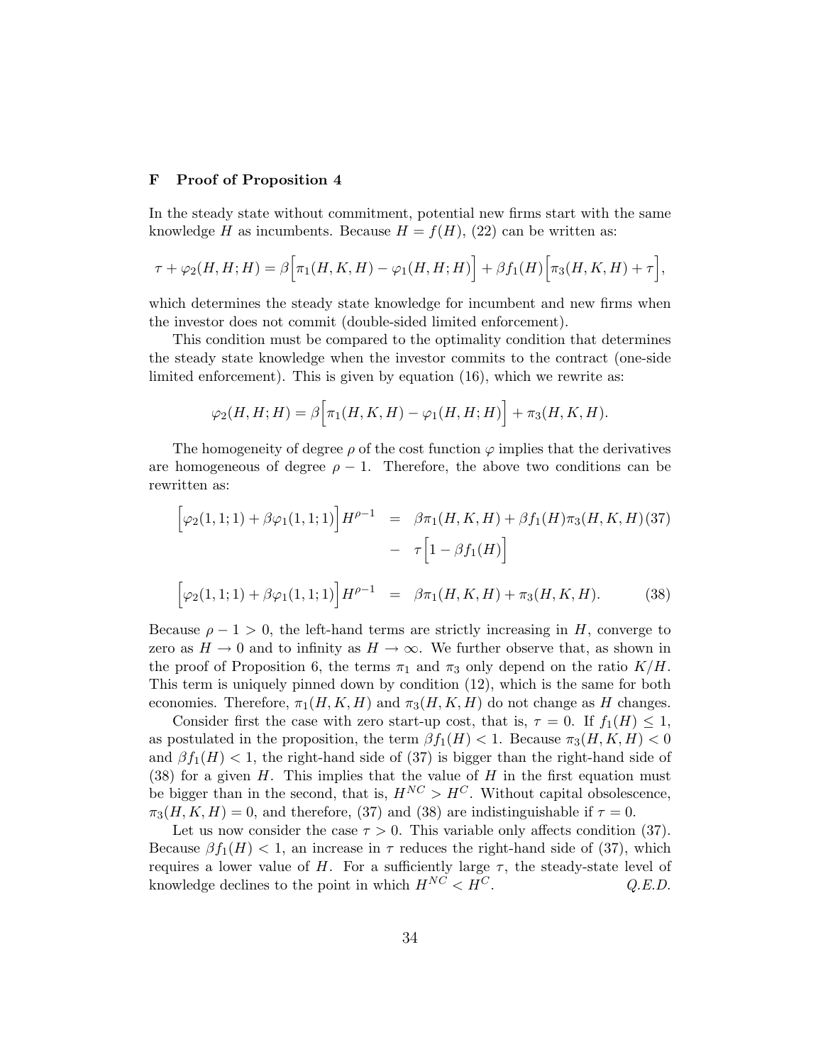## F Proof of Proposition 4

In the steady state without commitment, potential new firms start with the same knowledge $H$ as incumbents. Because $H = f(H)$, (22) can be written as:

$$\tau + \varphi_2(H, H; H) = \beta\Big[\pi_1(H, K, H) - \varphi_1(H, H; H)\Big] + \beta f_1(H)\Big[\pi_3(H, K, H) + \tau\Big],$$

which determines the steady state knowledge for incumbent and new firms when the investor does not commit (double-sided limited enforcement).

This condition must be compared to the optimality condition that determines the steady state knowledge when the investor commits to the contract (one-side limited enforcement). This is given by equation (16), which we rewrite as:

$$\varphi_2(H, H; H) = \beta\Big[\pi_1(H, K, H) - \varphi_1(H, H; H)\Big] + \pi_3(H, K, H).$$

The homogeneity of degree $\rho$ of the cost function $\varphi$ implies that the derivatives are homogeneous of degree $\rho - 1$. Therefore, the above two conditions can be rewritten as:

$$\Big[\varphi_2(1, 1; 1) + \beta\varphi_1(1, 1; 1)\Big]H^{\rho-1} = \beta\pi_1(H, K, H) + \beta f_1(H)\pi_3(H, K, H) - \tau\Big[1 - \beta f_1(H)\Big] \quad (37)$$

$$\Big[\varphi_2(1, 1; 1) + \beta\varphi_1(1, 1; 1)\Big]H^{\rho-1} = \beta\pi_1(H, K, H) + \pi_3(H, K, H). \quad (38)$$

Because $\rho - 1 > 0$, the left-hand terms are strictly increasing in $H$, converge to zero as $H \to 0$ and to infinity as $H \to \infty$. We further observe that, as shown in the proof of Proposition 6, the terms $\pi_1$ and $\pi_3$ only depend on the ratio $K/H$. This term is uniquely pinned down by condition (12), which is the same for both economies. Therefore, $\pi_1(H, K, H)$ and $\pi_3(H, K, H)$ do not change as $H$ changes.

Consider first the case with zero start-up cost, that is, $\tau = 0$. If $f_1(H) \leq 1$, as postulated in the proposition, the term $\beta f_1(H) < 1$. Because $\pi_3(H, K, H) < 0$ and $\beta f_1(H) < 1$, the right-hand side of (37) is bigger than the right-hand side of (38) for a given $H$. This implies that the value of $H$ in the first equation must be bigger than in the second, that is, $H^{NC} > H^{C}$. Without capital obsolescence, $\pi_3(H, K, H) = 0$, and therefore, (37) and (38) are indistinguishable if $\tau = 0$.

Let us now consider the case $\tau > 0$. This variable only affects condition (37). Because $\beta f_1(H) < 1$, an increase in $\tau$ reduces the right-hand side of (37), which requires a lower value of $H$. For a sufficiently large $\tau$, the steady-state level of knowledge declines to the point in which $H^{NC} < H^{C}$. *Q.E.D.*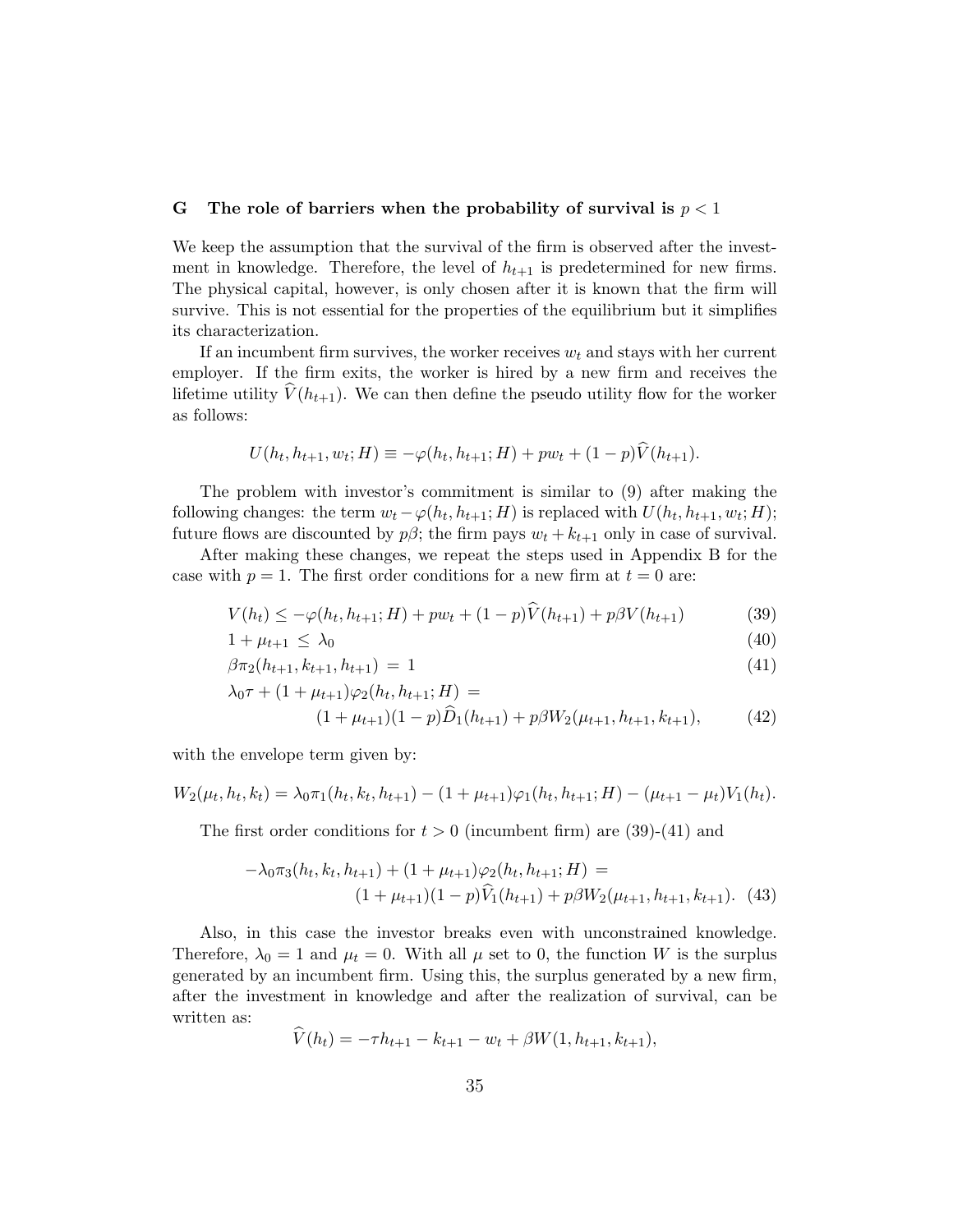## G The role of barriers when the probability of survival is $p < 1$

We keep the assumption that the survival of the firm is observed after the investment in knowledge. Therefore, the level of $h_{t+1}$ is predetermined for new firms. The physical capital, however, is only chosen after it is known that the firm will survive. This is not essential for the properties of the equilibrium but it simplifies its characterization.

If an incumbent firm survives, the worker receives $w_t$ and stays with her current employer. If the firm exits, the worker is hired by a new firm and receives the lifetime utility $\widehat{V}(h_{t+1})$. We can then define the pseudo utility flow for the worker as follows:

$$U(h_t, h_{t+1}, w_t; H) \equiv -\varphi(h_t, h_{t+1}; H) + pw_t + (1-p)\widehat{V}(h_{t+1}).$$

The problem with investor's commitment is similar to (9) after making the following changes: the term $w_t - \varphi(h_t, h_{t+1}; H)$ is replaced with $U(h_t, h_{t+1}, w_t; H)$; future flows are discounted by $p\beta$; the firm pays $w_t + k_{t+1}$ only in case of survival.

After making these changes, we repeat the steps used in Appendix B for the case with $p = 1$. The first order conditions for a new firm at $t = 0$ are:

$$V(h_t) \leq -\varphi(h_t, h_{t+1}; H) + pw_t + (1-p)\widehat{V}(h_{t+1}) + p\beta V(h_{t+1}) \tag{39}$$

$$1 + \mu_{t+1} \leq \lambda_0 \tag{40}$$

$$\beta\pi_2(h_{t+1}, k_{t+1}, h_{t+1}) = 1 \tag{41}$$

$$\lambda_0\tau + (1+\mu_{t+1})\varphi_2(h_t, h_{t+1}; H) = (1+\mu_{t+1})(1-p)\widehat{D}_1(h_{t+1}) + p\beta W_2(\mu_{t+1}, h_{t+1}, k_{t+1}), \tag{42}$$

with the envelope term given by:

$$W_2(\mu_t, h_t, k_t) = \lambda_0\pi_1(h_t, k_t, h_{t+1}) - (1+\mu_{t+1})\varphi_1(h_t, h_{t+1}; H) - (\mu_{t+1} - \mu_t)V_1(h_t).$$

The first order conditions for $t > 0$ (incumbent firm) are (39)-(41) and

$$-\lambda_0\pi_3(h_t, k_t, h_{t+1}) + (1+\mu_{t+1})\varphi_2(h_t, h_{t+1}; H) = (1+\mu_{t+1})(1-p)\widehat{V}_1(h_{t+1}) + p\beta W_2(\mu_{t+1}, h_{t+1}, k_{t+1}). \tag{43}$$

Also, in this case the investor breaks even with unconstrained knowledge. Therefore, $\lambda_0 = 1$ and $\mu_t = 0$. With all $\mu$ set to 0, the function $W$ is the surplus generated by an incumbent firm. Using this, the surplus generated by a new firm, after the investment in knowledge and after the realization of survival, can be written as:

$$\widehat{V}(h_t) = -\tau h_{t+1} - k_{t+1} - w_t + \beta W(1, h_{t+1}, k_{t+1}),$$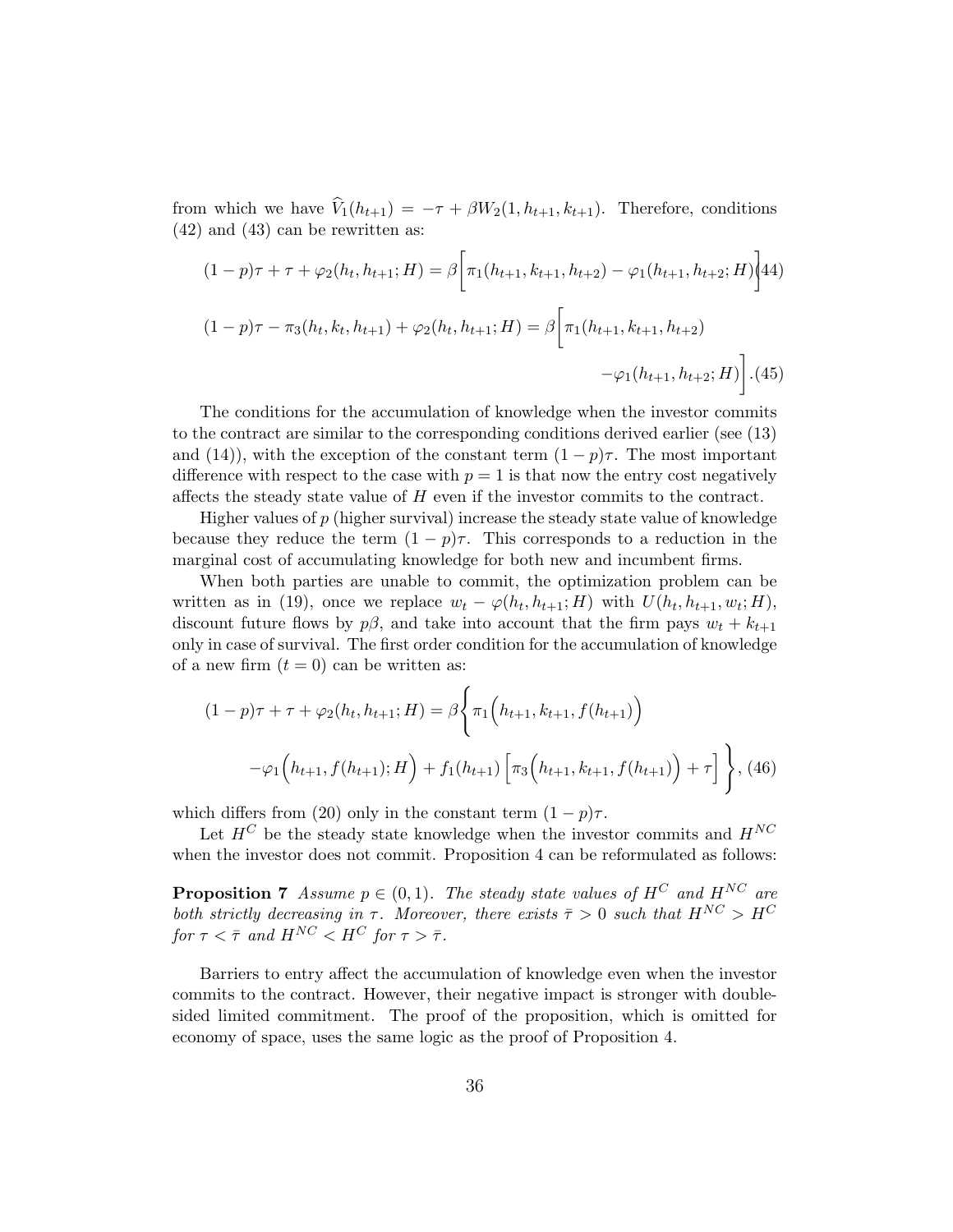from which we have $\widehat{V}_1(h_{t+1}) = -\tau + \beta W_2(1, h_{t+1}, k_{t+1})$. Therefore, conditions (42) and (43) can be rewritten as:

$$(1-p)\tau + \tau + \varphi_2(h_t, h_{t+1}; H) = \beta\Big[\pi_1(h_{t+1}, k_{t+1}, h_{t+2}) - \varphi_1(h_{t+1}, h_{t+2}; H)\Big] \tag{44}$$

$$(1-p)\tau - \pi_3(h_t, k_t, h_{t+1}) + \varphi_2(h_t, h_{t+1}; H) = \beta\Big[\pi_1(h_{t+1}, k_{t+1}, h_{t+2}) - \varphi_1(h_{t+1}, h_{t+2}; H)\Big]. \tag{45}$$

The conditions for the accumulation of knowledge when the investor commits to the contract are similar to the corresponding conditions derived earlier (see (13) and (14)), with the exception of the constant term $(1-p)\tau$. The most important difference with respect to the case with $p = 1$ is that now the entry cost negatively affects the steady state value of $H$ even if the investor commits to the contract.

Higher values of $p$ (higher survival) increase the steady state value of knowledge because they reduce the term $(1-p)\tau$. This corresponds to a reduction in the marginal cost of accumulating knowledge for both new and incumbent firms.

When both parties are unable to commit, the optimization problem can be written as in (19), once we replace $w_t - \varphi(h_t, h_{t+1}; H)$ with $U(h_t, h_{t+1}, w_t; H)$, discount future flows by $p\beta$, and take into account that the firm pays $w_t + k_{t+1}$ only in case of survival. The first order condition for the accumulation of knowledge of a new firm ($t = 0$) can be written as:

$$(1-p)\tau + \tau + \varphi_2(h_t, h_{t+1}; H) = \beta\Bigg\{\pi_1\Big(h_{t+1}, k_{t+1}, f(h_{t+1})\Big) - \varphi_1\Big(h_{t+1}, f(h_{t+1}); H\Big) + f_1(h_{t+1})\Big[\pi_3\Big(h_{t+1}, k_{t+1}, f(h_{t+1})\Big) + \tau\Big]\Bigg\}, \tag{46}$$

which differs from (20) only in the constant term $(1-p)\tau$.

Let $H^C$ be the steady state knowledge when the investor commits and $H^{NC}$ when the investor does not commit. Proposition 4 can be reformulated as follows:

**Proposition 7** *Assume $p \in (0, 1)$. The steady state values of $H^C$ and $H^{NC}$ are both strictly decreasing in $\tau$. Moreover, there exists $\bar{\tau} > 0$ such that $H^{NC} > H^C$ for $\tau < \bar{\tau}$ and $H^{NC} < H^C$ for $\tau > \bar{\tau}$.*

Barriers to entry affect the accumulation of knowledge even when the investor commits to the contract. However, their negative impact is stronger with double-sided limited commitment. The proof of the proposition, which is omitted for economy of space, uses the same logic as the proof of Proposition 4.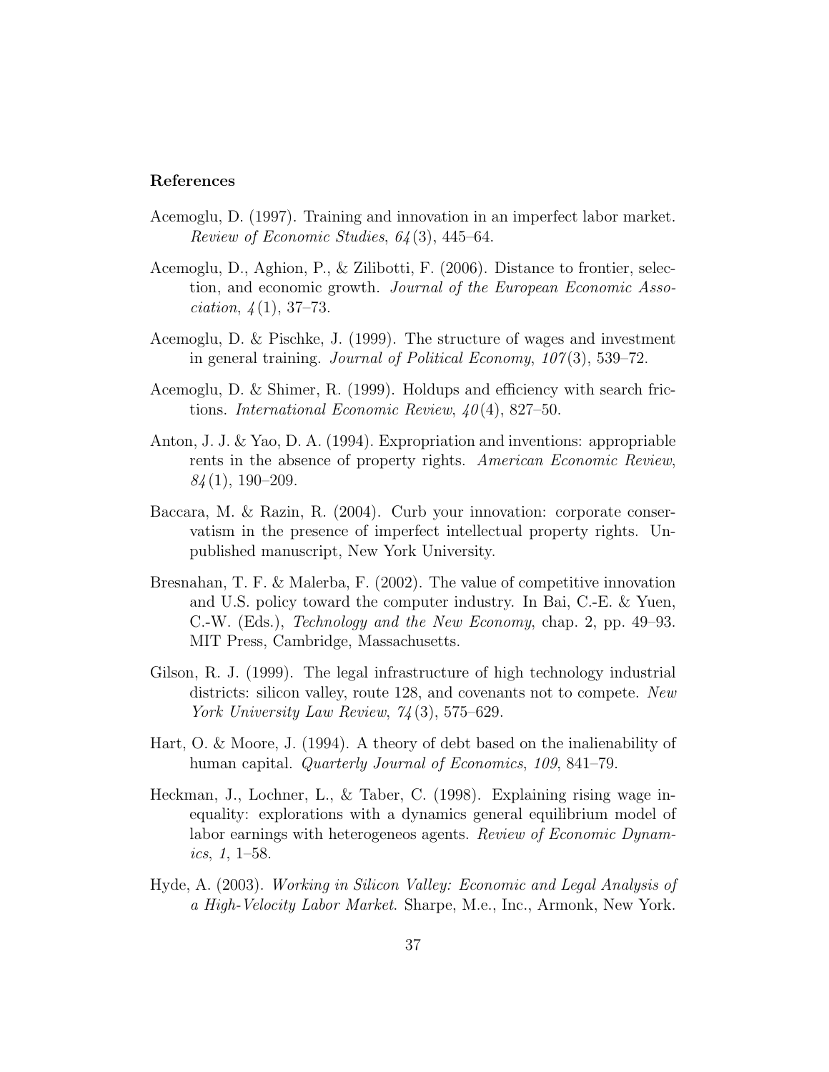### References

Acemoglu, D. (1997). Training and innovation in an imperfect labor market. *Review of Economic Studies*, *64*(3), 445–64.

Acemoglu, D., Aghion, P., & Zilibotti, F. (2006). Distance to frontier, selection, and economic growth. *Journal of the European Economic Association*, *4*(1), 37–73.

Acemoglu, D. & Pischke, J. (1999). The structure of wages and investment in general training. *Journal of Political Economy*, *107*(3), 539–72.

Acemoglu, D. & Shimer, R. (1999). Holdups and efficiency with search frictions. *International Economic Review*, *40*(4), 827–50.

Anton, J. J. & Yao, D. A. (1994). Expropriation and inventions: appropriable rents in the absence of property rights. *American Economic Review*, *84*(1), 190–209.

Baccara, M. & Razin, R. (2004). Curb your innovation: corporate conservatism in the presence of imperfect intellectual property rights. Unpublished manuscript, New York University.

Bresnahan, T. F. & Malerba, F. (2002). The value of competitive innovation and U.S. policy toward the computer industry. In Bai, C.-E. & Yuen, C.-W. (Eds.), *Technology and the New Economy*, chap. 2, pp. 49–93. MIT Press, Cambridge, Massachusetts.

Gilson, R. J. (1999). The legal infrastructure of high technology industrial districts: silicon valley, route 128, and covenants not to compete. *New York University Law Review*, *74*(3), 575–629.

Hart, O. & Moore, J. (1994). A theory of debt based on the inalienability of human capital. *Quarterly Journal of Economics*, *109*, 841–79.

Heckman, J., Lochner, L., & Taber, C. (1998). Explaining rising wage inequality: explorations with a dynamics general equilibrium model of labor earnings with heterogeneos agents. *Review of Economic Dynamics*, *1*, 1–58.

Hyde, A. (2003). *Working in Silicon Valley: Economic and Legal Analysis of a High-Velocity Labor Market*. Sharpe, M.e., Inc., Armonk, New York.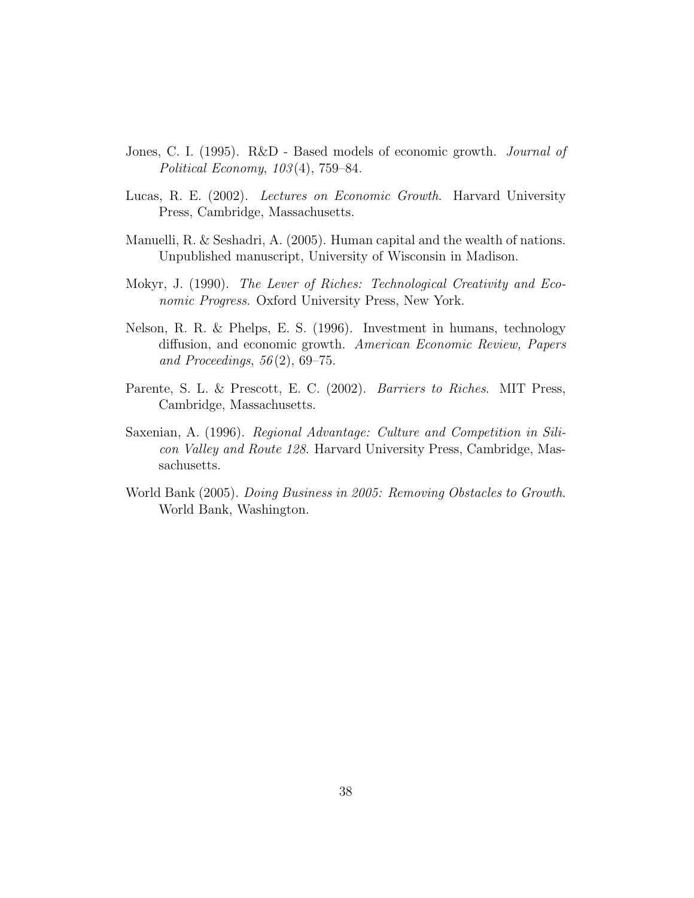Jones, C. I. (1995). R&D - Based models of economic growth. *Journal of Political Economy*, *103*(4), 759–84.

Lucas, R. E. (2002). *Lectures on Economic Growth*. Harvard University Press, Cambridge, Massachusetts.

Manuelli, R. & Seshadri, A. (2005). Human capital and the wealth of nations. Unpublished manuscript, University of Wisconsin in Madison.

Mokyr, J. (1990). *The Lever of Riches: Technological Creativity and Economic Progress*. Oxford University Press, New York.

Nelson, R. R. & Phelps, E. S. (1996). Investment in humans, technology diffusion, and economic growth. *American Economic Review, Papers and Proceedings*, *56*(2), 69–75.

Parente, S. L. & Prescott, E. C. (2002). *Barriers to Riches*. MIT Press, Cambridge, Massachusetts.

Saxenian, A. (1996). *Regional Advantage: Culture and Competition in Silicon Valley and Route 128*. Harvard University Press, Cambridge, Massachusetts.

World Bank (2005). *Doing Business in 2005: Removing Obstacles to Growth*. World Bank, Washington.